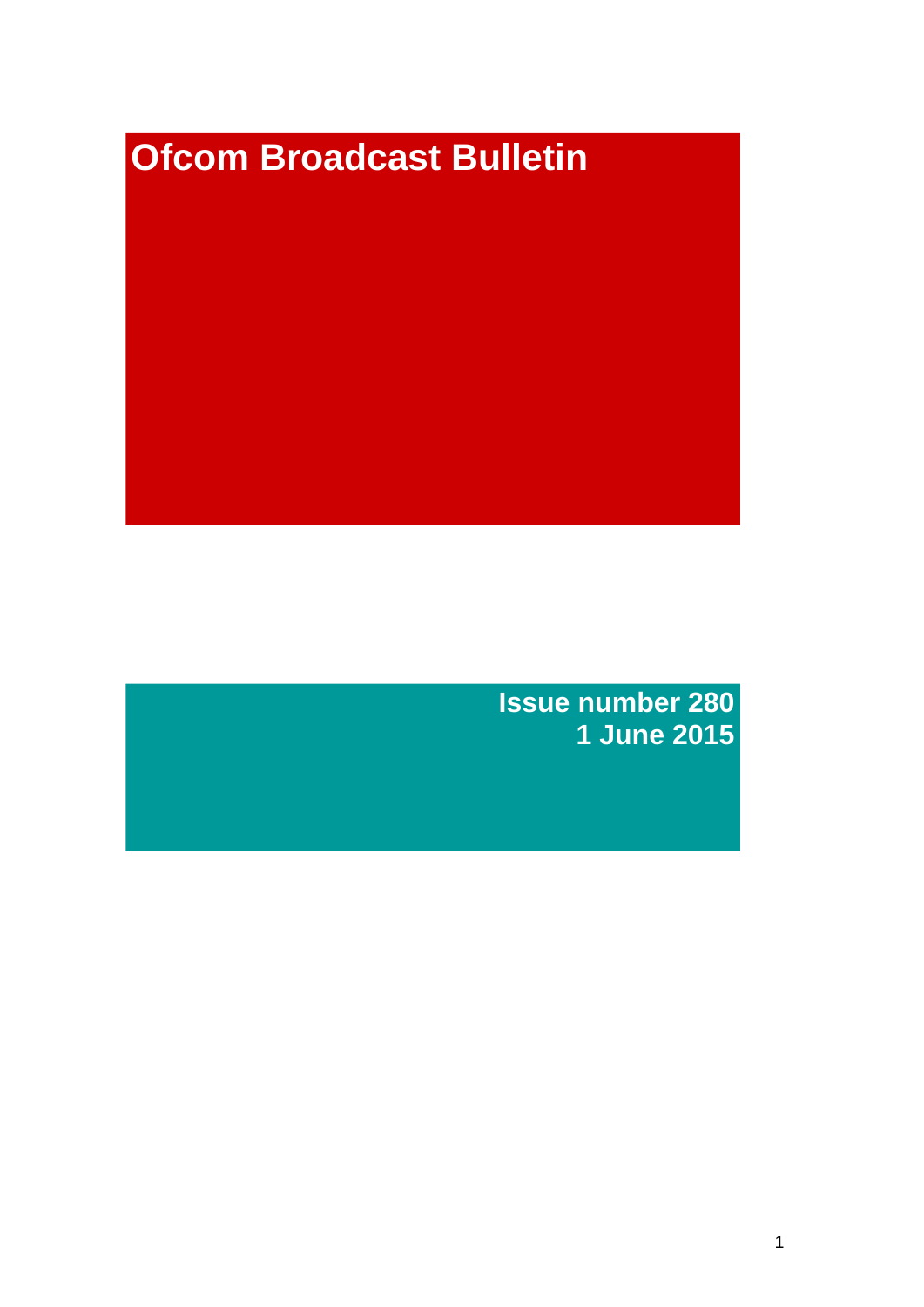# Ofcom Broadcast Bulletin

**Issue number 280**
**1 June 2015**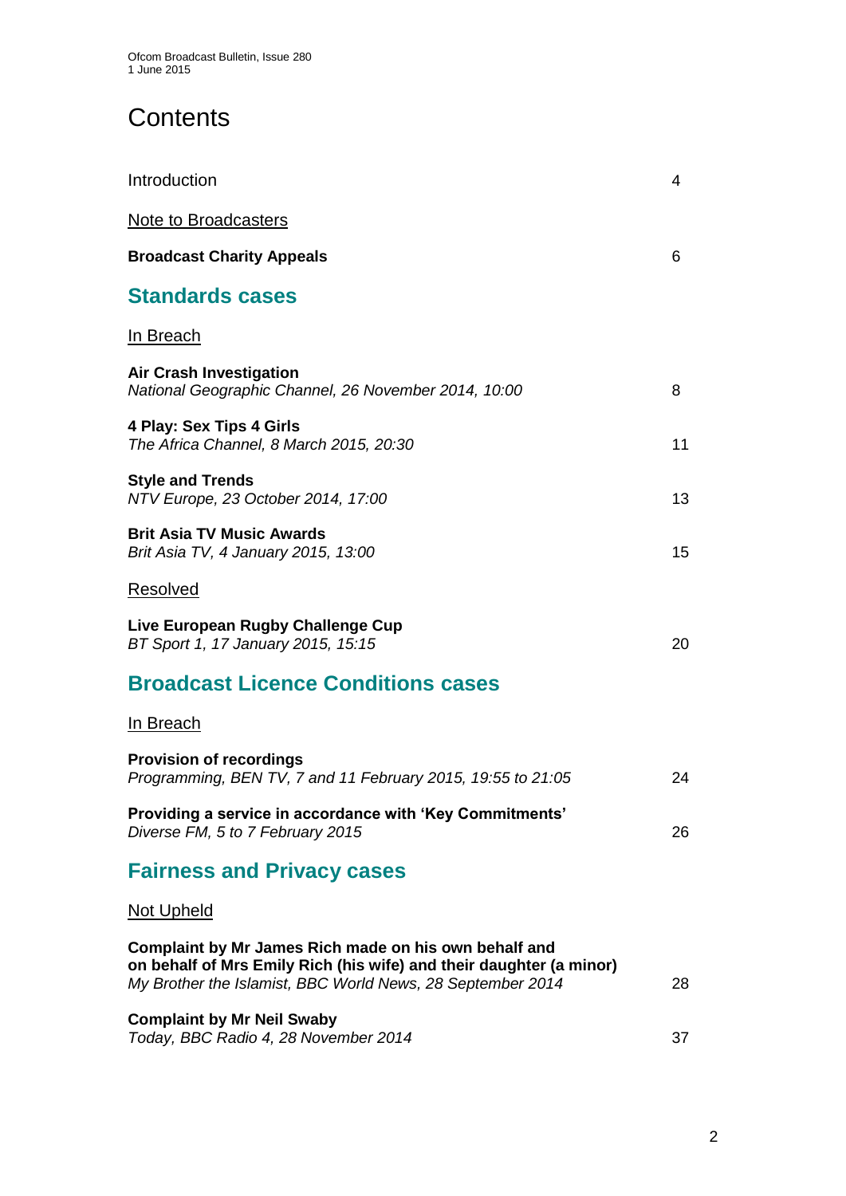# Contents

Introduction 4

Note to Broadcasters

**Broadcast Charity Appeals** 6

## Standards cases

In Breach

**Air Crash Investigation**
*National Geographic Channel, 26 November 2014, 10:00* 8

**4 Play: Sex Tips 4 Girls**
*The Africa Channel, 8 March 2015, 20:30* 11

**Style and Trends**
*NTV Europe, 23 October 2014, 17:00* 13

**Brit Asia TV Music Awards**
*Brit Asia TV, 4 January 2015, 13:00* 15

Resolved

**Live European Rugby Challenge Cup**
*BT Sport 1, 17 January 2015, 15:15* 20

## Broadcast Licence Conditions cases

In Breach

**Provision of recordings**
*Programming, BEN TV, 7 and 11 February 2015, 19:55 to 21:05* 24

**Providing a service in accordance with 'Key Commitments'**
*Diverse FM, 5 to 7 February 2015* 26

## Fairness and Privacy cases

Not Upheld

**Complaint by Mr James Rich made on his own behalf and on behalf of Mrs Emily Rich (his wife) and their daughter (a minor)**
*My Brother the Islamist, BBC World News, 28 September 2014* 28

**Complaint by Mr Neil Swaby**
*Today, BBC Radio 4, 28 November 2014* 37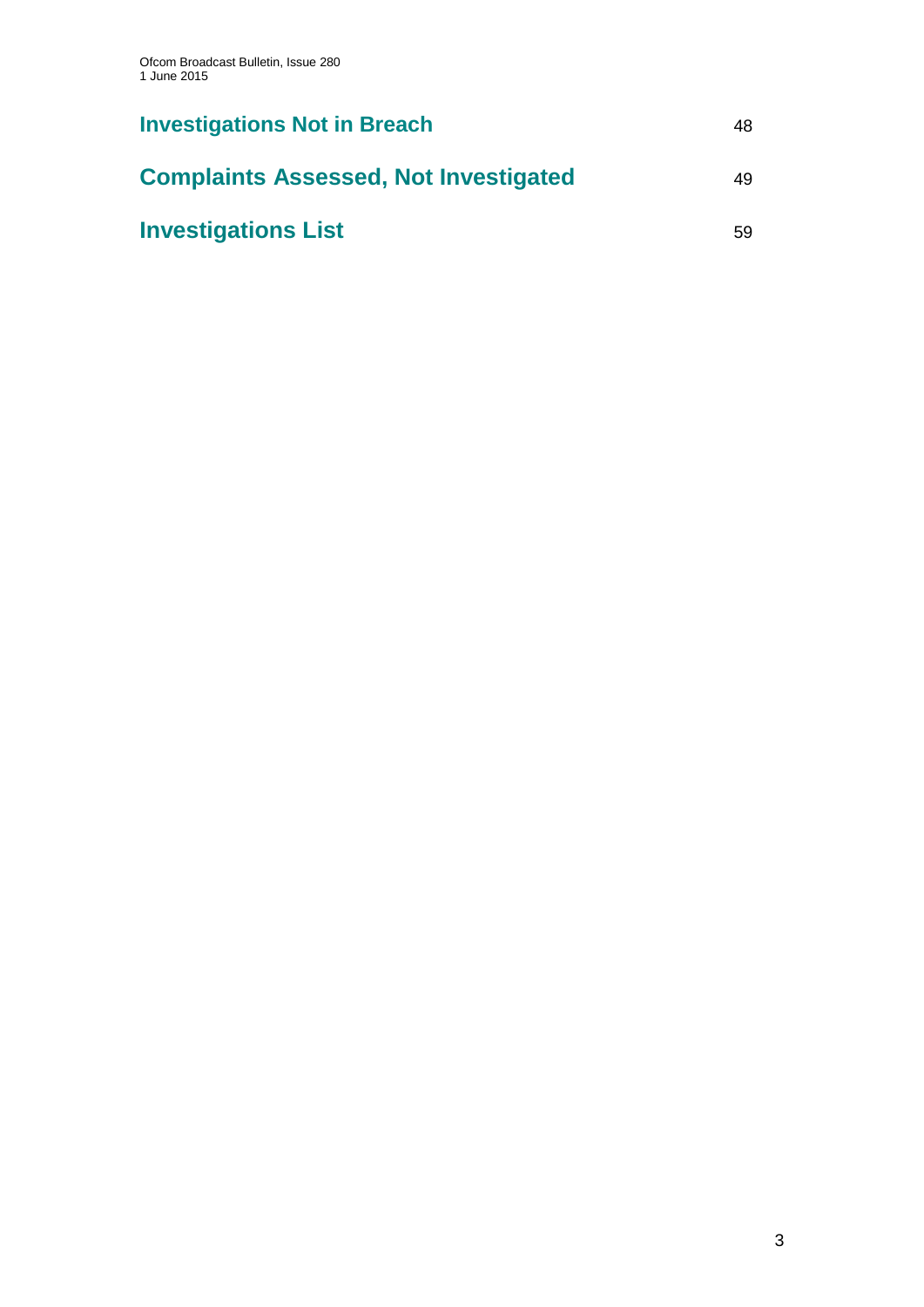**Investigations Not in Breach** 48

**Complaints Assessed, Not Investigated** 49

**Investigations List** 59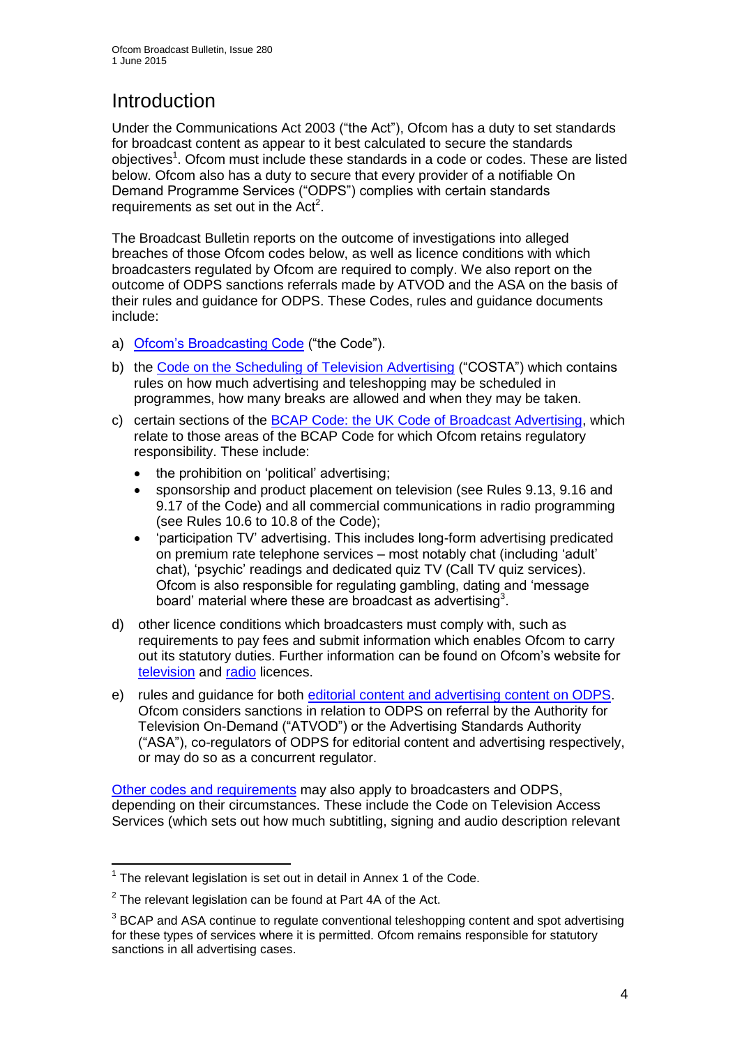# Introduction

Under the Communications Act 2003 ("the Act"), Ofcom has a duty to set standards for broadcast content as appear to it best calculated to secure the standards objectives[1]. Ofcom must include these standards in a code or codes. These are listed below. Ofcom also has a duty to secure that every provider of a notifiable On Demand Programme Services ("ODPS") complies with certain standards requirements as set out in the Act[2].

The Broadcast Bulletin reports on the outcome of investigations into alleged breaches of those Ofcom codes below, as well as licence conditions with which broadcasters regulated by Ofcom are required to comply. We also report on the outcome of ODPS sanctions referrals made by ATVOD and the ASA on the basis of their rules and guidance for ODPS. These Codes, rules and guidance documents include:

a) Ofcom's Broadcasting Code ("the Code").

b) the Code on the Scheduling of Television Advertising ("COSTA") which contains rules on how much advertising and teleshopping may be scheduled in programmes, how many breaks are allowed and when they may be taken.

c) certain sections of the BCAP Code: the UK Code of Broadcast Advertising, which relate to those areas of the BCAP Code for which Ofcom retains regulatory responsibility. These include:
   - the prohibition on 'political' advertising;
   - sponsorship and product placement on television (see Rules 9.13, 9.16 and 9.17 of the Code) and all commercial communications in radio programming (see Rules 10.6 to 10.8 of the Code);
   - 'participation TV' advertising. This includes long-form advertising predicated on premium rate telephone services – most notably chat (including 'adult' chat), 'psychic' readings and dedicated quiz TV (Call TV quiz services). Ofcom is also responsible for regulating gambling, dating and 'message board' material where these are broadcast as advertising[3].

d) other licence conditions which broadcasters must comply with, such as requirements to pay fees and submit information which enables Ofcom to carry out its statutory duties. Further information can be found on Ofcom's website for television and radio licences.

e) rules and guidance for both editorial content and advertising content on ODPS. Ofcom considers sanctions in relation to ODPS on referral by the Authority for Television On-Demand ("ATVOD") or the Advertising Standards Authority ("ASA"), co-regulators of ODPS for editorial content and advertising respectively, or may do so as a concurrent regulator.

Other codes and requirements may also apply to broadcasters and ODPS, depending on their circumstances. These include the Code on Television Access Services (which sets out how much subtitling, signing and audio description relevant

---

[1] The relevant legislation is set out in detail in Annex 1 of the Code.

[2] The relevant legislation can be found at Part 4A of the Act.

[3] BCAP and ASA continue to regulate conventional teleshopping content and spot advertising for these types of services where it is permitted. Ofcom remains responsible for statutory sanctions in all advertising cases.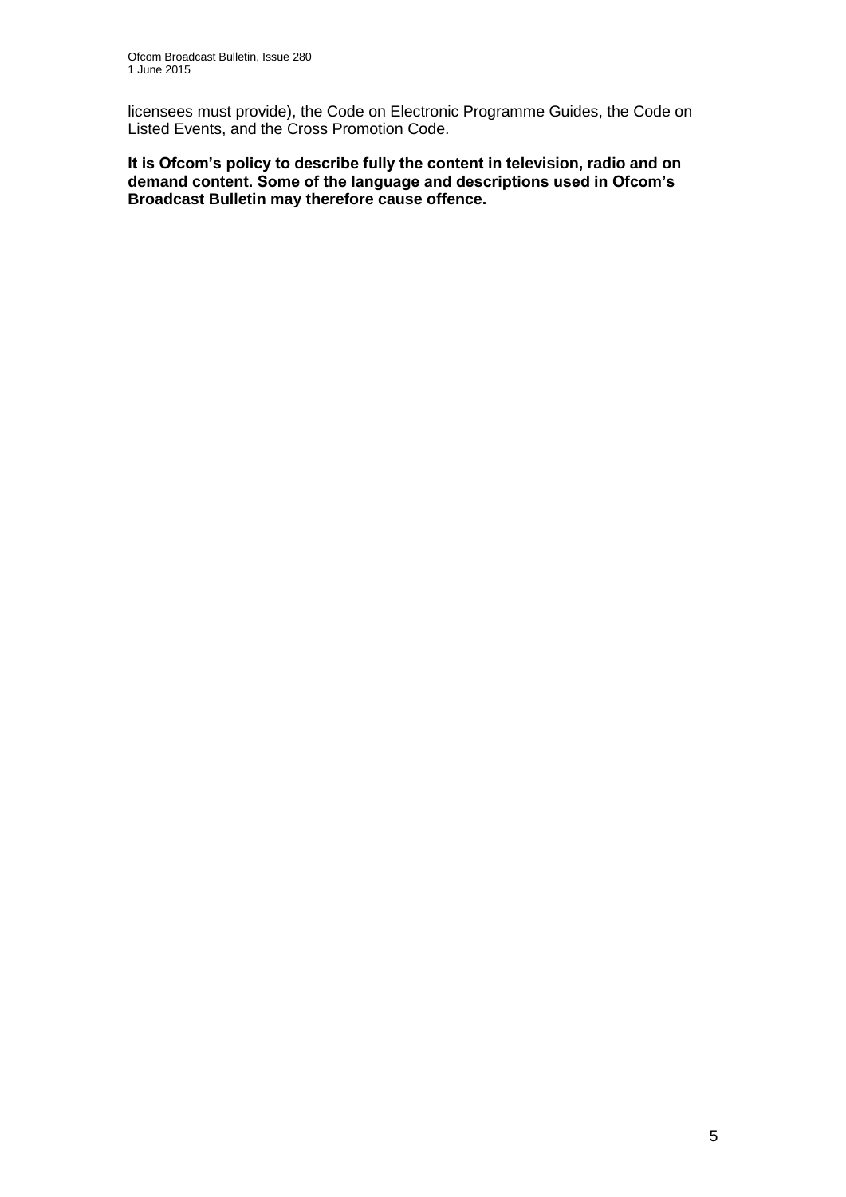licensees must provide), the Code on Electronic Programme Guides, the Code on Listed Events, and the Cross Promotion Code.

**It is Ofcom's policy to describe fully the content in television, radio and on demand content. Some of the language and descriptions used in Ofcom's Broadcast Bulletin may therefore cause offence.**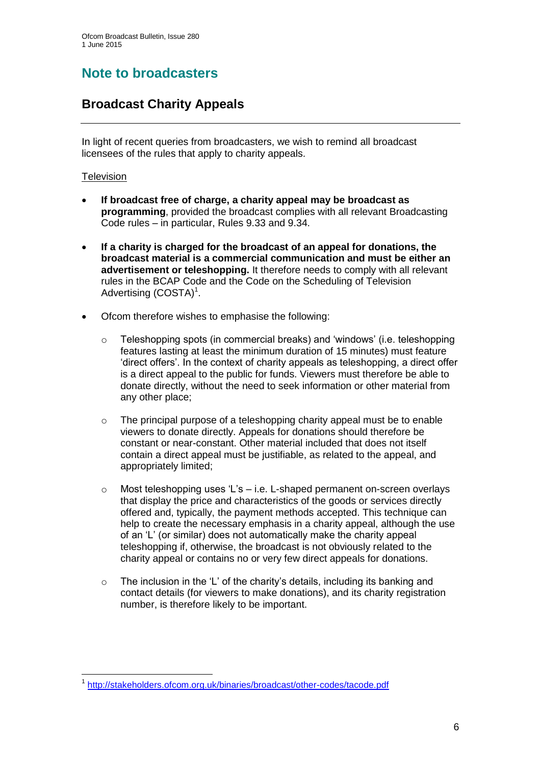# Note to broadcasters

## Broadcast Charity Appeals

In light of recent queries from broadcasters, we wish to remind all broadcast licensees of the rules that apply to charity appeals.

Television

- **If broadcast free of charge, a charity appeal may be broadcast as programming**, provided the broadcast complies with all relevant Broadcasting Code rules – in particular, Rules 9.33 and 9.34.
- **If a charity is charged for the broadcast of an appeal for donations, the broadcast material is a commercial communication and must be either an advertisement or teleshopping.** It therefore needs to comply with all relevant rules in the BCAP Code and the Code on the Scheduling of Television Advertising (COSTA)[1].
- Ofcom therefore wishes to emphasise the following:
  - Teleshopping spots (in commercial breaks) and 'windows' (i.e. teleshopping features lasting at least the minimum duration of 15 minutes) must feature 'direct offers'. In the context of charity appeals as teleshopping, a direct offer is a direct appeal to the public for funds. Viewers must therefore be able to donate directly, without the need to seek information or other material from any other place;
  - The principal purpose of a teleshopping charity appeal must be to enable viewers to donate directly. Appeals for donations should therefore be constant or near-constant. Other material included that does not itself contain a direct appeal must be justifiable, as related to the appeal, and appropriately limited;
  - Most teleshopping uses 'L's – i.e. L-shaped permanent on-screen overlays that display the price and characteristics of the goods or services directly offered and, typically, the payment methods accepted. This technique can help to create the necessary emphasis in a charity appeal, although the use of an 'L' (or similar) does not automatically make the charity appeal teleshopping if, otherwise, the broadcast is not obviously related to the charity appeal or contains no or very few direct appeals for donations.
  - The inclusion in the 'L' of the charity's details, including its banking and contact details (for viewers to make donations), and its charity registration number, is therefore likely to be important.

[1] http://stakeholders.ofcom.org.uk/binaries/broadcast/other-codes/tacode.pdf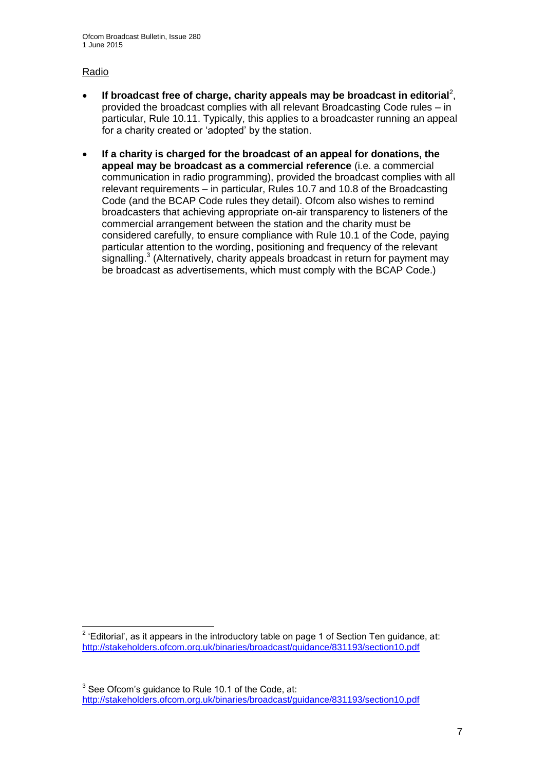Radio

- **If broadcast free of charge, charity appeals may be broadcast in editorial**[2], provided the broadcast complies with all relevant Broadcasting Code rules – in particular, Rule 10.11. Typically, this applies to a broadcaster running an appeal for a charity created or 'adopted' by the station.

- **If a charity is charged for the broadcast of an appeal for donations, the appeal may be broadcast as a commercial reference** (i.e. a commercial communication in radio programming), provided the broadcast complies with all relevant requirements – in particular, Rules 10.7 and 10.8 of the Broadcasting Code (and the BCAP Code rules they detail). Ofcom also wishes to remind broadcasters that achieving appropriate on-air transparency to listeners of the commercial arrangement between the station and the charity must be considered carefully, to ensure compliance with Rule 10.1 of the Code, paying particular attention to the wording, positioning and frequency of the relevant signalling.[3] (Alternatively, charity appeals broadcast in return for payment may be broadcast as advertisements, which must comply with the BCAP Code.)

---

[2] 'Editorial', as it appears in the introductory table on page 1 of Section Ten guidance, at: http://stakeholders.ofcom.org.uk/binaries/broadcast/guidance/831193/section10.pdf

[3] See Ofcom's guidance to Rule 10.1 of the Code, at: http://stakeholders.ofcom.org.uk/binaries/broadcast/guidance/831193/section10.pdf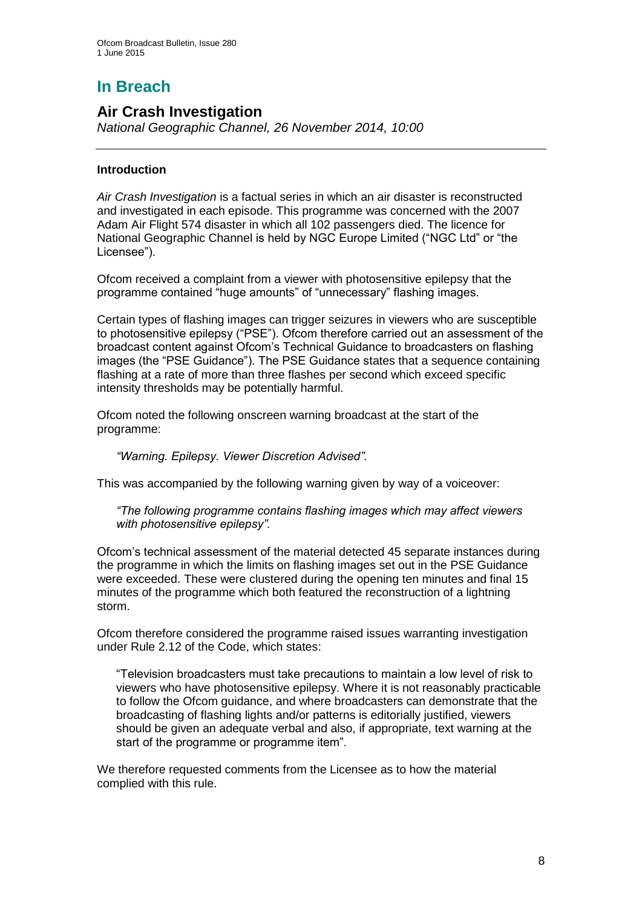# In Breach

## Air Crash Investigation

*National Geographic Channel, 26 November 2014, 10:00*

### Introduction

*Air Crash Investigation* is a factual series in which an air disaster is reconstructed and investigated in each episode. This programme was concerned with the 2007 Adam Air Flight 574 disaster in which all 102 passengers died. The licence for National Geographic Channel is held by NGC Europe Limited ("NGC Ltd" or "the Licensee").

Ofcom received a complaint from a viewer with photosensitive epilepsy that the programme contained "huge amounts" of "unnecessary" flashing images.

Certain types of flashing images can trigger seizures in viewers who are susceptible to photosensitive epilepsy ("PSE"). Ofcom therefore carried out an assessment of the broadcast content against Ofcom's Technical Guidance to broadcasters on flashing images (the "PSE Guidance"). The PSE Guidance states that a sequence containing flashing at a rate of more than three flashes per second which exceed specific intensity thresholds may be potentially harmful.

Ofcom noted the following onscreen warning broadcast at the start of the programme:

> *"Warning. Epilepsy. Viewer Discretion Advised".*

This was accompanied by the following warning given by way of a voiceover:

> *"The following programme contains flashing images which may affect viewers with photosensitive epilepsy".*

Ofcom's technical assessment of the material detected 45 separate instances during the programme in which the limits on flashing images set out in the PSE Guidance were exceeded. These were clustered during the opening ten minutes and final 15 minutes of the programme which both featured the reconstruction of a lightning storm.

Ofcom therefore considered the programme raised issues warranting investigation under Rule 2.12 of the Code, which states:

> "Television broadcasters must take precautions to maintain a low level of risk to viewers who have photosensitive epilepsy. Where it is not reasonably practicable to follow the Ofcom guidance, and where broadcasters can demonstrate that the broadcasting of flashing lights and/or patterns is editorially justified, viewers should be given an adequate verbal and also, if appropriate, text warning at the start of the programme or programme item".

We therefore requested comments from the Licensee as to how the material complied with this rule.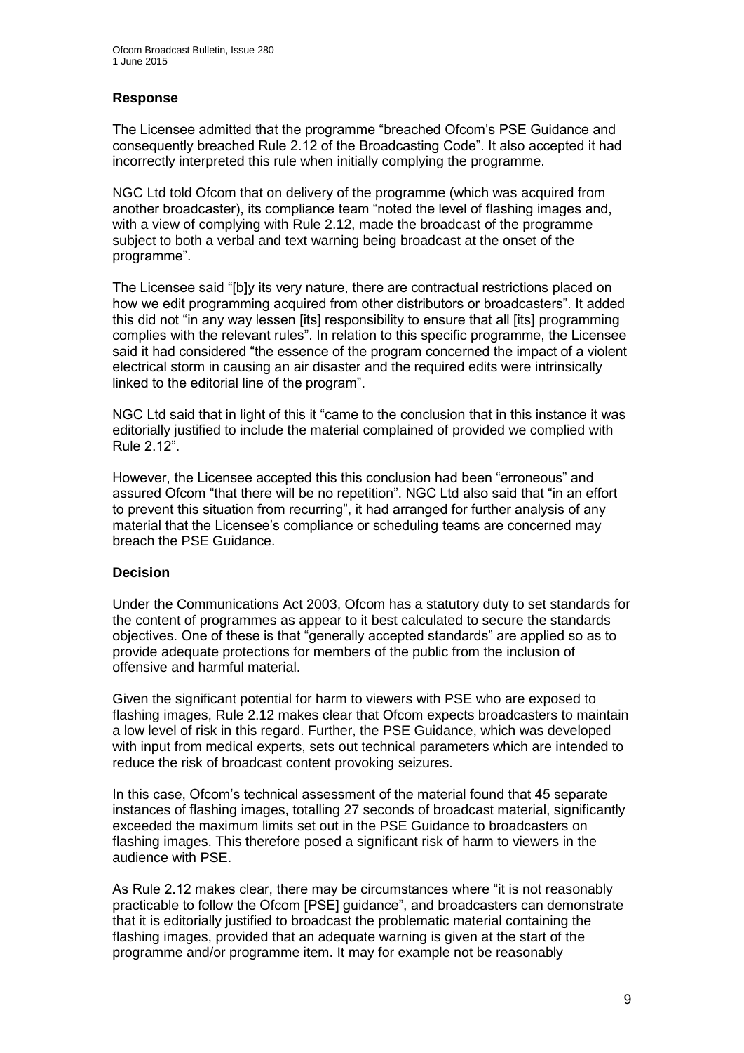### Response

The Licensee admitted that the programme "breached Ofcom's PSE Guidance and consequently breached Rule 2.12 of the Broadcasting Code". It also accepted it had incorrectly interpreted this rule when initially complying the programme.

NGC Ltd told Ofcom that on delivery of the programme (which was acquired from another broadcaster), its compliance team "noted the level of flashing images and, with a view of complying with Rule 2.12, made the broadcast of the programme subject to both a verbal and text warning being broadcast at the onset of the programme".

The Licensee said "[b]y its very nature, there are contractual restrictions placed on how we edit programming acquired from other distributors or broadcasters". It added this did not "in any way lessen [its] responsibility to ensure that all [its] programming complies with the relevant rules". In relation to this specific programme, the Licensee said it had considered "the essence of the program concerned the impact of a violent electrical storm in causing an air disaster and the required edits were intrinsically linked to the editorial line of the program".

NGC Ltd said that in light of this it "came to the conclusion that in this instance it was editorially justified to include the material complained of provided we complied with Rule 2.12".

However, the Licensee accepted this this conclusion had been "erroneous" and assured Ofcom "that there will be no repetition". NGC Ltd also said that "in an effort to prevent this situation from recurring", it had arranged for further analysis of any material that the Licensee's compliance or scheduling teams are concerned may breach the PSE Guidance.

### Decision

Under the Communications Act 2003, Ofcom has a statutory duty to set standards for the content of programmes as appear to it best calculated to secure the standards objectives. One of these is that "generally accepted standards" are applied so as to provide adequate protections for members of the public from the inclusion of offensive and harmful material.

Given the significant potential for harm to viewers with PSE who are exposed to flashing images, Rule 2.12 makes clear that Ofcom expects broadcasters to maintain a low level of risk in this regard. Further, the PSE Guidance, which was developed with input from medical experts, sets out technical parameters which are intended to reduce the risk of broadcast content provoking seizures.

In this case, Ofcom's technical assessment of the material found that 45 separate instances of flashing images, totalling 27 seconds of broadcast material, significantly exceeded the maximum limits set out in the PSE Guidance to broadcasters on flashing images. This therefore posed a significant risk of harm to viewers in the audience with PSE.

As Rule 2.12 makes clear, there may be circumstances where "it is not reasonably practicable to follow the Ofcom [PSE] guidance", and broadcasters can demonstrate that it is editorially justified to broadcast the problematic material containing the flashing images, provided that an adequate warning is given at the start of the programme and/or programme item. It may for example not be reasonably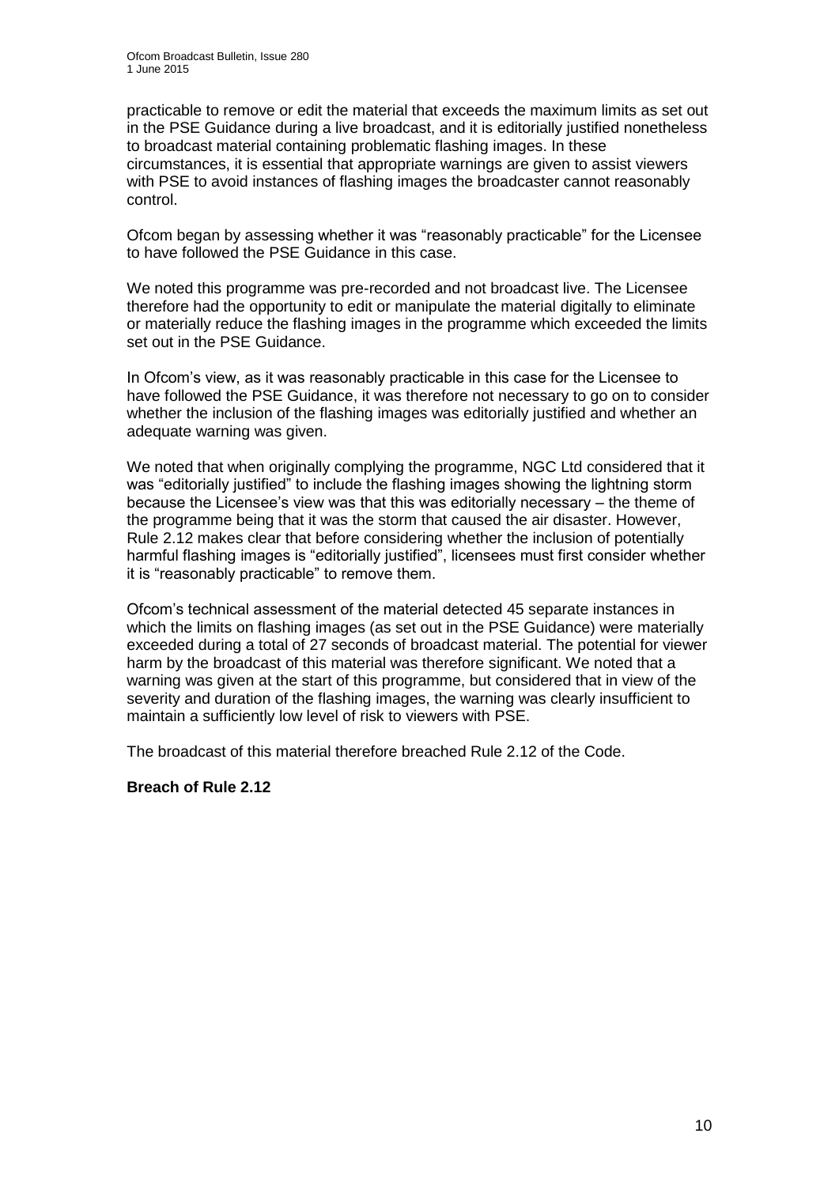practicable to remove or edit the material that exceeds the maximum limits as set out in the PSE Guidance during a live broadcast, and it is editorially justified nonetheless to broadcast material containing problematic flashing images. In these circumstances, it is essential that appropriate warnings are given to assist viewers with PSE to avoid instances of flashing images the broadcaster cannot reasonably control.

Ofcom began by assessing whether it was "reasonably practicable" for the Licensee to have followed the PSE Guidance in this case.

We noted this programme was pre-recorded and not broadcast live. The Licensee therefore had the opportunity to edit or manipulate the material digitally to eliminate or materially reduce the flashing images in the programme which exceeded the limits set out in the PSE Guidance.

In Ofcom's view, as it was reasonably practicable in this case for the Licensee to have followed the PSE Guidance, it was therefore not necessary to go on to consider whether the inclusion of the flashing images was editorially justified and whether an adequate warning was given.

We noted that when originally complying the programme, NGC Ltd considered that it was "editorially justified" to include the flashing images showing the lightning storm because the Licensee's view was that this was editorially necessary – the theme of the programme being that it was the storm that caused the air disaster. However, Rule 2.12 makes clear that before considering whether the inclusion of potentially harmful flashing images is "editorially justified", licensees must first consider whether it is "reasonably practicable" to remove them.

Ofcom's technical assessment of the material detected 45 separate instances in which the limits on flashing images (as set out in the PSE Guidance) were materially exceeded during a total of 27 seconds of broadcast material. The potential for viewer harm by the broadcast of this material was therefore significant. We noted that a warning was given at the start of this programme, but considered that in view of the severity and duration of the flashing images, the warning was clearly insufficient to maintain a sufficiently low level of risk to viewers with PSE.

The broadcast of this material therefore breached Rule 2.12 of the Code.

**Breach of Rule 2.12**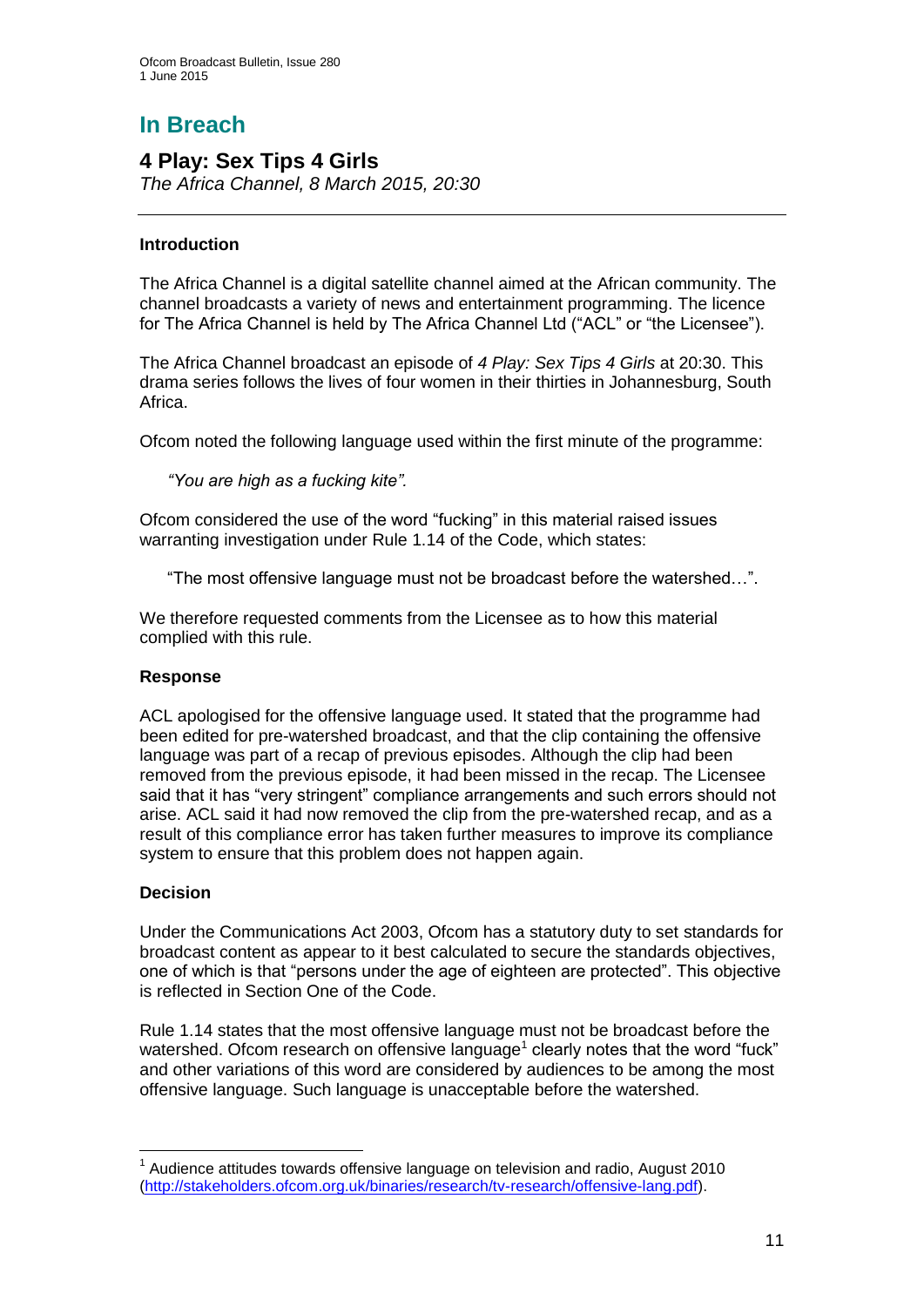# In Breach

## 4 Play: Sex Tips 4 Girls

*The Africa Channel, 8 March 2015, 20:30*

### Introduction

The Africa Channel is a digital satellite channel aimed at the African community. The channel broadcasts a variety of news and entertainment programming. The licence for The Africa Channel is held by The Africa Channel Ltd ("ACL" or "the Licensee").

The Africa Channel broadcast an episode of *4 Play: Sex Tips 4 Girls* at 20:30. This drama series follows the lives of four women in their thirties in Johannesburg, South Africa.

Ofcom noted the following language used within the first minute of the programme:

> *"You are high as a fucking kite".*

Ofcom considered the use of the word "fucking" in this material raised issues warranting investigation under Rule 1.14 of the Code, which states:

> "The most offensive language must not be broadcast before the watershed…".

We therefore requested comments from the Licensee as to how this material complied with this rule.

### Response

ACL apologised for the offensive language used. It stated that the programme had been edited for pre-watershed broadcast, and that the clip containing the offensive language was part of a recap of previous episodes. Although the clip had been removed from the previous episode, it had been missed in the recap. The Licensee said that it has "very stringent" compliance arrangements and such errors should not arise. ACL said it had now removed the clip from the pre-watershed recap, and as a result of this compliance error has taken further measures to improve its compliance system to ensure that this problem does not happen again.

### Decision

Under the Communications Act 2003, Ofcom has a statutory duty to set standards for broadcast content as appear to it best calculated to secure the standards objectives, one of which is that "persons under the age of eighteen are protected". This objective is reflected in Section One of the Code.

Rule 1.14 states that the most offensive language must not be broadcast before the watershed. Ofcom research on offensive language[1] clearly notes that the word "fuck" and other variations of this word are considered by audiences to be among the most offensive language. Such language is unacceptable before the watershed.

[1] Audience attitudes towards offensive language on television and radio, August 2010 (http://stakeholders.ofcom.org.uk/binaries/research/tv-research/offensive-lang.pdf).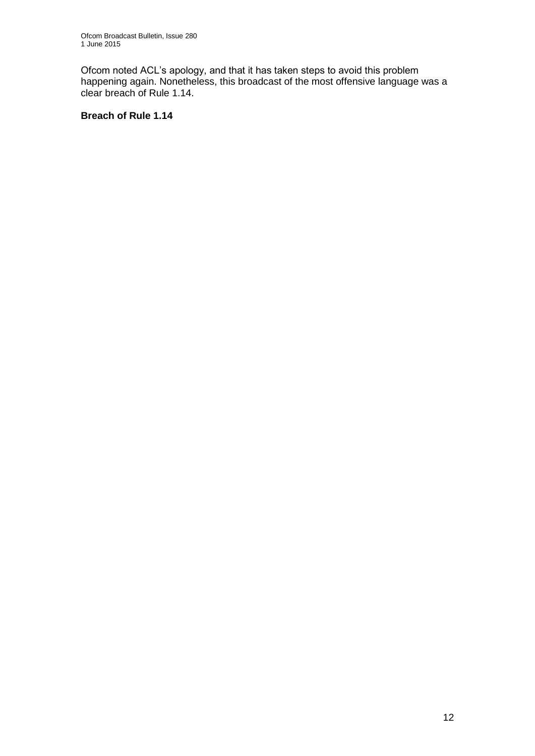Ofcom noted ACL's apology, and that it has taken steps to avoid this problem happening again. Nonetheless, this broadcast of the most offensive language was a clear breach of Rule 1.14.

**Breach of Rule 1.14**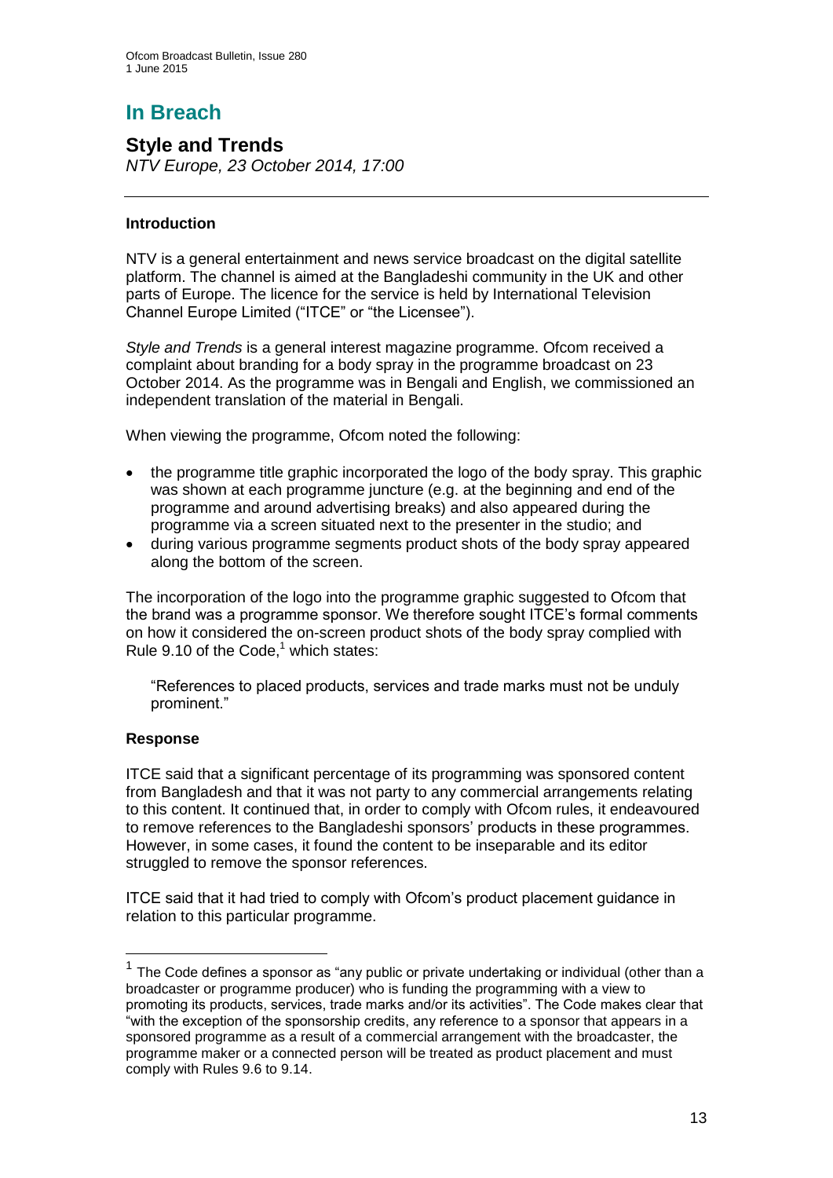# In Breach

## Style and Trends

*NTV Europe, 23 October 2014, 17:00*

---

### Introduction

NTV is a general entertainment and news service broadcast on the digital satellite platform. The channel is aimed at the Bangladeshi community in the UK and other parts of Europe. The licence for the service is held by International Television Channel Europe Limited ("ITCE" or "the Licensee").

*Style and Trends* is a general interest magazine programme. Ofcom received a complaint about branding for a body spray in the programme broadcast on 23 October 2014. As the programme was in Bengali and English, we commissioned an independent translation of the material in Bengali.

When viewing the programme, Ofcom noted the following:

- the programme title graphic incorporated the logo of the body spray. This graphic was shown at each programme juncture (e.g. at the beginning and end of the programme and around advertising breaks) and also appeared during the programme via a screen situated next to the presenter in the studio; and
- during various programme segments product shots of the body spray appeared along the bottom of the screen.

The incorporation of the logo into the programme graphic suggested to Ofcom that the brand was a programme sponsor. We therefore sought ITCE's formal comments on how it considered the on-screen product shots of the body spray complied with Rule 9.10 of the Code,[1] which states:

> "References to placed products, services and trade marks must not be unduly prominent."

### Response

ITCE said that a significant percentage of its programming was sponsored content from Bangladesh and that it was not party to any commercial arrangements relating to this content. It continued that, in order to comply with Ofcom rules, it endeavoured to remove references to the Bangladeshi sponsors' products in these programmes. However, in some cases, it found the content to be inseparable and its editor struggled to remove the sponsor references.

ITCE said that it had tried to comply with Ofcom's product placement guidance in relation to this particular programme.

---

[1] The Code defines a sponsor as "any public or private undertaking or individual (other than a broadcaster or programme producer) who is funding the programming with a view to promoting its products, services, trade marks and/or its activities". The Code makes clear that "with the exception of the sponsorship credits, any reference to a sponsor that appears in a sponsored programme as a result of a commercial arrangement with the broadcaster, the programme maker or a connected person will be treated as product placement and must comply with Rules 9.6 to 9.14.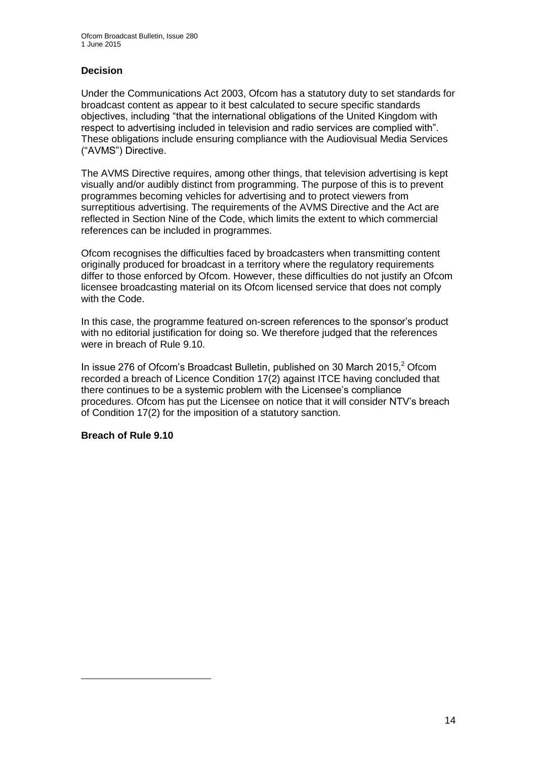## Decision

Under the Communications Act 2003, Ofcom has a statutory duty to set standards for broadcast content as appear to it best calculated to secure specific standards objectives, including "that the international obligations of the United Kingdom with respect to advertising included in television and radio services are complied with". These obligations include ensuring compliance with the Audiovisual Media Services ("AVMS") Directive.

The AVMS Directive requires, among other things, that television advertising is kept visually and/or audibly distinct from programming. The purpose of this is to prevent programmes becoming vehicles for advertising and to protect viewers from surreptitious advertising. The requirements of the AVMS Directive and the Act are reflected in Section Nine of the Code, which limits the extent to which commercial references can be included in programmes.

Ofcom recognises the difficulties faced by broadcasters when transmitting content originally produced for broadcast in a territory where the regulatory requirements differ to those enforced by Ofcom. However, these difficulties do not justify an Ofcom licensee broadcasting material on its Ofcom licensed service that does not comply with the Code.

In this case, the programme featured on-screen references to the sponsor's product with no editorial justification for doing so. We therefore judged that the references were in breach of Rule 9.10.

In issue 276 of Ofcom's Broadcast Bulletin, published on 30 March 2015,[2] Ofcom recorded a breach of Licence Condition 17(2) against ITCE having concluded that there continues to be a systemic problem with the Licensee's compliance procedures. Ofcom has put the Licensee on notice that it will consider NTV's breach of Condition 17(2) for the imposition of a statutory sanction.

**Breach of Rule 9.10**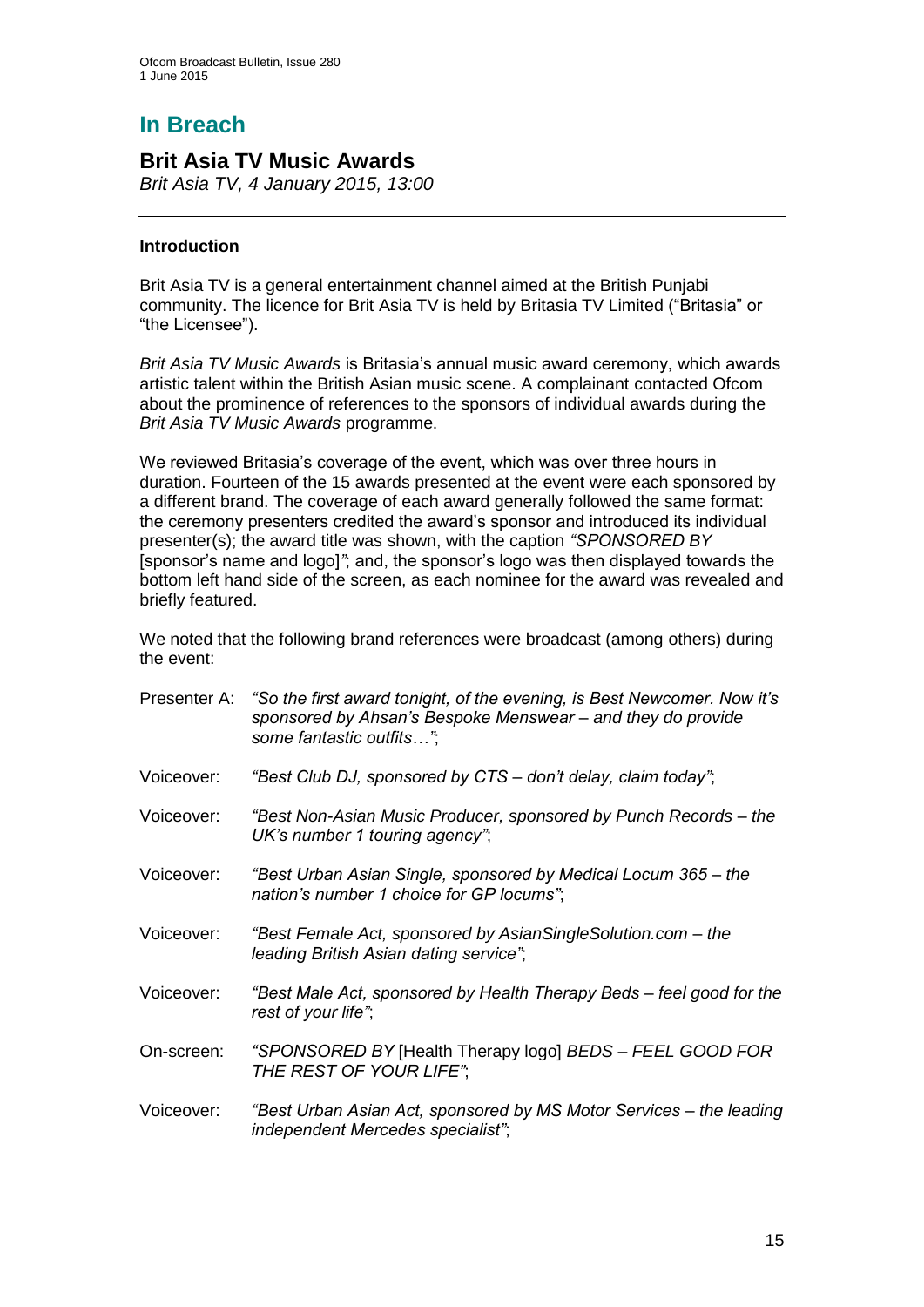# In Breach

## Brit Asia TV Music Awards

*Brit Asia TV, 4 January 2015, 13:00*

---

### Introduction

Brit Asia TV is a general entertainment channel aimed at the British Punjabi community. The licence for Brit Asia TV is held by Britasia TV Limited ("Britasia" or "the Licensee").

*Brit Asia TV Music Awards* is Britasia's annual music award ceremony, which awards artistic talent within the British Asian music scene. A complainant contacted Ofcom about the prominence of references to the sponsors of individual awards during the *Brit Asia TV Music Awards* programme.

We reviewed Britasia's coverage of the event, which was over three hours in duration. Fourteen of the 15 awards presented at the event were each sponsored by a different brand. The coverage of each award generally followed the same format: the ceremony presenters credited the award's sponsor and introduced its individual presenter(s); the award title was shown, with the caption *"SPONSORED BY* [sponsor's name and logo]*"*; and, the sponsor's logo was then displayed towards the bottom left hand side of the screen, as each nominee for the award was revealed and briefly featured.

We noted that the following brand references were broadcast (among others) during the event:

| | |
|---|---|
| Presenter A: | *"So the first award tonight, of the evening, is Best Newcomer. Now it's sponsored by Ahsan's Bespoke Menswear – and they do provide some fantastic outfits…"*; |
| Voiceover: | *"Best Club DJ, sponsored by CTS – don't delay, claim today"*; |
| Voiceover: | *"Best Non-Asian Music Producer, sponsored by Punch Records – the UK's number 1 touring agency"*; |
| Voiceover: | *"Best Urban Asian Single, sponsored by Medical Locum 365 – the nation's number 1 choice for GP locums"*; |
| Voiceover: | *"Best Female Act, sponsored by AsianSingleSolution.com – the leading British Asian dating service"*; |
| Voiceover: | *"Best Male Act, sponsored by Health Therapy Beds – feel good for the rest of your life"*; |
| On-screen: | *"SPONSORED BY* [Health Therapy logo] *BEDS – FEEL GOOD FOR THE REST OF YOUR LIFE"*; |
| Voiceover: | *"Best Urban Asian Act, sponsored by MS Motor Services – the leading independent Mercedes specialist"*; |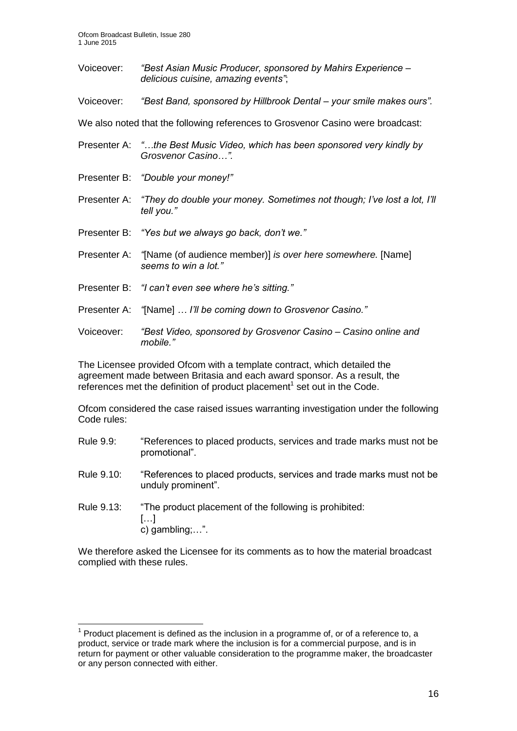Voiceover: *"Best Asian Music Producer, sponsored by Mahirs Experience – delicious cuisine, amazing events"*;

Voiceover: *"Best Band, sponsored by Hillbrook Dental – your smile makes ours"*.

We also noted that the following references to Grosvenor Casino were broadcast:

Presenter A: *"…the Best Music Video, which has been sponsored very kindly by Grosvenor Casino…"*.

Presenter B: *"Double your money!"*

Presenter A: *"They do double your money. Sometimes not though; I've lost a lot, I'll tell you."*

Presenter B: *"Yes but we always go back, don't we."*

Presenter A: *"*[Name (of audience member)] *is over here somewhere.* [Name] *seems to win a lot."*

Presenter B: *"I can't even see where he's sitting."*

Presenter A: *"*[Name] *… I'll be coming down to Grosvenor Casino."*

Voiceover: *"Best Video, sponsored by Grosvenor Casino – Casino online and mobile."*

The Licensee provided Ofcom with a template contract, which detailed the agreement made between Britasia and each award sponsor. As a result, the references met the definition of product placement[1] set out in the Code.

Ofcom considered the case raised issues warranting investigation under the following Code rules:

Rule 9.9: "References to placed products, services and trade marks must not be promotional".

Rule 9.10: "References to placed products, services and trade marks must not be unduly prominent".

Rule 9.13: "The product placement of the following is prohibited:
[…]
c) gambling;…".

We therefore asked the Licensee for its comments as to how the material broadcast complied with these rules.

[1] Product placement is defined as the inclusion in a programme of, or of a reference to, a product, service or trade mark where the inclusion is for a commercial purpose, and is in return for payment or other valuable consideration to the programme maker, the broadcaster or any person connected with either.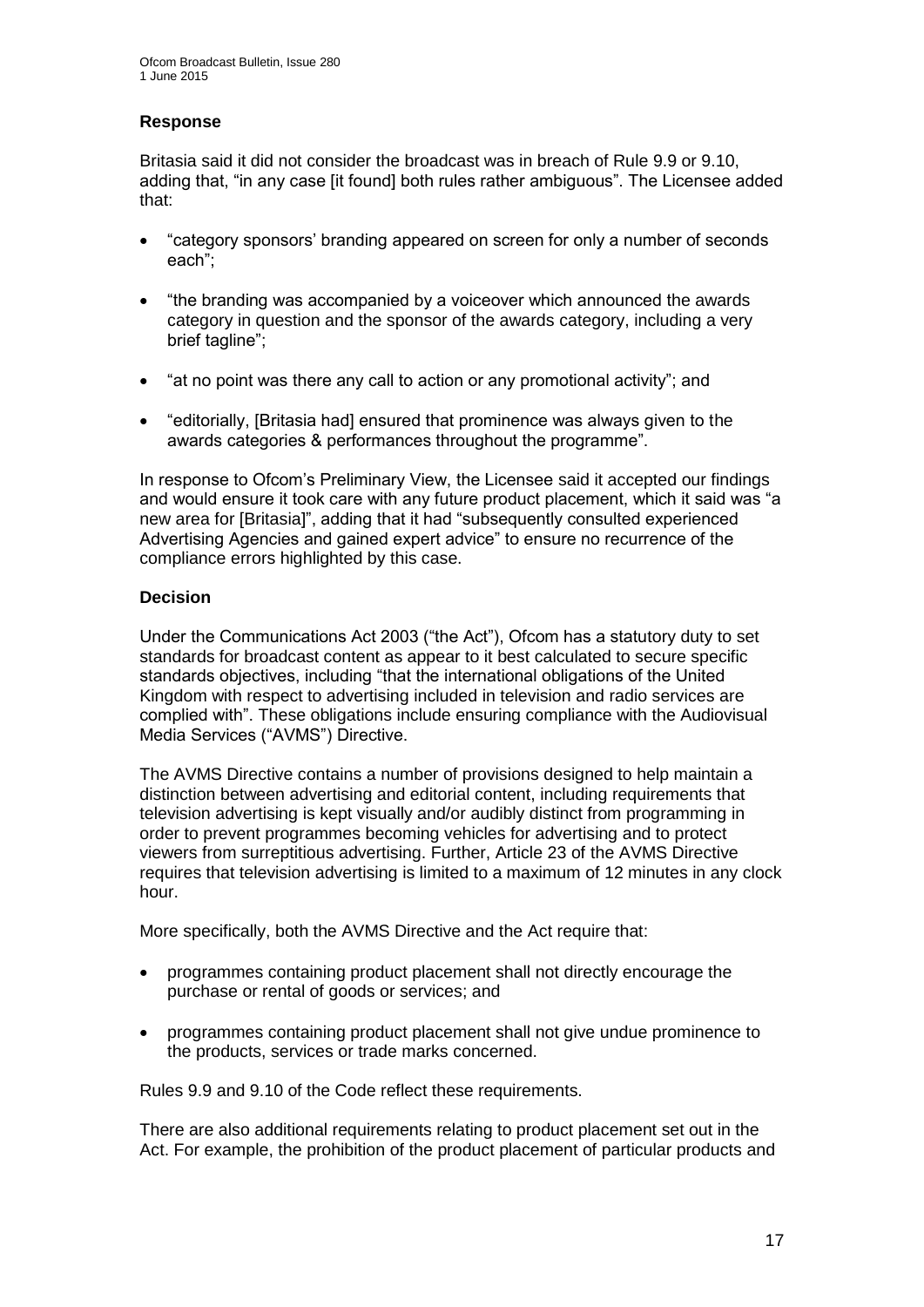### Response

Britasia said it did not consider the broadcast was in breach of Rule 9.9 or 9.10, adding that, "in any case [it found] both rules rather ambiguous". The Licensee added that:

- "category sponsors' branding appeared on screen for only a number of seconds each";
- "the branding was accompanied by a voiceover which announced the awards category in question and the sponsor of the awards category, including a very brief tagline";
- "at no point was there any call to action or any promotional activity"; and
- "editorially, [Britasia had] ensured that prominence was always given to the awards categories & performances throughout the programme".

In response to Ofcom's Preliminary View, the Licensee said it accepted our findings and would ensure it took care with any future product placement, which it said was "a new area for [Britasia]", adding that it had "subsequently consulted experienced Advertising Agencies and gained expert advice" to ensure no recurrence of the compliance errors highlighted by this case.

### Decision

Under the Communications Act 2003 ("the Act"), Ofcom has a statutory duty to set standards for broadcast content as appear to it best calculated to secure specific standards objectives, including "that the international obligations of the United Kingdom with respect to advertising included in television and radio services are complied with". These obligations include ensuring compliance with the Audiovisual Media Services ("AVMS") Directive.

The AVMS Directive contains a number of provisions designed to help maintain a distinction between advertising and editorial content, including requirements that television advertising is kept visually and/or audibly distinct from programming in order to prevent programmes becoming vehicles for advertising and to protect viewers from surreptitious advertising. Further, Article 23 of the AVMS Directive requires that television advertising is limited to a maximum of 12 minutes in any clock hour.

More specifically, both the AVMS Directive and the Act require that:

- programmes containing product placement shall not directly encourage the purchase or rental of goods or services; and
- programmes containing product placement shall not give undue prominence to the products, services or trade marks concerned.

Rules 9.9 and 9.10 of the Code reflect these requirements.

There are also additional requirements relating to product placement set out in the Act. For example, the prohibition of the product placement of particular products and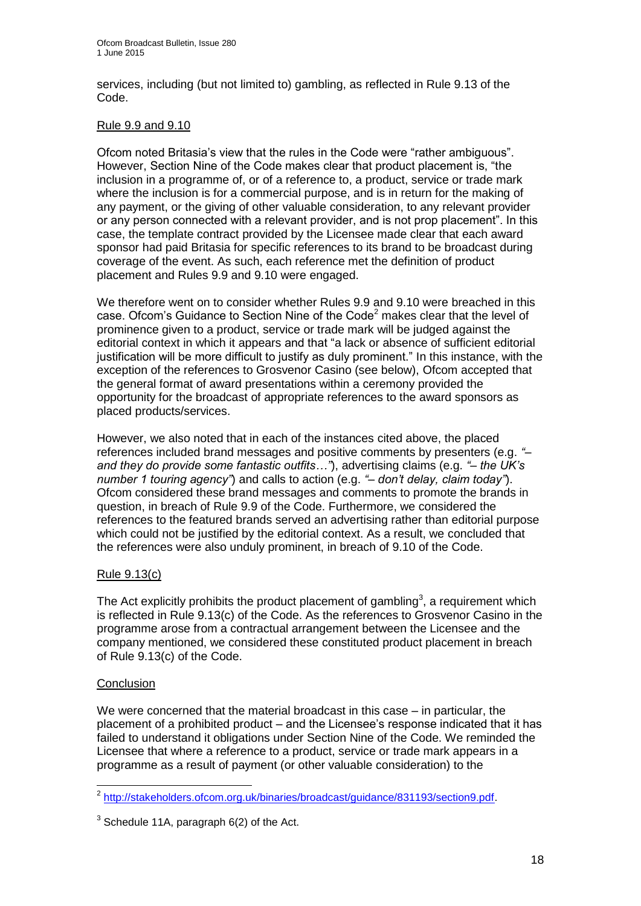services, including (but not limited to) gambling, as reflected in Rule 9.13 of the Code.

Rule 9.9 and 9.10

Ofcom noted Britasia's view that the rules in the Code were "rather ambiguous". However, Section Nine of the Code makes clear that product placement is, "the inclusion in a programme of, or of a reference to, a product, service or trade mark where the inclusion is for a commercial purpose, and is in return for the making of any payment, or the giving of other valuable consideration, to any relevant provider or any person connected with a relevant provider, and is not prop placement". In this case, the template contract provided by the Licensee made clear that each award sponsor had paid Britasia for specific references to its brand to be broadcast during coverage of the event. As such, each reference met the definition of product placement and Rules 9.9 and 9.10 were engaged.

We therefore went on to consider whether Rules 9.9 and 9.10 were breached in this case. Ofcom's Guidance to Section Nine of the Code[2] makes clear that the level of prominence given to a product, service or trade mark will be judged against the editorial context in which it appears and that "a lack or absence of sufficient editorial justification will be more difficult to justify as duly prominent." In this instance, with the exception of the references to Grosvenor Casino (see below), Ofcom accepted that the general format of award presentations within a ceremony provided the opportunity for the broadcast of appropriate references to the award sponsors as placed products/services.

However, we also noted that in each of the instances cited above, the placed references included brand messages and positive comments by presenters (e.g. *"– and they do provide some fantastic outfits…"*), advertising claims (e.g. *"– the UK's number 1 touring agency"*) and calls to action (e.g. *"– don't delay, claim today"*). Ofcom considered these brand messages and comments to promote the brands in question, in breach of Rule 9.9 of the Code. Furthermore, we considered the references to the featured brands served an advertising rather than editorial purpose which could not be justified by the editorial context. As a result, we concluded that the references were also unduly prominent, in breach of 9.10 of the Code.

Rule 9.13(c)

The Act explicitly prohibits the product placement of gambling[3], a requirement which is reflected in Rule 9.13(c) of the Code. As the references to Grosvenor Casino in the programme arose from a contractual arrangement between the Licensee and the company mentioned, we considered these constituted product placement in breach of Rule 9.13(c) of the Code.

Conclusion

We were concerned that the material broadcast in this case – in particular, the placement of a prohibited product – and the Licensee's response indicated that it has failed to understand it obligations under Section Nine of the Code. We reminded the Licensee that where a reference to a product, service or trade mark appears in a programme as a result of payment (or other valuable consideration) to the

---

[2] http://stakeholders.ofcom.org.uk/binaries/broadcast/guidance/831193/section9.pdf.

[3] Schedule 11A, paragraph 6(2) of the Act.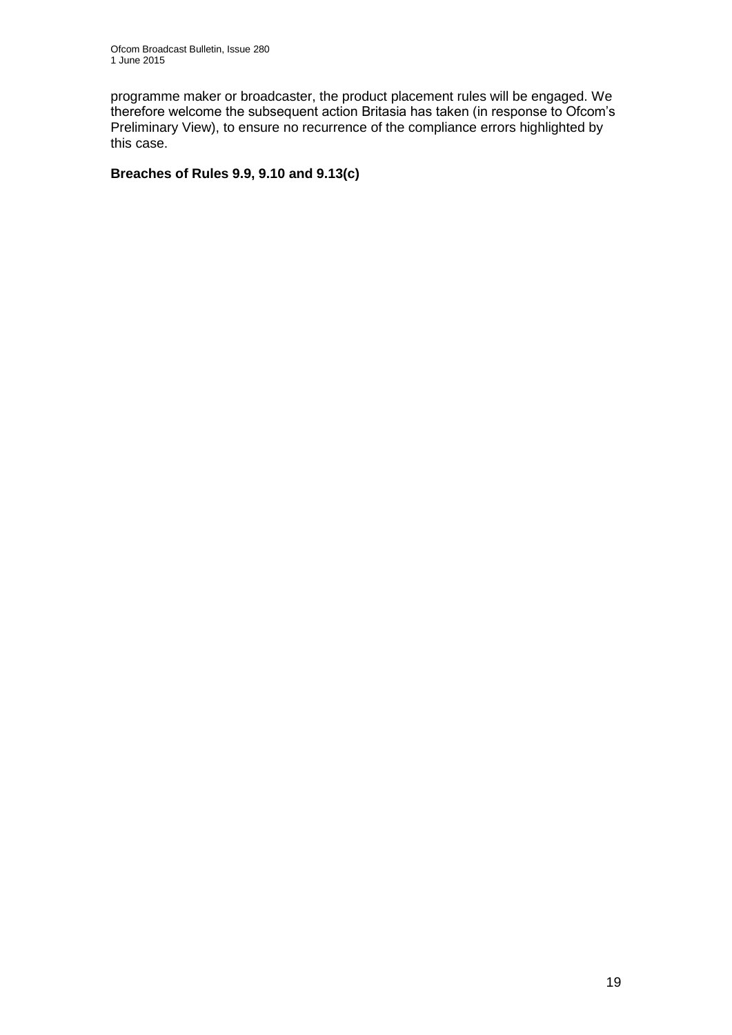programme maker or broadcaster, the product placement rules will be engaged. We therefore welcome the subsequent action Britasia has taken (in response to Ofcom's Preliminary View), to ensure no recurrence of the compliance errors highlighted by this case.

**Breaches of Rules 9.9, 9.10 and 9.13(c)**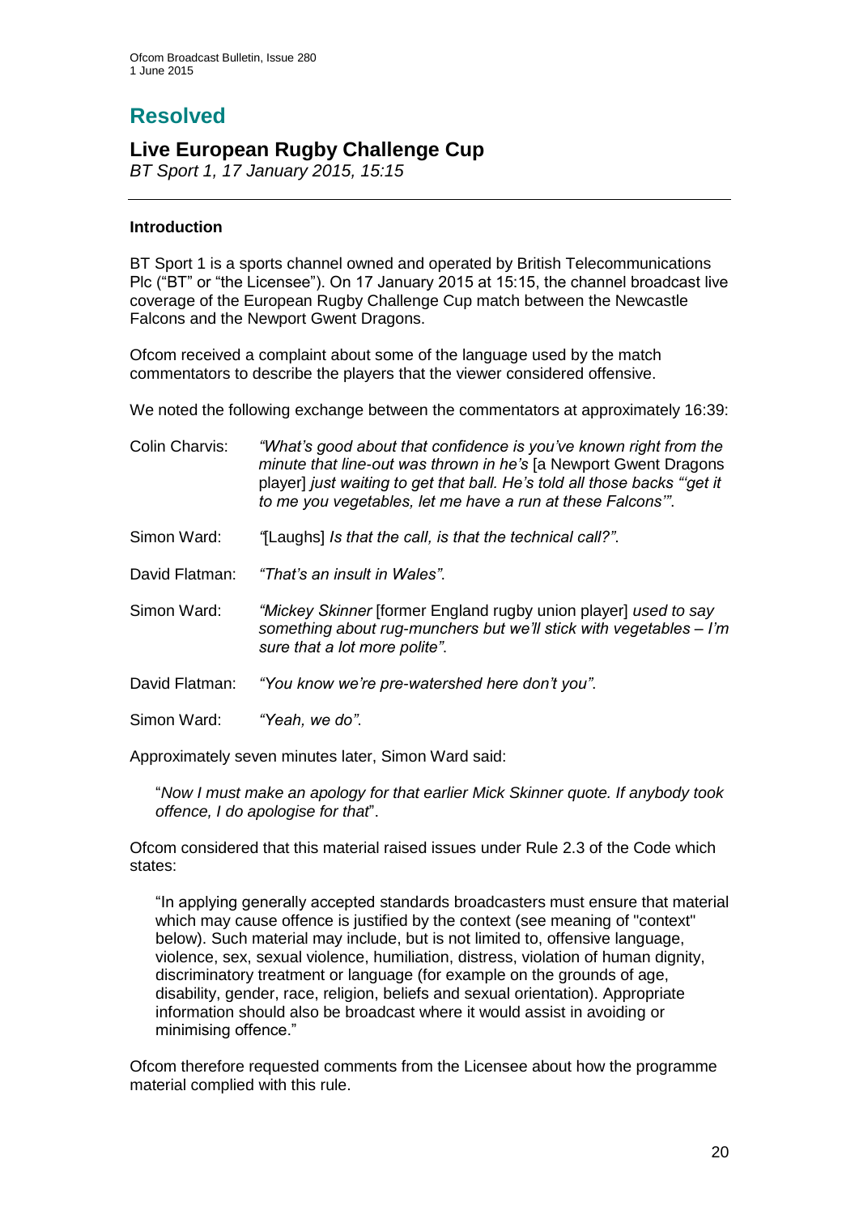# Resolved

## Live European Rugby Challenge Cup

*BT Sport 1, 17 January 2015, 15:15*

---

**Introduction**

BT Sport 1 is a sports channel owned and operated by British Telecommunications Plc ("BT" or "the Licensee"). On 17 January 2015 at 15:15, the channel broadcast live coverage of the European Rugby Challenge Cup match between the Newcastle Falcons and the Newport Gwent Dragons.

Ofcom received a complaint about some of the language used by the match commentators to describe the players that the viewer considered offensive.

We noted the following exchange between the commentators at approximately 16:39:

| | |
|---|---|
| Colin Charvis: | *"What's good about that confidence is you've known right from the minute that line-out was thrown in he's* [a Newport Gwent Dragons player] *just waiting to get that ball. He's told all those backs "'get it to me you vegetables, let me have a run at these Falcons'"*. |
| Simon Ward: | *"*[Laughs] *Is that the call, is that the technical call?"*. |
| David Flatman: | *"That's an insult in Wales"*. |
| Simon Ward: | *"Mickey Skinner* [former England rugby union player] *used to say something about rug-munchers but we'll stick with vegetables – I'm sure that a lot more polite"*. |
| David Flatman: | *"You know we're pre-watershed here don't you"*. |
| Simon Ward: | *"Yeah, we do"*. |

Approximately seven minutes later, Simon Ward said:

> "*Now I must make an apology for that earlier Mick Skinner quote. If anybody took offence, I do apologise for that*".

Ofcom considered that this material raised issues under Rule 2.3 of the Code which states:

> "In applying generally accepted standards broadcasters must ensure that material which may cause offence is justified by the context (see meaning of "context" below). Such material may include, but is not limited to, offensive language, violence, sex, sexual violence, humiliation, distress, violation of human dignity, discriminatory treatment or language (for example on the grounds of age, disability, gender, race, religion, beliefs and sexual orientation). Appropriate information should also be broadcast where it would assist in avoiding or minimising offence."

Ofcom therefore requested comments from the Licensee about how the programme material complied with this rule.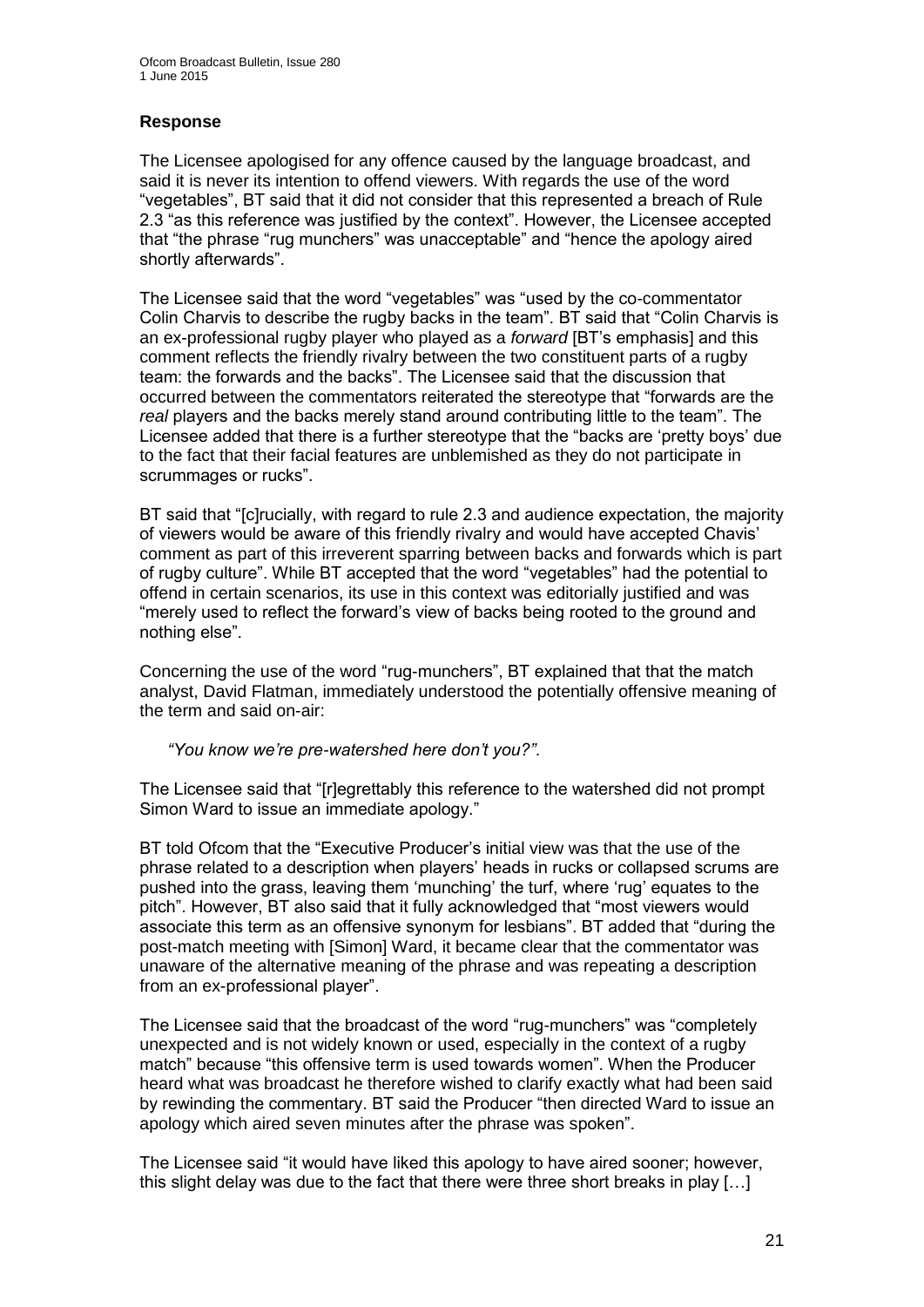## Response

The Licensee apologised for any offence caused by the language broadcast, and said it is never its intention to offend viewers. With regards the use of the word "vegetables", BT said that it did not consider that this represented a breach of Rule 2.3 "as this reference was justified by the context". However, the Licensee accepted that "the phrase "rug munchers" was unacceptable" and "hence the apology aired shortly afterwards".

The Licensee said that the word "vegetables" was "used by the co-commentator Colin Charvis to describe the rugby backs in the team". BT said that "Colin Charvis is an ex-professional rugby player who played as a *forward* [BT's emphasis] and this comment reflects the friendly rivalry between the two constituent parts of a rugby team: the forwards and the backs". The Licensee said that the discussion that occurred between the commentators reiterated the stereotype that "forwards are the *real* players and the backs merely stand around contributing little to the team". The Licensee added that there is a further stereotype that the "backs are 'pretty boys' due to the fact that their facial features are unblemished as they do not participate in scrummages or rucks".

BT said that "[c]rucially, with regard to rule 2.3 and audience expectation, the majority of viewers would be aware of this friendly rivalry and would have accepted Chavis' comment as part of this irreverent sparring between backs and forwards which is part of rugby culture". While BT accepted that the word "vegetables" had the potential to offend in certain scenarios, its use in this context was editorially justified and was "merely used to reflect the forward's view of backs being rooted to the ground and nothing else".

Concerning the use of the word "rug-munchers", BT explained that that the match analyst, David Flatman, immediately understood the potentially offensive meaning of the term and said on-air:

> *"You know we're pre-watershed here don't you?".*

The Licensee said that "[r]egrettably this reference to the watershed did not prompt Simon Ward to issue an immediate apology."

BT told Ofcom that the "Executive Producer's initial view was that the use of the phrase related to a description when players' heads in rucks or collapsed scrums are pushed into the grass, leaving them 'munching' the turf, where 'rug' equates to the pitch". However, BT also said that it fully acknowledged that "most viewers would associate this term as an offensive synonym for lesbians". BT added that "during the post-match meeting with [Simon] Ward, it became clear that the commentator was unaware of the alternative meaning of the phrase and was repeating a description from an ex-professional player".

The Licensee said that the broadcast of the word "rug-munchers" was "completely unexpected and is not widely known or used, especially in the context of a rugby match" because "this offensive term is used towards women". When the Producer heard what was broadcast he therefore wished to clarify exactly what had been said by rewinding the commentary. BT said the Producer "then directed Ward to issue an apology which aired seven minutes after the phrase was spoken".

The Licensee said "it would have liked this apology to have aired sooner; however, this slight delay was due to the fact that there were three short breaks in play […]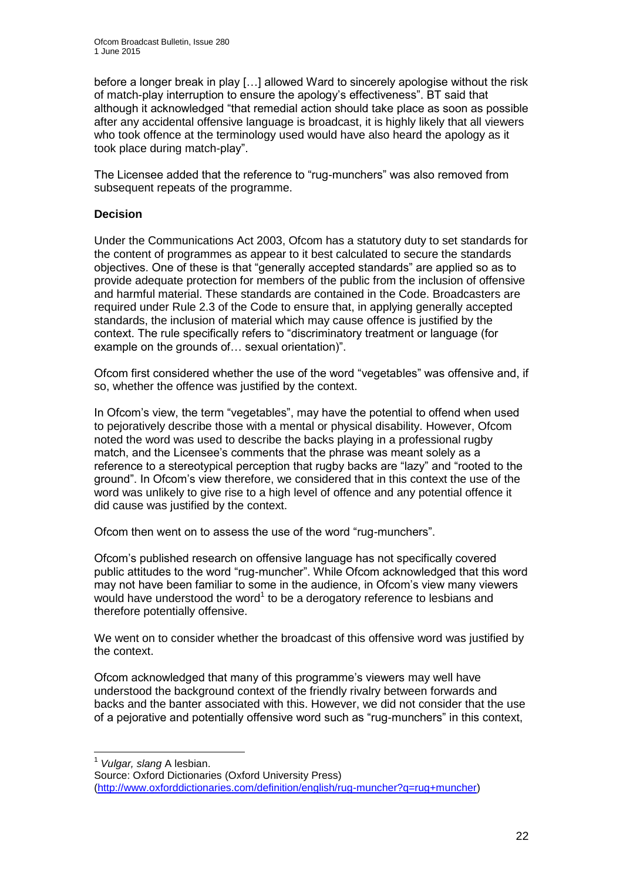before a longer break in play […] allowed Ward to sincerely apologise without the risk of match-play interruption to ensure the apology's effectiveness". BT said that although it acknowledged "that remedial action should take place as soon as possible after any accidental offensive language is broadcast, it is highly likely that all viewers who took offence at the terminology used would have also heard the apology as it took place during match-play".

The Licensee added that the reference to "rug-munchers" was also removed from subsequent repeats of the programme.

**Decision**

Under the Communications Act 2003, Ofcom has a statutory duty to set standards for the content of programmes as appear to it best calculated to secure the standards objectives. One of these is that "generally accepted standards" are applied so as to provide adequate protection for members of the public from the inclusion of offensive and harmful material. These standards are contained in the Code. Broadcasters are required under Rule 2.3 of the Code to ensure that, in applying generally accepted standards, the inclusion of material which may cause offence is justified by the context. The rule specifically refers to "discriminatory treatment or language (for example on the grounds of… sexual orientation)".

Ofcom first considered whether the use of the word "vegetables" was offensive and, if so, whether the offence was justified by the context.

In Ofcom's view, the term "vegetables", may have the potential to offend when used to pejoratively describe those with a mental or physical disability. However, Ofcom noted the word was used to describe the backs playing in a professional rugby match, and the Licensee's comments that the phrase was meant solely as a reference to a stereotypical perception that rugby backs are "lazy" and "rooted to the ground". In Ofcom's view therefore, we considered that in this context the use of the word was unlikely to give rise to a high level of offence and any potential offence it did cause was justified by the context.

Ofcom then went on to assess the use of the word "rug-munchers".

Ofcom's published research on offensive language has not specifically covered public attitudes to the word "rug-muncher". While Ofcom acknowledged that this word may not have been familiar to some in the audience, in Ofcom's view many viewers would have understood the word[1] to be a derogatory reference to lesbians and therefore potentially offensive.

We went on to consider whether the broadcast of this offensive word was justified by the context.

Ofcom acknowledged that many of this programme's viewers may well have understood the background context of the friendly rivalry between forwards and backs and the banter associated with this. However, we did not consider that the use of a pejorative and potentially offensive word such as "rug-munchers" in this context,

---

[1] *Vulgar, slang* A lesbian.
Source: Oxford Dictionaries (Oxford University Press)
(http://www.oxforddictionaries.com/definition/english/rug-muncher?q=rug+muncher)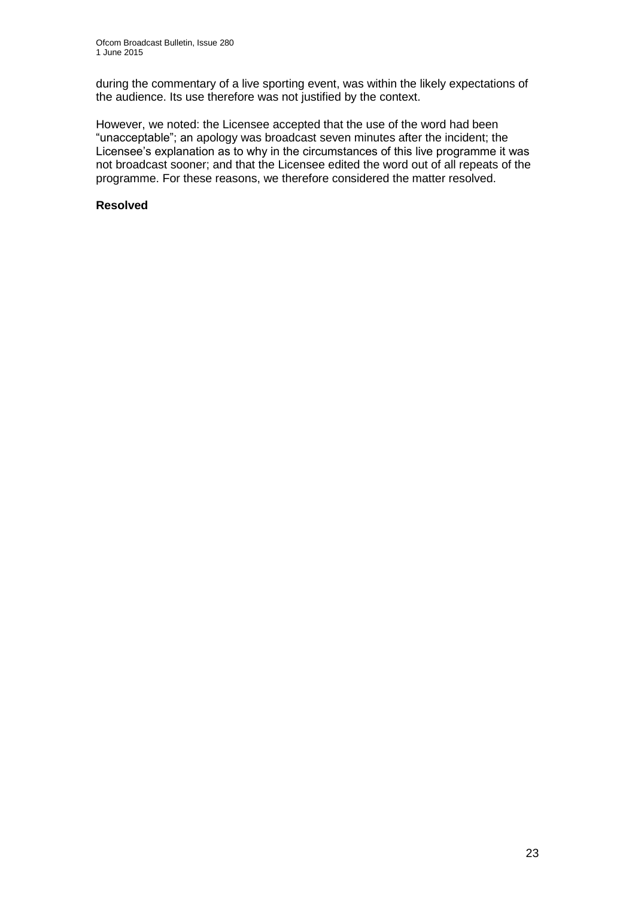during the commentary of a live sporting event, was within the likely expectations of the audience. Its use therefore was not justified by the context.

However, we noted: the Licensee accepted that the use of the word had been "unacceptable"; an apology was broadcast seven minutes after the incident; the Licensee's explanation as to why in the circumstances of this live programme it was not broadcast sooner; and that the Licensee edited the word out of all repeats of the programme. For these reasons, we therefore considered the matter resolved.

**Resolved**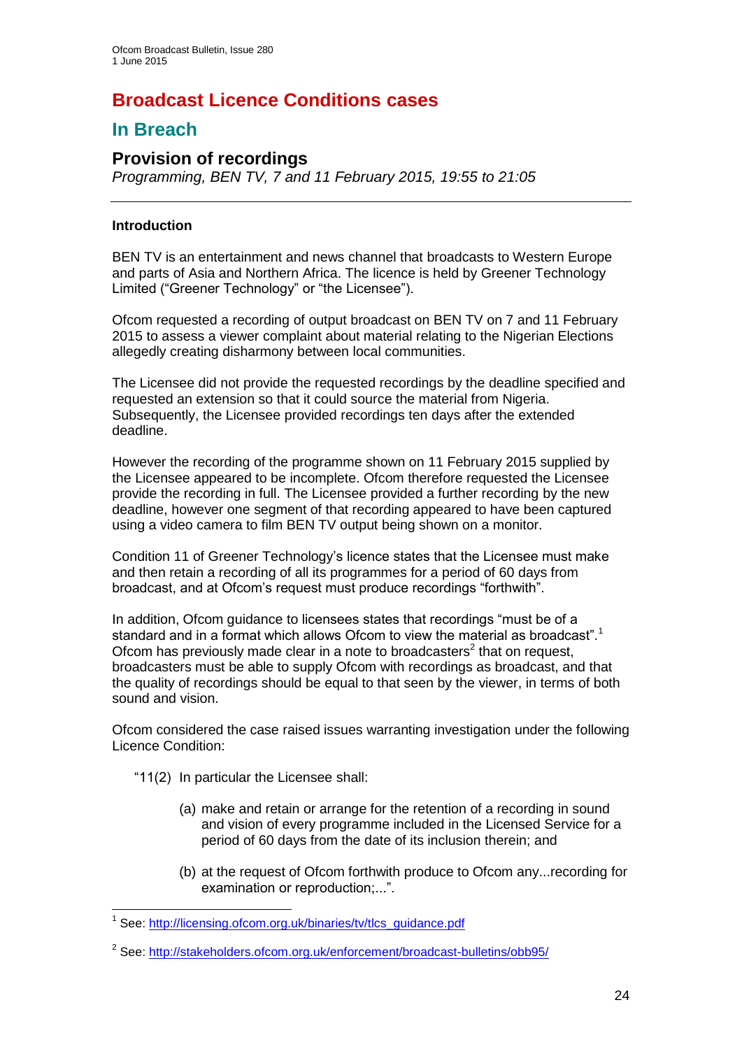# Broadcast Licence Conditions cases

## In Breach

### Provision of recordings

*Programming, BEN TV, 7 and 11 February 2015, 19:55 to 21:05*

---

**Introduction**

BEN TV is an entertainment and news channel that broadcasts to Western Europe and parts of Asia and Northern Africa. The licence is held by Greener Technology Limited ("Greener Technology" or "the Licensee").

Ofcom requested a recording of output broadcast on BEN TV on 7 and 11 February 2015 to assess a viewer complaint about material relating to the Nigerian Elections allegedly creating disharmony between local communities.

The Licensee did not provide the requested recordings by the deadline specified and requested an extension so that it could source the material from Nigeria. Subsequently, the Licensee provided recordings ten days after the extended deadline.

However the recording of the programme shown on 11 February 2015 supplied by the Licensee appeared to be incomplete. Ofcom therefore requested the Licensee provide the recording in full. The Licensee provided a further recording by the new deadline, however one segment of that recording appeared to have been captured using a video camera to film BEN TV output being shown on a monitor.

Condition 11 of Greener Technology's licence states that the Licensee must make and then retain a recording of all its programmes for a period of 60 days from broadcast, and at Ofcom's request must produce recordings "forthwith".

In addition, Ofcom guidance to licensees states that recordings "must be of a standard and in a format which allows Ofcom to view the material as broadcast".[1] Ofcom has previously made clear in a note to broadcasters[2] that on request, broadcasters must be able to supply Ofcom with recordings as broadcast, and that the quality of recordings should be equal to that seen by the viewer, in terms of both sound and vision.

Ofcom considered the case raised issues warranting investigation under the following Licence Condition:

"11(2) In particular the Licensee shall:

> (a) make and retain or arrange for the retention of a recording in sound and vision of every programme included in the Licensed Service for a period of 60 days from the date of its inclusion therein; and
>
> (b) at the request of Ofcom forthwith produce to Ofcom any...recording for examination or reproduction;...".

---

[1] See: http://licensing.ofcom.org.uk/binaries/tv/tlcs_guidance.pdf

[2] See: http://stakeholders.ofcom.org.uk/enforcement/broadcast-bulletins/obb95/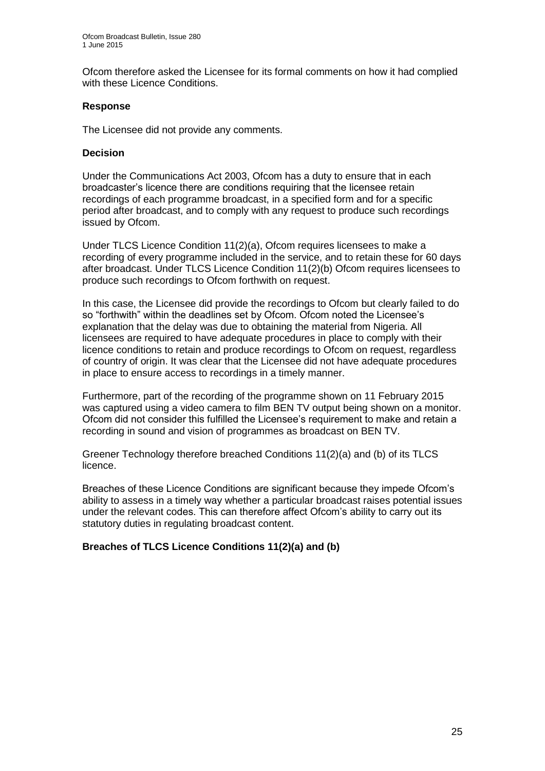Ofcom therefore asked the Licensee for its formal comments on how it had complied with these Licence Conditions.

### Response

The Licensee did not provide any comments.

### Decision

Under the Communications Act 2003, Ofcom has a duty to ensure that in each broadcaster's licence there are conditions requiring that the licensee retain recordings of each programme broadcast, in a specified form and for a specific period after broadcast, and to comply with any request to produce such recordings issued by Ofcom.

Under TLCS Licence Condition 11(2)(a), Ofcom requires licensees to make a recording of every programme included in the service, and to retain these for 60 days after broadcast. Under TLCS Licence Condition 11(2)(b) Ofcom requires licensees to produce such recordings to Ofcom forthwith on request.

In this case, the Licensee did provide the recordings to Ofcom but clearly failed to do so "forthwith" within the deadlines set by Ofcom. Ofcom noted the Licensee's explanation that the delay was due to obtaining the material from Nigeria. All licensees are required to have adequate procedures in place to comply with their licence conditions to retain and produce recordings to Ofcom on request, regardless of country of origin. It was clear that the Licensee did not have adequate procedures in place to ensure access to recordings in a timely manner.

Furthermore, part of the recording of the programme shown on 11 February 2015 was captured using a video camera to film BEN TV output being shown on a monitor. Ofcom did not consider this fulfilled the Licensee's requirement to make and retain a recording in sound and vision of programmes as broadcast on BEN TV.

Greener Technology therefore breached Conditions 11(2)(a) and (b) of its TLCS licence.

Breaches of these Licence Conditions are significant because they impede Ofcom's ability to assess in a timely way whether a particular broadcast raises potential issues under the relevant codes. This can therefore affect Ofcom's ability to carry out its statutory duties in regulating broadcast content.

**Breaches of TLCS Licence Conditions 11(2)(a) and (b)**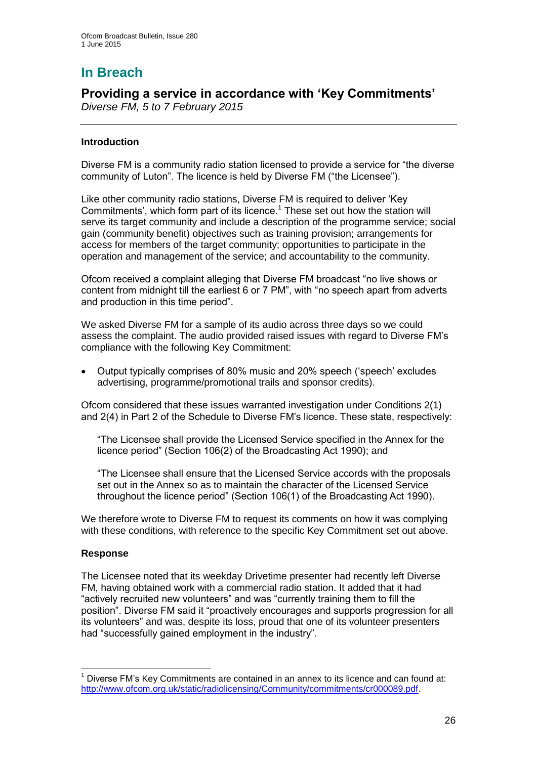# In Breach

## Providing a service in accordance with 'Key Commitments'

*Diverse FM, 5 to 7 February 2015*

### Introduction

Diverse FM is a community radio station licensed to provide a service for "the diverse community of Luton". The licence is held by Diverse FM ("the Licensee").

Like other community radio stations, Diverse FM is required to deliver 'Key Commitments', which form part of its licence.[1] These set out how the station will serve its target community and include a description of the programme service; social gain (community benefit) objectives such as training provision; arrangements for access for members of the target community; opportunities to participate in the operation and management of the service; and accountability to the community.

Ofcom received a complaint alleging that Diverse FM broadcast "no live shows or content from midnight till the earliest 6 or 7 PM", with "no speech apart from adverts and production in this time period".

We asked Diverse FM for a sample of its audio across three days so we could assess the complaint. The audio provided raised issues with regard to Diverse FM's compliance with the following Key Commitment:

- Output typically comprises of 80% music and 20% speech ('speech' excludes advertising, programme/promotional trails and sponsor credits).

Ofcom considered that these issues warranted investigation under Conditions 2(1) and 2(4) in Part 2 of the Schedule to Diverse FM's licence. These state, respectively:

> "The Licensee shall provide the Licensed Service specified in the Annex for the licence period" (Section 106(2) of the Broadcasting Act 1990); and
>
> "The Licensee shall ensure that the Licensed Service accords with the proposals set out in the Annex so as to maintain the character of the Licensed Service throughout the licence period" (Section 106(1) of the Broadcasting Act 1990).

We therefore wrote to Diverse FM to request its comments on how it was complying with these conditions, with reference to the specific Key Commitment set out above.

### Response

The Licensee noted that its weekday Drivetime presenter had recently left Diverse FM, having obtained work with a commercial radio station. It added that it had "actively recruited new volunteers" and was "currently training them to fill the position". Diverse FM said it "proactively encourages and supports progression for all its volunteers" and was, despite its loss, proud that one of its volunteer presenters had "successfully gained employment in the industry".

---

[1] Diverse FM's Key Commitments are contained in an annex to its licence and can found at: http://www.ofcom.org.uk/static/radiolicensing/Community/commitments/cr000089.pdf.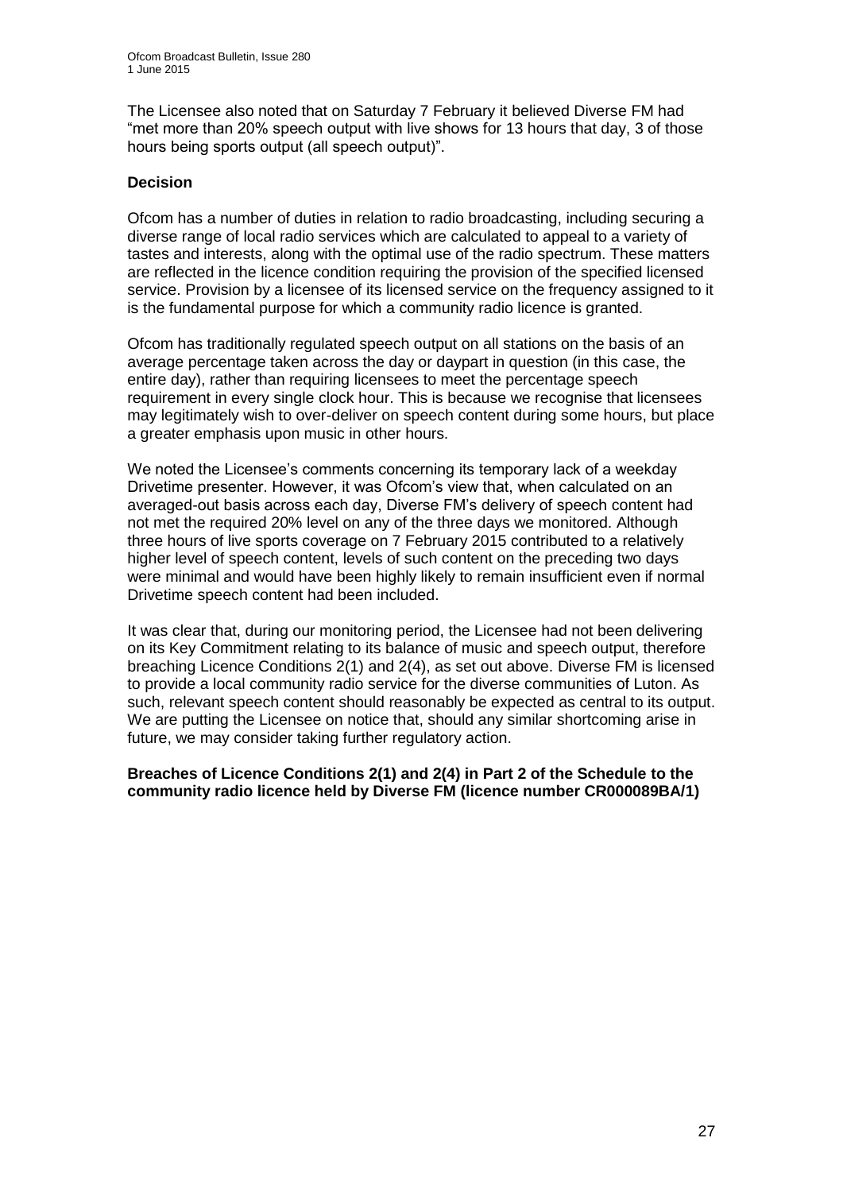The Licensee also noted that on Saturday 7 February it believed Diverse FM had "met more than 20% speech output with live shows for 13 hours that day, 3 of those hours being sports output (all speech output)".

### Decision

Ofcom has a number of duties in relation to radio broadcasting, including securing a diverse range of local radio services which are calculated to appeal to a variety of tastes and interests, along with the optimal use of the radio spectrum. These matters are reflected in the licence condition requiring the provision of the specified licensed service. Provision by a licensee of its licensed service on the frequency assigned to it is the fundamental purpose for which a community radio licence is granted.

Ofcom has traditionally regulated speech output on all stations on the basis of an average percentage taken across the day or daypart in question (in this case, the entire day), rather than requiring licensees to meet the percentage speech requirement in every single clock hour. This is because we recognise that licensees may legitimately wish to over-deliver on speech content during some hours, but place a greater emphasis upon music in other hours.

We noted the Licensee's comments concerning its temporary lack of a weekday Drivetime presenter. However, it was Ofcom's view that, when calculated on an averaged-out basis across each day, Diverse FM's delivery of speech content had not met the required 20% level on any of the three days we monitored. Although three hours of live sports coverage on 7 February 2015 contributed to a relatively higher level of speech content, levels of such content on the preceding two days were minimal and would have been highly likely to remain insufficient even if normal Drivetime speech content had been included.

It was clear that, during our monitoring period, the Licensee had not been delivering on its Key Commitment relating to its balance of music and speech output, therefore breaching Licence Conditions 2(1) and 2(4), as set out above. Diverse FM is licensed to provide a local community radio service for the diverse communities of Luton. As such, relevant speech content should reasonably be expected as central to its output. We are putting the Licensee on notice that, should any similar shortcoming arise in future, we may consider taking further regulatory action.

**Breaches of Licence Conditions 2(1) and 2(4) in Part 2 of the Schedule to the community radio licence held by Diverse FM (licence number CR000089BA/1)**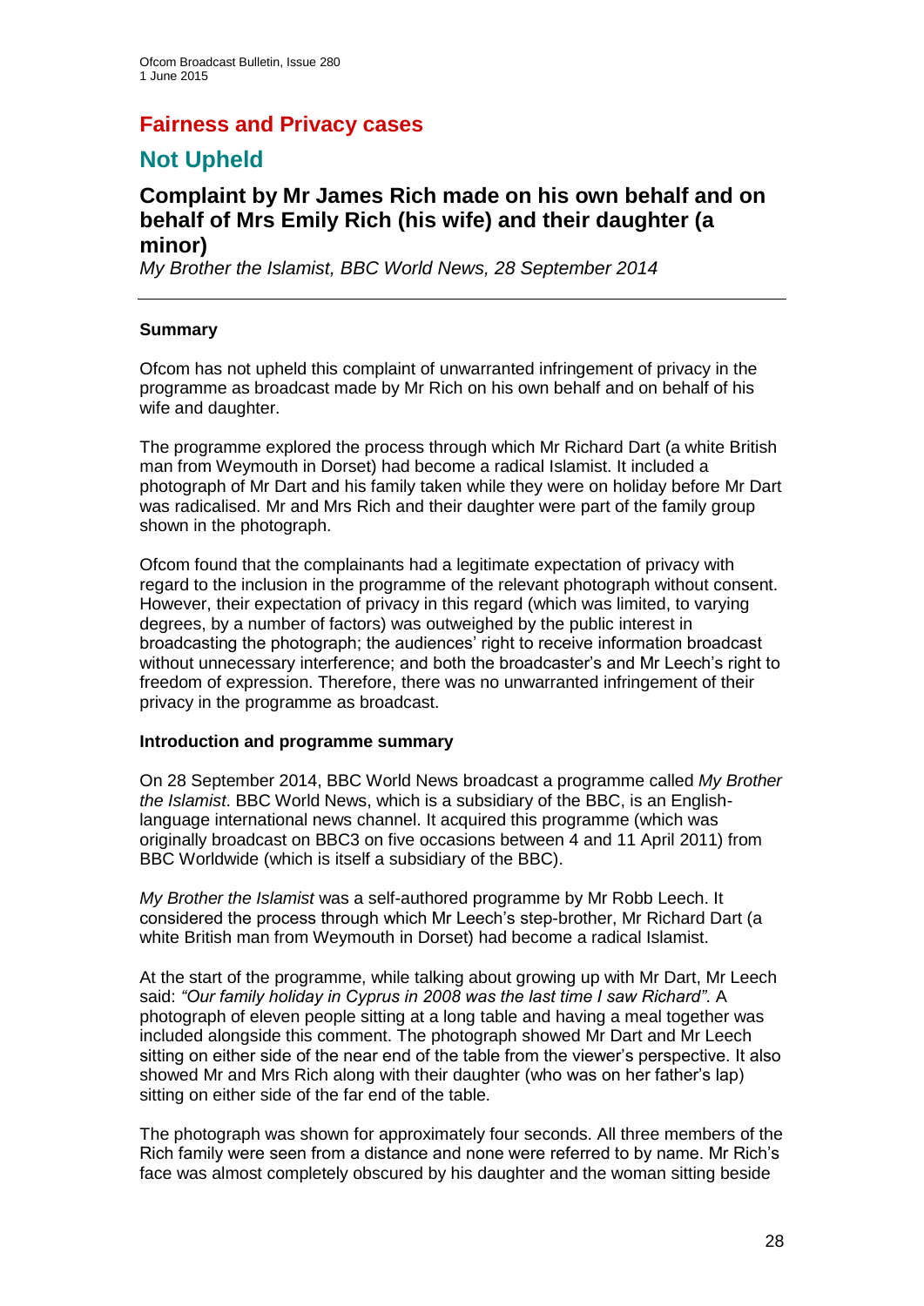## Fairness and Privacy cases

## Not Upheld

### Complaint by Mr James Rich made on his own behalf and on behalf of Mrs Emily Rich (his wife) and their daughter (a minor)

*My Brother the Islamist, BBC World News, 28 September 2014*

---

**Summary**

Ofcom has not upheld this complaint of unwarranted infringement of privacy in the programme as broadcast made by Mr Rich on his own behalf and on behalf of his wife and daughter.

The programme explored the process through which Mr Richard Dart (a white British man from Weymouth in Dorset) had become a radical Islamist. It included a photograph of Mr Dart and his family taken while they were on holiday before Mr Dart was radicalised. Mr and Mrs Rich and their daughter were part of the family group shown in the photograph.

Ofcom found that the complainants had a legitimate expectation of privacy with regard to the inclusion in the programme of the relevant photograph without consent. However, their expectation of privacy in this regard (which was limited, to varying degrees, by a number of factors) was outweighed by the public interest in broadcasting the photograph; the audiences' right to receive information broadcast without unnecessary interference; and both the broadcaster's and Mr Leech's right to freedom of expression. Therefore, there was no unwarranted infringement of their privacy in the programme as broadcast.

**Introduction and programme summary**

On 28 September 2014, BBC World News broadcast a programme called *My Brother the Islamist*. BBC World News, which is a subsidiary of the BBC, is an English-language international news channel. It acquired this programme (which was originally broadcast on BBC3 on five occasions between 4 and 11 April 2011) from BBC Worldwide (which is itself a subsidiary of the BBC).

*My Brother the Islamist* was a self-authored programme by Mr Robb Leech. It considered the process through which Mr Leech's step-brother, Mr Richard Dart (a white British man from Weymouth in Dorset) had become a radical Islamist.

At the start of the programme, while talking about growing up with Mr Dart, Mr Leech said: *"Our family holiday in Cyprus in 2008 was the last time I saw Richard"*. A photograph of eleven people sitting at a long table and having a meal together was included alongside this comment. The photograph showed Mr Dart and Mr Leech sitting on either side of the near end of the table from the viewer's perspective. It also showed Mr and Mrs Rich along with their daughter (who was on her father's lap) sitting on either side of the far end of the table.

The photograph was shown for approximately four seconds. All three members of the Rich family were seen from a distance and none were referred to by name. Mr Rich's face was almost completely obscured by his daughter and the woman sitting beside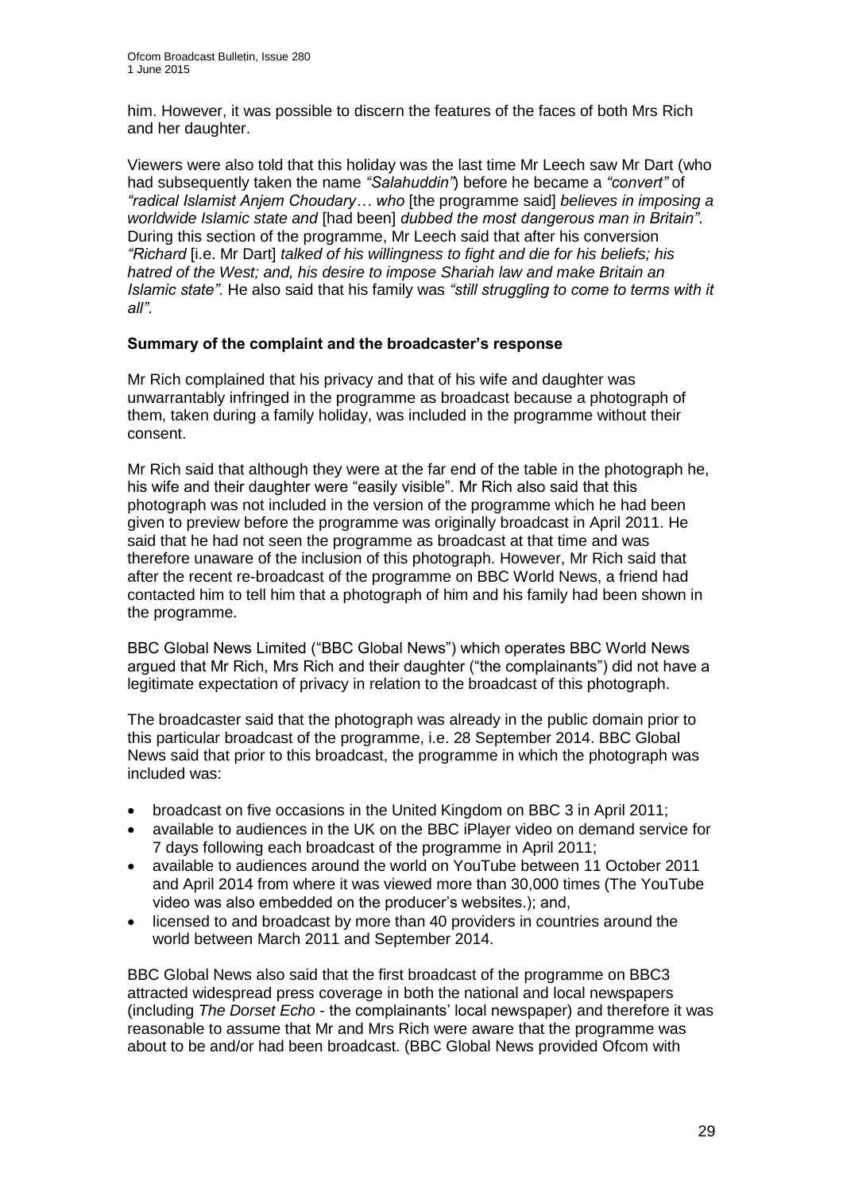him. However, it was possible to discern the features of the faces of both Mrs Rich and her daughter.

Viewers were also told that this holiday was the last time Mr Leech saw Mr Dart (who had subsequently taken the name *"Salahuddin"*) before he became a *"convert"* of *"radical Islamist Anjem Choudary… who* [the programme said] *believes in imposing a worldwide Islamic state and* [had been] *dubbed the most dangerous man in Britain"*. During this section of the programme, Mr Leech said that after his conversion *"Richard* [i.e. Mr Dart] *talked of his willingness to fight and die for his beliefs; his hatred of the West; and, his desire to impose Shariah law and make Britain an Islamic state"*. He also said that his family was *"still struggling to come to terms with it all"*.

**Summary of the complaint and the broadcaster's response**

Mr Rich complained that his privacy and that of his wife and daughter was unwarrantably infringed in the programme as broadcast because a photograph of them, taken during a family holiday, was included in the programme without their consent.

Mr Rich said that although they were at the far end of the table in the photograph he, his wife and their daughter were "easily visible". Mr Rich also said that this photograph was not included in the version of the programme which he had been given to preview before the programme was originally broadcast in April 2011. He said that he had not seen the programme as broadcast at that time and was therefore unaware of the inclusion of this photograph. However, Mr Rich said that after the recent re-broadcast of the programme on BBC World News, a friend had contacted him to tell him that a photograph of him and his family had been shown in the programme.

BBC Global News Limited ("BBC Global News") which operates BBC World News argued that Mr Rich, Mrs Rich and their daughter ("the complainants") did not have a legitimate expectation of privacy in relation to the broadcast of this photograph.

The broadcaster said that the photograph was already in the public domain prior to this particular broadcast of the programme, i.e. 28 September 2014. BBC Global News said that prior to this broadcast, the programme in which the photograph was included was:

- broadcast on five occasions in the United Kingdom on BBC 3 in April 2011;
- available to audiences in the UK on the BBC iPlayer video on demand service for 7 days following each broadcast of the programme in April 2011;
- available to audiences around the world on YouTube between 11 October 2011 and April 2014 from where it was viewed more than 30,000 times (The YouTube video was also embedded on the producer's websites.); and,
- licensed to and broadcast by more than 40 providers in countries around the world between March 2011 and September 2014.

BBC Global News also said that the first broadcast of the programme on BBC3 attracted widespread press coverage in both the national and local newspapers (including *The Dorset Echo* - the complainants' local newspaper) and therefore it was reasonable to assume that Mr and Mrs Rich were aware that the programme was about to be and/or had been broadcast. (BBC Global News provided Ofcom with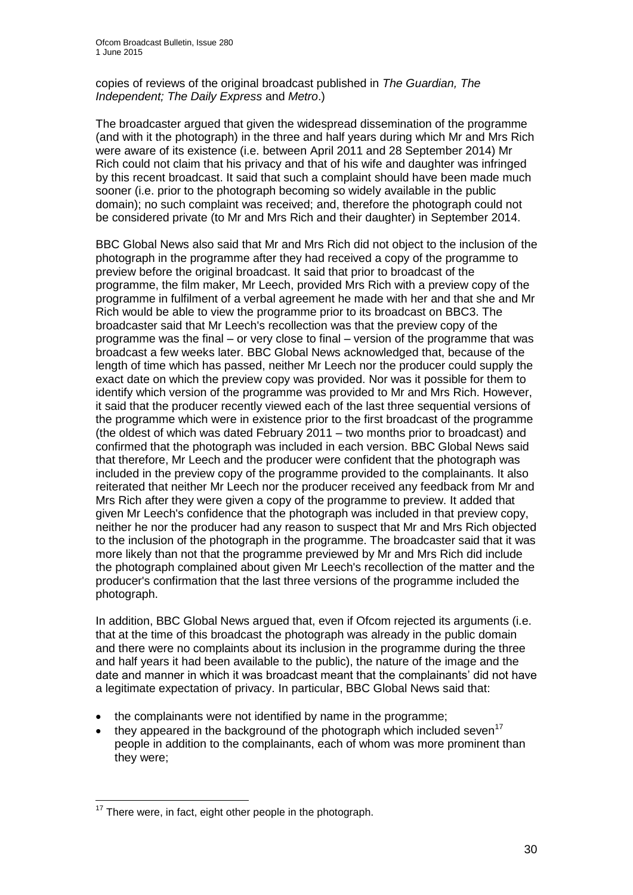copies of reviews of the original broadcast published in *The Guardian, The Independent; The Daily Express* and *Metro*.)

The broadcaster argued that given the widespread dissemination of the programme (and with it the photograph) in the three and half years during which Mr and Mrs Rich were aware of its existence (i.e. between April 2011 and 28 September 2014) Mr Rich could not claim that his privacy and that of his wife and daughter was infringed by this recent broadcast. It said that such a complaint should have been made much sooner (i.e. prior to the photograph becoming so widely available in the public domain); no such complaint was received; and, therefore the photograph could not be considered private (to Mr and Mrs Rich and their daughter) in September 2014.

BBC Global News also said that Mr and Mrs Rich did not object to the inclusion of the photograph in the programme after they had received a copy of the programme to preview before the original broadcast. It said that prior to broadcast of the programme, the film maker, Mr Leech, provided Mrs Rich with a preview copy of the programme in fulfilment of a verbal agreement he made with her and that she and Mr Rich would be able to view the programme prior to its broadcast on BBC3. The broadcaster said that Mr Leech's recollection was that the preview copy of the programme was the final – or very close to final – version of the programme that was broadcast a few weeks later. BBC Global News acknowledged that, because of the length of time which has passed, neither Mr Leech nor the producer could supply the exact date on which the preview copy was provided. Nor was it possible for them to identify which version of the programme was provided to Mr and Mrs Rich. However, it said that the producer recently viewed each of the last three sequential versions of the programme which were in existence prior to the first broadcast of the programme (the oldest of which was dated February 2011 – two months prior to broadcast) and confirmed that the photograph was included in each version. BBC Global News said that therefore, Mr Leech and the producer were confident that the photograph was included in the preview copy of the programme provided to the complainants. It also reiterated that neither Mr Leech nor the producer received any feedback from Mr and Mrs Rich after they were given a copy of the programme to preview. It added that given Mr Leech's confidence that the photograph was included in that preview copy, neither he nor the producer had any reason to suspect that Mr and Mrs Rich objected to the inclusion of the photograph in the programme. The broadcaster said that it was more likely than not that the programme previewed by Mr and Mrs Rich did include the photograph complained about given Mr Leech's recollection of the matter and the producer's confirmation that the last three versions of the programme included the photograph.

In addition, BBC Global News argued that, even if Ofcom rejected its arguments (i.e. that at the time of this broadcast the photograph was already in the public domain and there were no complaints about its inclusion in the programme during the three and half years it had been available to the public), the nature of the image and the date and manner in which it was broadcast meant that the complainants' did not have a legitimate expectation of privacy. In particular, BBC Global News said that:

- the complainants were not identified by name in the programme;
- they appeared in the background of the photograph which included seven[17] people in addition to the complainants, each of whom was more prominent than they were;

[17] There were, in fact, eight other people in the photograph.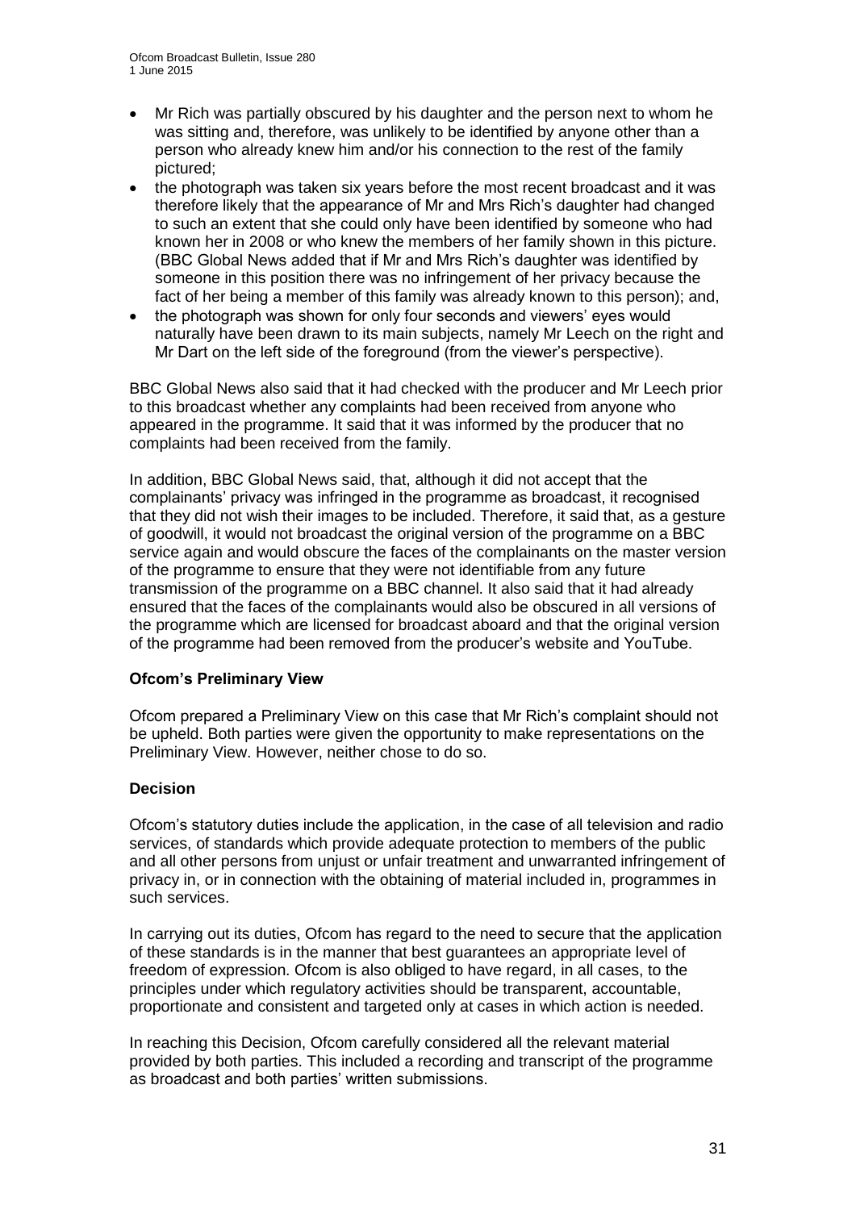- Mr Rich was partially obscured by his daughter and the person next to whom he was sitting and, therefore, was unlikely to be identified by anyone other than a person who already knew him and/or his connection to the rest of the family pictured;
- the photograph was taken six years before the most recent broadcast and it was therefore likely that the appearance of Mr and Mrs Rich's daughter had changed to such an extent that she could only have been identified by someone who had known her in 2008 or who knew the members of her family shown in this picture. (BBC Global News added that if Mr and Mrs Rich's daughter was identified by someone in this position there was no infringement of her privacy because the fact of her being a member of this family was already known to this person); and,
- the photograph was shown for only four seconds and viewers' eyes would naturally have been drawn to its main subjects, namely Mr Leech on the right and Mr Dart on the left side of the foreground (from the viewer's perspective).

BBC Global News also said that it had checked with the producer and Mr Leech prior to this broadcast whether any complaints had been received from anyone who appeared in the programme. It said that it was informed by the producer that no complaints had been received from the family.

In addition, BBC Global News said, that, although it did not accept that the complainants' privacy was infringed in the programme as broadcast, it recognised that they did not wish their images to be included. Therefore, it said that, as a gesture of goodwill, it would not broadcast the original version of the programme on a BBC service again and would obscure the faces of the complainants on the master version of the programme to ensure that they were not identifiable from any future transmission of the programme on a BBC channel. It also said that it had already ensured that the faces of the complainants would also be obscured in all versions of the programme which are licensed for broadcast aboard and that the original version of the programme had been removed from the producer's website and YouTube.

**Ofcom's Preliminary View**

Ofcom prepared a Preliminary View on this case that Mr Rich's complaint should not be upheld. Both parties were given the opportunity to make representations on the Preliminary View. However, neither chose to do so.

**Decision**

Ofcom's statutory duties include the application, in the case of all television and radio services, of standards which provide adequate protection to members of the public and all other persons from unjust or unfair treatment and unwarranted infringement of privacy in, or in connection with the obtaining of material included in, programmes in such services.

In carrying out its duties, Ofcom has regard to the need to secure that the application of these standards is in the manner that best guarantees an appropriate level of freedom of expression. Ofcom is also obliged to have regard, in all cases, to the principles under which regulatory activities should be transparent, accountable, proportionate and consistent and targeted only at cases in which action is needed.

In reaching this Decision, Ofcom carefully considered all the relevant material provided by both parties. This included a recording and transcript of the programme as broadcast and both parties' written submissions.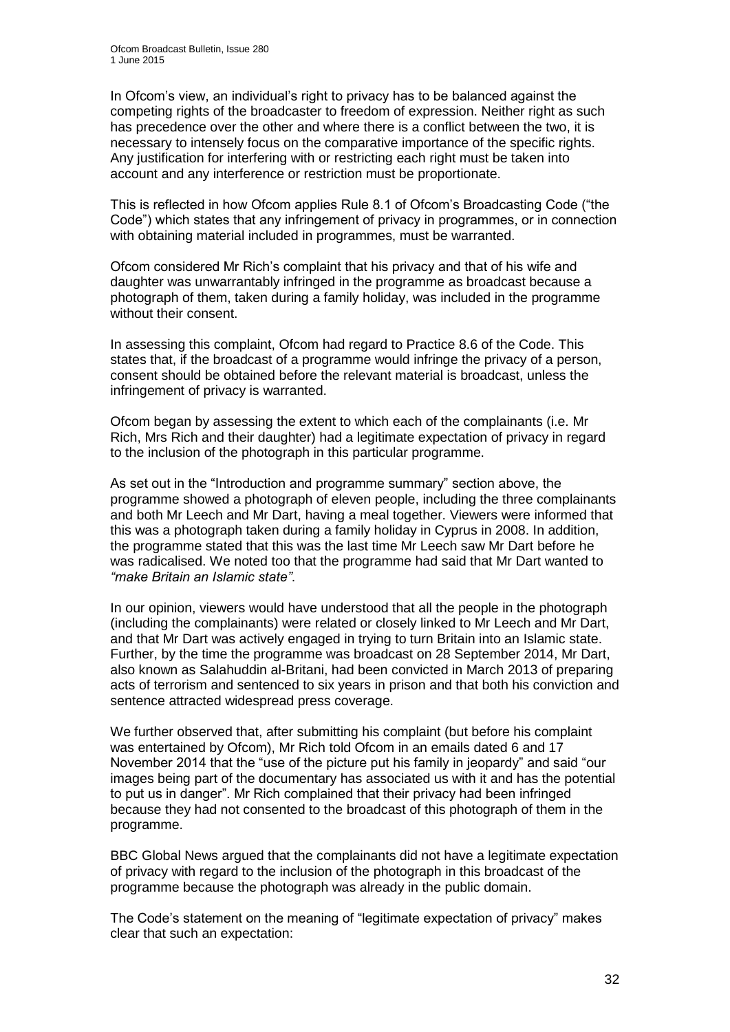In Ofcom's view, an individual's right to privacy has to be balanced against the competing rights of the broadcaster to freedom of expression. Neither right as such has precedence over the other and where there is a conflict between the two, it is necessary to intensely focus on the comparative importance of the specific rights. Any justification for interfering with or restricting each right must be taken into account and any interference or restriction must be proportionate.

This is reflected in how Ofcom applies Rule 8.1 of Ofcom's Broadcasting Code ("the Code") which states that any infringement of privacy in programmes, or in connection with obtaining material included in programmes, must be warranted.

Ofcom considered Mr Rich's complaint that his privacy and that of his wife and daughter was unwarrantably infringed in the programme as broadcast because a photograph of them, taken during a family holiday, was included in the programme without their consent.

In assessing this complaint, Ofcom had regard to Practice 8.6 of the Code. This states that, if the broadcast of a programme would infringe the privacy of a person, consent should be obtained before the relevant material is broadcast, unless the infringement of privacy is warranted.

Ofcom began by assessing the extent to which each of the complainants (i.e. Mr Rich, Mrs Rich and their daughter) had a legitimate expectation of privacy in regard to the inclusion of the photograph in this particular programme.

As set out in the "Introduction and programme summary" section above, the programme showed a photograph of eleven people, including the three complainants and both Mr Leech and Mr Dart, having a meal together. Viewers were informed that this was a photograph taken during a family holiday in Cyprus in 2008. In addition, the programme stated that this was the last time Mr Leech saw Mr Dart before he was radicalised. We noted too that the programme had said that Mr Dart wanted to *"make Britain an Islamic state"*.

In our opinion, viewers would have understood that all the people in the photograph (including the complainants) were related or closely linked to Mr Leech and Mr Dart, and that Mr Dart was actively engaged in trying to turn Britain into an Islamic state. Further, by the time the programme was broadcast on 28 September 2014, Mr Dart, also known as Salahuddin al-Britani, had been convicted in March 2013 of preparing acts of terrorism and sentenced to six years in prison and that both his conviction and sentence attracted widespread press coverage.

We further observed that, after submitting his complaint (but before his complaint was entertained by Ofcom), Mr Rich told Ofcom in an emails dated 6 and 17 November 2014 that the "use of the picture put his family in jeopardy" and said "our images being part of the documentary has associated us with it and has the potential to put us in danger". Mr Rich complained that their privacy had been infringed because they had not consented to the broadcast of this photograph of them in the programme.

BBC Global News argued that the complainants did not have a legitimate expectation of privacy with regard to the inclusion of the photograph in this broadcast of the programme because the photograph was already in the public domain.

The Code's statement on the meaning of "legitimate expectation of privacy" makes clear that such an expectation: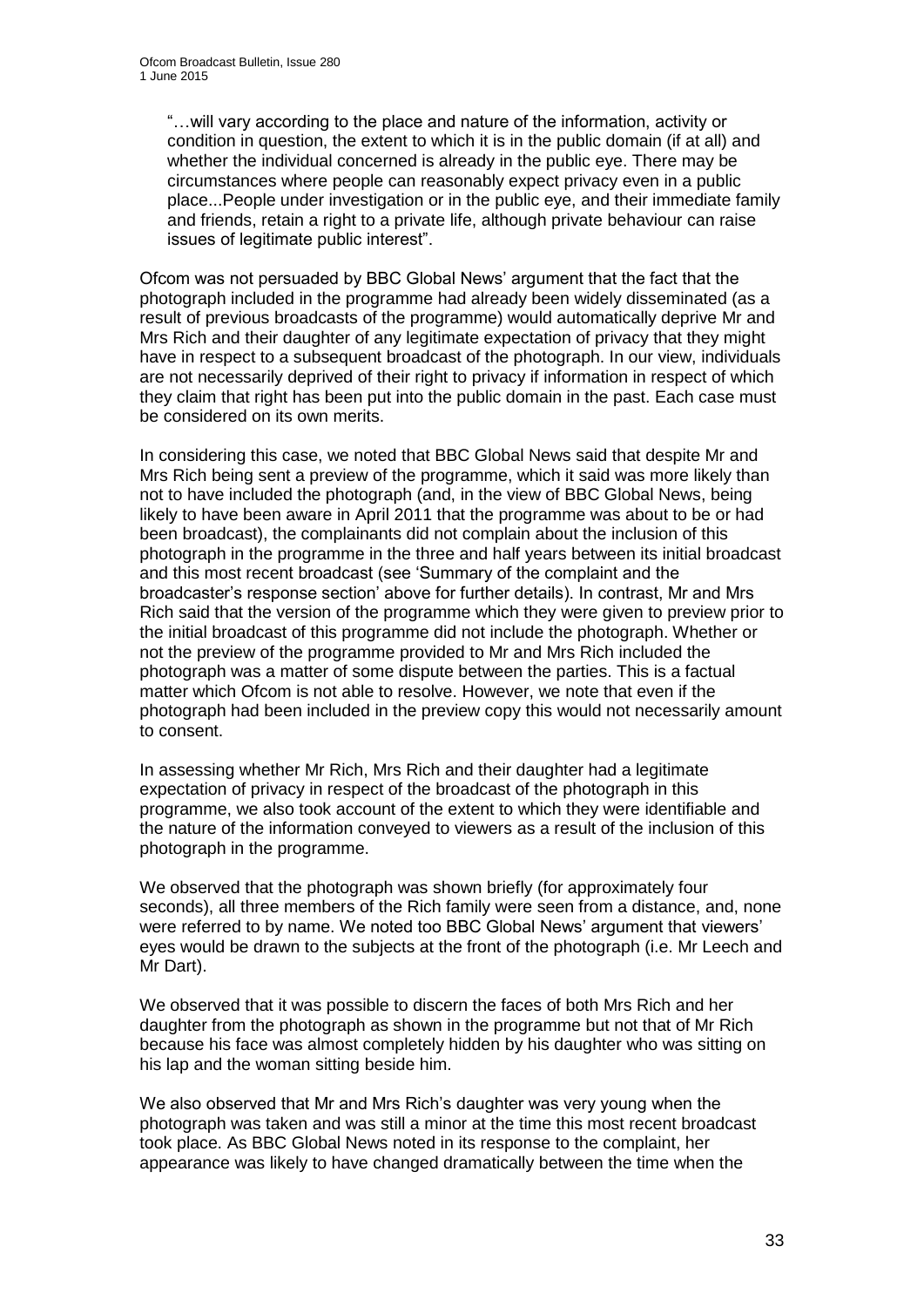"…will vary according to the place and nature of the information, activity or condition in question, the extent to which it is in the public domain (if at all) and whether the individual concerned is already in the public eye. There may be circumstances where people can reasonably expect privacy even in a public place...People under investigation or in the public eye, and their immediate family and friends, retain a right to a private life, although private behaviour can raise issues of legitimate public interest".

Ofcom was not persuaded by BBC Global News' argument that the fact that the photograph included in the programme had already been widely disseminated (as a result of previous broadcasts of the programme) would automatically deprive Mr and Mrs Rich and their daughter of any legitimate expectation of privacy that they might have in respect to a subsequent broadcast of the photograph. In our view, individuals are not necessarily deprived of their right to privacy if information in respect of which they claim that right has been put into the public domain in the past. Each case must be considered on its own merits.

In considering this case, we noted that BBC Global News said that despite Mr and Mrs Rich being sent a preview of the programme, which it said was more likely than not to have included the photograph (and, in the view of BBC Global News, being likely to have been aware in April 2011 that the programme was about to be or had been broadcast), the complainants did not complain about the inclusion of this photograph in the programme in the three and half years between its initial broadcast and this most recent broadcast (see 'Summary of the complaint and the broadcaster's response section' above for further details). In contrast, Mr and Mrs Rich said that the version of the programme which they were given to preview prior to the initial broadcast of this programme did not include the photograph. Whether or not the preview of the programme provided to Mr and Mrs Rich included the photograph was a matter of some dispute between the parties. This is a factual matter which Ofcom is not able to resolve. However, we note that even if the photograph had been included in the preview copy this would not necessarily amount to consent.

In assessing whether Mr Rich, Mrs Rich and their daughter had a legitimate expectation of privacy in respect of the broadcast of the photograph in this programme, we also took account of the extent to which they were identifiable and the nature of the information conveyed to viewers as a result of the inclusion of this photograph in the programme.

We observed that the photograph was shown briefly (for approximately four seconds), all three members of the Rich family were seen from a distance, and, none were referred to by name. We noted too BBC Global News' argument that viewers' eyes would be drawn to the subjects at the front of the photograph (i.e. Mr Leech and Mr Dart).

We observed that it was possible to discern the faces of both Mrs Rich and her daughter from the photograph as shown in the programme but not that of Mr Rich because his face was almost completely hidden by his daughter who was sitting on his lap and the woman sitting beside him.

We also observed that Mr and Mrs Rich's daughter was very young when the photograph was taken and was still a minor at the time this most recent broadcast took place. As BBC Global News noted in its response to the complaint, her appearance was likely to have changed dramatically between the time when the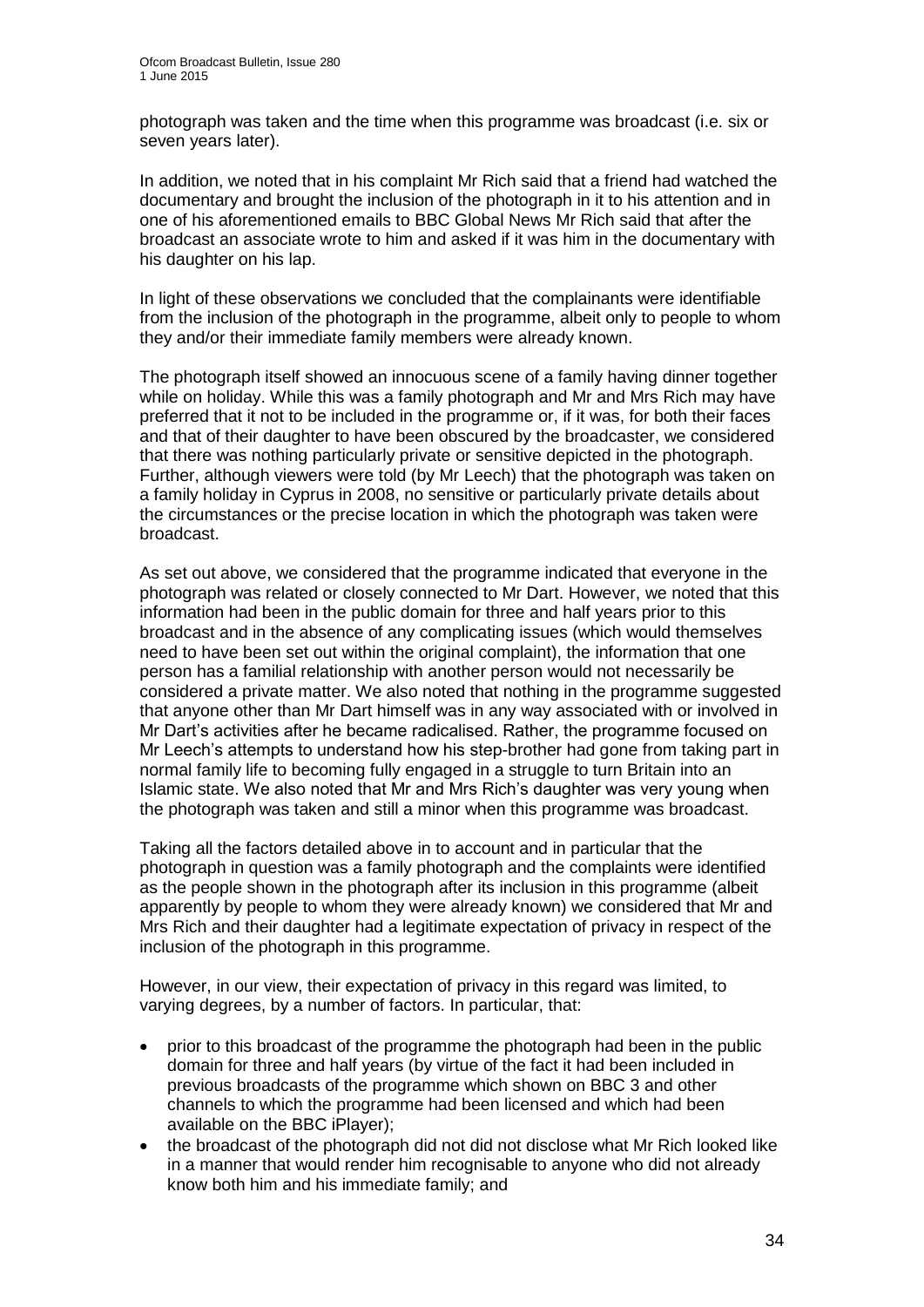photograph was taken and the time when this programme was broadcast (i.e. six or seven years later).

In addition, we noted that in his complaint Mr Rich said that a friend had watched the documentary and brought the inclusion of the photograph in it to his attention and in one of his aforementioned emails to BBC Global News Mr Rich said that after the broadcast an associate wrote to him and asked if it was him in the documentary with his daughter on his lap.

In light of these observations we concluded that the complainants were identifiable from the inclusion of the photograph in the programme, albeit only to people to whom they and/or their immediate family members were already known.

The photograph itself showed an innocuous scene of a family having dinner together while on holiday. While this was a family photograph and Mr and Mrs Rich may have preferred that it not to be included in the programme or, if it was, for both their faces and that of their daughter to have been obscured by the broadcaster, we considered that there was nothing particularly private or sensitive depicted in the photograph. Further, although viewers were told (by Mr Leech) that the photograph was taken on a family holiday in Cyprus in 2008, no sensitive or particularly private details about the circumstances or the precise location in which the photograph was taken were broadcast.

As set out above, we considered that the programme indicated that everyone in the photograph was related or closely connected to Mr Dart. However, we noted that this information had been in the public domain for three and half years prior to this broadcast and in the absence of any complicating issues (which would themselves need to have been set out within the original complaint), the information that one person has a familial relationship with another person would not necessarily be considered a private matter. We also noted that nothing in the programme suggested that anyone other than Mr Dart himself was in any way associated with or involved in Mr Dart's activities after he became radicalised. Rather, the programme focused on Mr Leech's attempts to understand how his step-brother had gone from taking part in normal family life to becoming fully engaged in a struggle to turn Britain into an Islamic state. We also noted that Mr and Mrs Rich's daughter was very young when the photograph was taken and still a minor when this programme was broadcast.

Taking all the factors detailed above in to account and in particular that the photograph in question was a family photograph and the complaints were identified as the people shown in the photograph after its inclusion in this programme (albeit apparently by people to whom they were already known) we considered that Mr and Mrs Rich and their daughter had a legitimate expectation of privacy in respect of the inclusion of the photograph in this programme.

However, in our view, their expectation of privacy in this regard was limited, to varying degrees, by a number of factors. In particular, that:

- prior to this broadcast of the programme the photograph had been in the public domain for three and half years (by virtue of the fact it had been included in previous broadcasts of the programme which shown on BBC 3 and other channels to which the programme had been licensed and which had been available on the BBC iPlayer);
- the broadcast of the photograph did not did not disclose what Mr Rich looked like in a manner that would render him recognisable to anyone who did not already know both him and his immediate family; and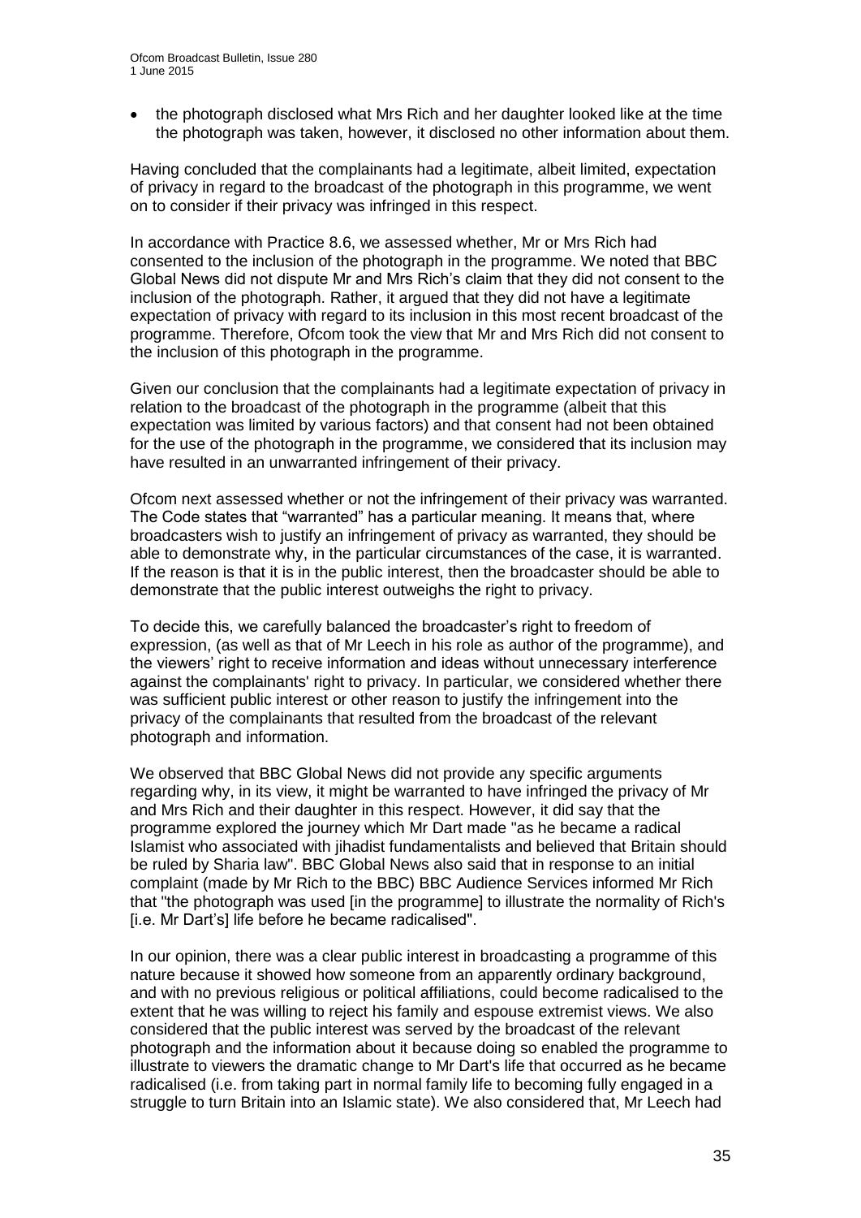- the photograph disclosed what Mrs Rich and her daughter looked like at the time the photograph was taken, however, it disclosed no other information about them.

Having concluded that the complainants had a legitimate, albeit limited, expectation of privacy in regard to the broadcast of the photograph in this programme, we went on to consider if their privacy was infringed in this respect.

In accordance with Practice 8.6, we assessed whether, Mr or Mrs Rich had consented to the inclusion of the photograph in the programme. We noted that BBC Global News did not dispute Mr and Mrs Rich's claim that they did not consent to the inclusion of the photograph. Rather, it argued that they did not have a legitimate expectation of privacy with regard to its inclusion in this most recent broadcast of the programme. Therefore, Ofcom took the view that Mr and Mrs Rich did not consent to the inclusion of this photograph in the programme.

Given our conclusion that the complainants had a legitimate expectation of privacy in relation to the broadcast of the photograph in the programme (albeit that this expectation was limited by various factors) and that consent had not been obtained for the use of the photograph in the programme, we considered that its inclusion may have resulted in an unwarranted infringement of their privacy.

Ofcom next assessed whether or not the infringement of their privacy was warranted. The Code states that "warranted" has a particular meaning. It means that, where broadcasters wish to justify an infringement of privacy as warranted, they should be able to demonstrate why, in the particular circumstances of the case, it is warranted. If the reason is that it is in the public interest, then the broadcaster should be able to demonstrate that the public interest outweighs the right to privacy.

To decide this, we carefully balanced the broadcaster's right to freedom of expression, (as well as that of Mr Leech in his role as author of the programme), and the viewers' right to receive information and ideas without unnecessary interference against the complainants' right to privacy. In particular, we considered whether there was sufficient public interest or other reason to justify the infringement into the privacy of the complainants that resulted from the broadcast of the relevant photograph and information.

We observed that BBC Global News did not provide any specific arguments regarding why, in its view, it might be warranted to have infringed the privacy of Mr and Mrs Rich and their daughter in this respect. However, it did say that the programme explored the journey which Mr Dart made "as he became a radical Islamist who associated with jihadist fundamentalists and believed that Britain should be ruled by Sharia law". BBC Global News also said that in response to an initial complaint (made by Mr Rich to the BBC) BBC Audience Services informed Mr Rich that "the photograph was used [in the programme] to illustrate the normality of Rich's [i.e. Mr Dart's] life before he became radicalised".

In our opinion, there was a clear public interest in broadcasting a programme of this nature because it showed how someone from an apparently ordinary background, and with no previous religious or political affiliations, could become radicalised to the extent that he was willing to reject his family and espouse extremist views. We also considered that the public interest was served by the broadcast of the relevant photograph and the information about it because doing so enabled the programme to illustrate to viewers the dramatic change to Mr Dart's life that occurred as he became radicalised (i.e. from taking part in normal family life to becoming fully engaged in a struggle to turn Britain into an Islamic state). We also considered that, Mr Leech had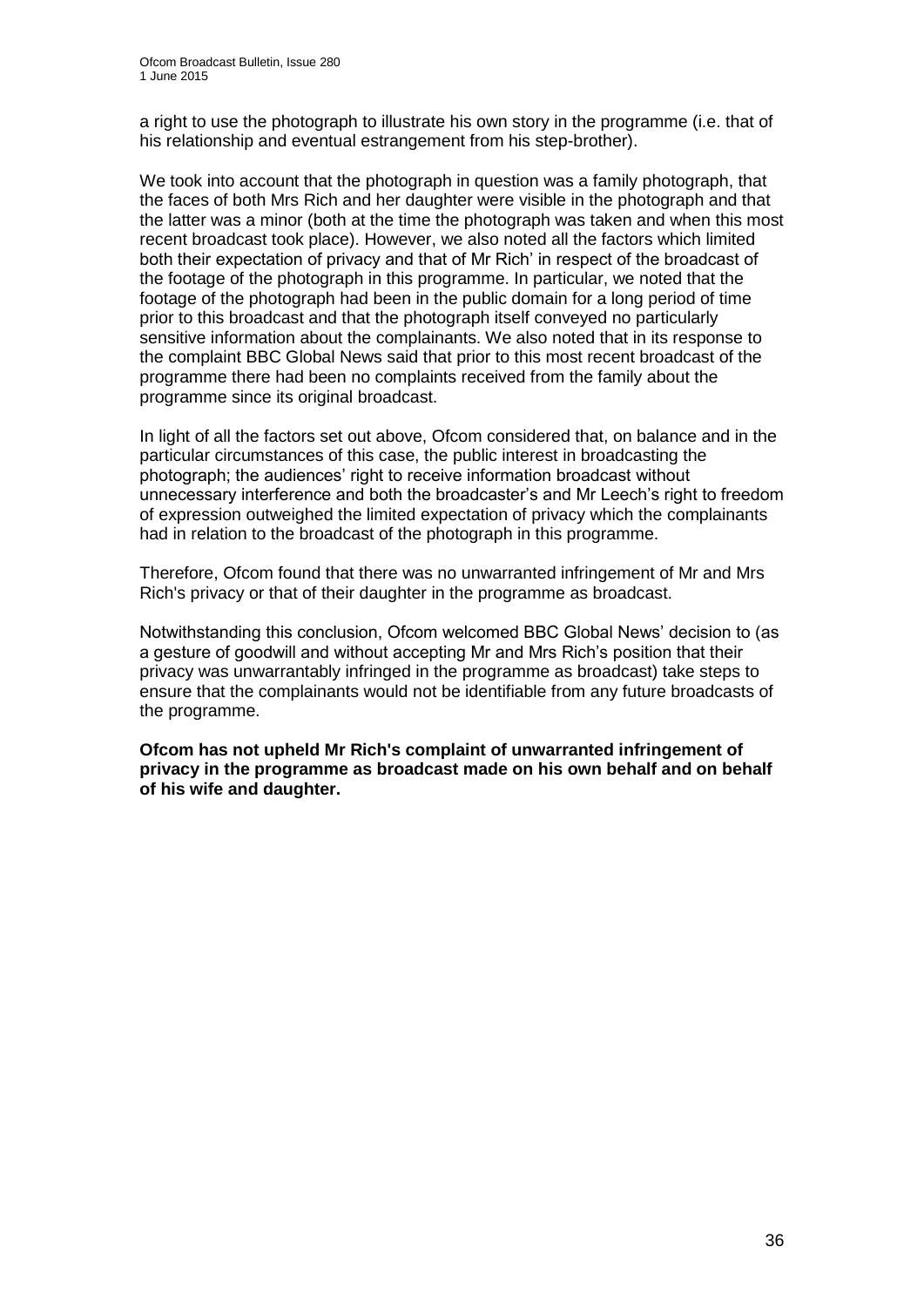a right to use the photograph to illustrate his own story in the programme (i.e. that of his relationship and eventual estrangement from his step-brother).

We took into account that the photograph in question was a family photograph, that the faces of both Mrs Rich and her daughter were visible in the photograph and that the latter was a minor (both at the time the photograph was taken and when this most recent broadcast took place). However, we also noted all the factors which limited both their expectation of privacy and that of Mr Rich' in respect of the broadcast of the footage of the photograph in this programme. In particular, we noted that the footage of the photograph had been in the public domain for a long period of time prior to this broadcast and that the photograph itself conveyed no particularly sensitive information about the complainants. We also noted that in its response to the complaint BBC Global News said that prior to this most recent broadcast of the programme there had been no complaints received from the family about the programme since its original broadcast.

In light of all the factors set out above, Ofcom considered that, on balance and in the particular circumstances of this case, the public interest in broadcasting the photograph; the audiences' right to receive information broadcast without unnecessary interference and both the broadcaster's and Mr Leech's right to freedom of expression outweighed the limited expectation of privacy which the complainants had in relation to the broadcast of the photograph in this programme.

Therefore, Ofcom found that there was no unwarranted infringement of Mr and Mrs Rich's privacy or that of their daughter in the programme as broadcast.

Notwithstanding this conclusion, Ofcom welcomed BBC Global News' decision to (as a gesture of goodwill and without accepting Mr and Mrs Rich's position that their privacy was unwarrantably infringed in the programme as broadcast) take steps to ensure that the complainants would not be identifiable from any future broadcasts of the programme.

**Ofcom has not upheld Mr Rich's complaint of unwarranted infringement of privacy in the programme as broadcast made on his own behalf and on behalf of his wife and daughter.**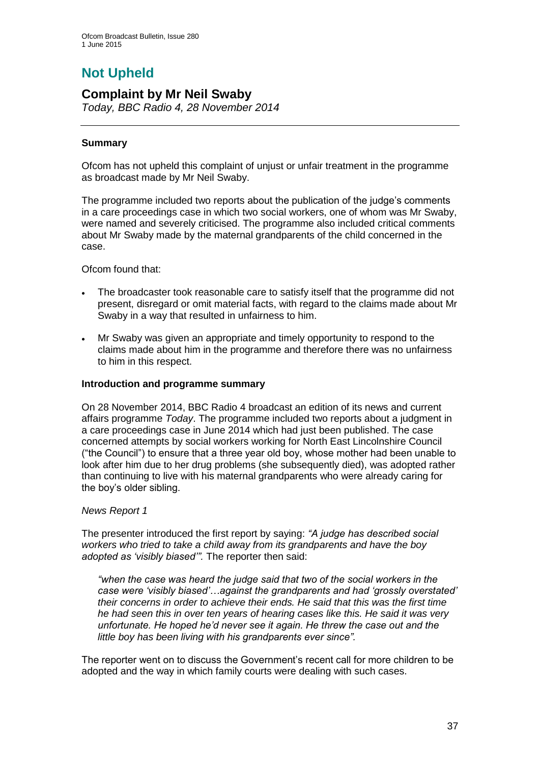# Not Upheld

## Complaint by Mr Neil Swaby

*Today, BBC Radio 4, 28 November 2014*

---

### Summary

Ofcom has not upheld this complaint of unjust or unfair treatment in the programme as broadcast made by Mr Neil Swaby.

The programme included two reports about the publication of the judge's comments in a care proceedings case in which two social workers, one of whom was Mr Swaby, were named and severely criticised. The programme also included critical comments about Mr Swaby made by the maternal grandparents of the child concerned in the case.

Ofcom found that:

- The broadcaster took reasonable care to satisfy itself that the programme did not present, disregard or omit material facts, with regard to the claims made about Mr Swaby in a way that resulted in unfairness to him.
- Mr Swaby was given an appropriate and timely opportunity to respond to the claims made about him in the programme and therefore there was no unfairness to him in this respect.

### Introduction and programme summary

On 28 November 2014, BBC Radio 4 broadcast an edition of its news and current affairs programme *Today*. The programme included two reports about a judgment in a care proceedings case in June 2014 which had just been published. The case concerned attempts by social workers working for North East Lincolnshire Council ("the Council") to ensure that a three year old boy, whose mother had been unable to look after him due to her drug problems (she subsequently died), was adopted rather than continuing to live with his maternal grandparents who were already caring for the boy's older sibling.

*News Report 1*

The presenter introduced the first report by saying: *"A judge has described social workers who tried to take a child away from its grandparents and have the boy adopted as 'visibly biased'".* The reporter then said:

> *"when the case was heard the judge said that two of the social workers in the case were 'visibly biased'…against the grandparents and had 'grossly overstated' their concerns in order to achieve their ends. He said that this was the first time he had seen this in over ten years of hearing cases like this. He said it was very unfortunate. He hoped he'd never see it again. He threw the case out and the little boy has been living with his grandparents ever since".*

The reporter went on to discuss the Government's recent call for more children to be adopted and the way in which family courts were dealing with such cases.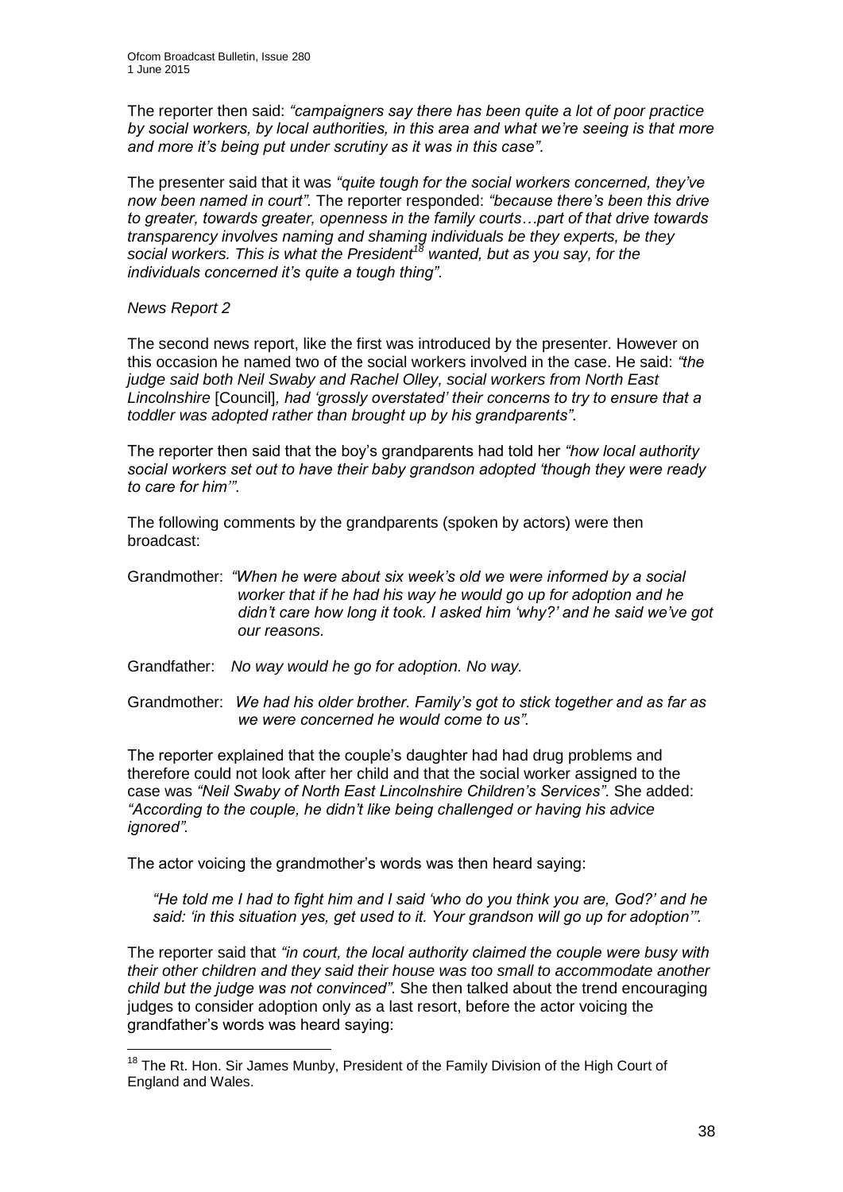The reporter then said: *"campaigners say there has been quite a lot of poor practice by social workers, by local authorities, in this area and what we're seeing is that more and more it's being put under scrutiny as it was in this case"*.

The presenter said that it was *"quite tough for the social workers concerned, they've now been named in court"*. The reporter responded: *"because there's been this drive to greater, towards greater, openness in the family courts…part of that drive towards transparency involves naming and shaming individuals be they experts, be they social workers. This is what the President[18] wanted, but as you say, for the individuals concerned it's quite a tough thing"*.

*News Report 2*

The second news report, like the first was introduced by the presenter. However on this occasion he named two of the social workers involved in the case. He said: *"the judge said both Neil Swaby and Rachel Olley, social workers from North East Lincolnshire* [Council]*, had 'grossly overstated' their concerns to try to ensure that a toddler was adopted rather than brought up by his grandparents"*.

The reporter then said that the boy's grandparents had told her *"how local authority social workers set out to have their baby grandson adopted 'though they were ready to care for him'"*.

The following comments by the grandparents (spoken by actors) were then broadcast:

Grandmother: *"When he were about six week's old we were informed by a social worker that if he had his way he would go up for adoption and he didn't care how long it took. I asked him 'why?' and he said we've got our reasons.*

Grandfather: *No way would he go for adoption. No way.*

Grandmother: *We had his older brother. Family's got to stick together and as far as we were concerned he would come to us".*

The reporter explained that the couple's daughter had had drug problems and therefore could not look after her child and that the social worker assigned to the case was *"Neil Swaby of North East Lincolnshire Children's Services"*. She added: *"According to the couple, he didn't like being challenged or having his advice ignored"*.

The actor voicing the grandmother's words was then heard saying:

> *"He told me I had to fight him and I said 'who do you think you are, God?' and he said: 'in this situation yes, get used to it. Your grandson will go up for adoption'".*

The reporter said that *"in court, the local authority claimed the couple were busy with their other children and they said their house was too small to accommodate another child but the judge was not convinced"*. She then talked about the trend encouraging judges to consider adoption only as a last resort, before the actor voicing the grandfather's words was heard saying:

---

[18] The Rt. Hon. Sir James Munby, President of the Family Division of the High Court of England and Wales.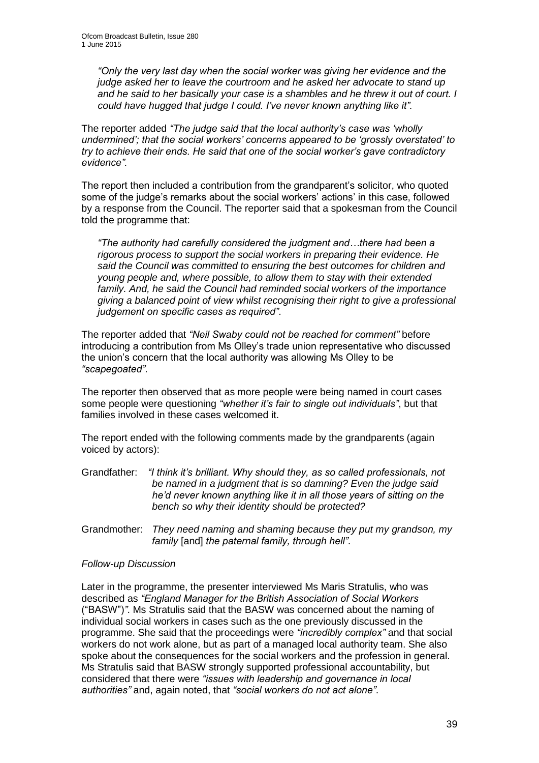*"Only the very last day when the social worker was giving her evidence and the judge asked her to leave the courtroom and he asked her advocate to stand up and he said to her basically your case is a shambles and he threw it out of court. I could have hugged that judge I could. I've never known anything like it".*

The reporter added *"The judge said that the local authority's case was 'wholly undermined'; that the social workers' concerns appeared to be 'grossly overstated' to try to achieve their ends. He said that one of the social worker's gave contradictory evidence".*

The report then included a contribution from the grandparent's solicitor, who quoted some of the judge's remarks about the social workers' actions' in this case, followed by a response from the Council. The reporter said that a spokesman from the Council told the programme that:

*"The authority had carefully considered the judgment and…there had been a rigorous process to support the social workers in preparing their evidence. He said the Council was committed to ensuring the best outcomes for children and young people and, where possible, to allow them to stay with their extended family. And, he said the Council had reminded social workers of the importance giving a balanced point of view whilst recognising their right to give a professional judgement on specific cases as required"*.

The reporter added that *"Neil Swaby could not be reached for comment"* before introducing a contribution from Ms Olley's trade union representative who discussed the union's concern that the local authority was allowing Ms Olley to be *"scapegoated"*.

The reporter then observed that as more people were being named in court cases some people were questioning *"whether it's fair to single out individuals"*, but that families involved in these cases welcomed it.

The report ended with the following comments made by the grandparents (again voiced by actors):

Grandfather: *"I think it's brilliant. Why should they, as so called professionals, not be named in a judgment that is so damning? Even the judge said he'd never known anything like it in all those years of sitting on the bench so why their identity should be protected?*

Grandmother: *They need naming and shaming because they put my grandson, my family* [and] *the paternal family, through hell"*.

*Follow-up Discussion*

Later in the programme, the presenter interviewed Ms Maris Stratulis, who was described as *"England Manager for the British Association of Social Workers* ("BASW")*"*. Ms Stratulis said that the BASW was concerned about the naming of individual social workers in cases such as the one previously discussed in the programme. She said that the proceedings were *"incredibly complex"* and that social workers do not work alone, but as part of a managed local authority team. She also spoke about the consequences for the social workers and the profession in general. Ms Stratulis said that BASW strongly supported professional accountability, but considered that there were *"issues with leadership and governance in local authorities"* and, again noted, that *"social workers do not act alone"*.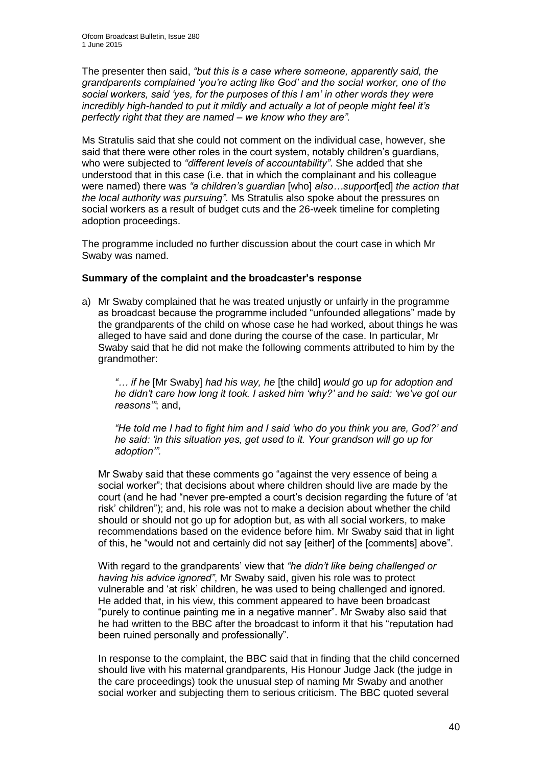The presenter then said, *"but this is a case where someone, apparently said, the grandparents complained 'you're acting like God' and the social worker, one of the social workers, said 'yes, for the purposes of this I am' in other words they were incredibly high-handed to put it mildly and actually a lot of people might feel it's perfectly right that they are named – we know who they are"*.

Ms Stratulis said that she could not comment on the individual case, however, she said that there were other roles in the court system, notably children's guardians, who were subjected to *"different levels of accountability"*. She added that she understood that in this case (i.e. that in which the complainant and his colleague were named) there was *"a children's guardian* [who] *also…support*[ed] *the action that the local authority was pursuing"*. Ms Stratulis also spoke about the pressures on social workers as a result of budget cuts and the 26-week timeline for completing adoption proceedings.

The programme included no further discussion about the court case in which Mr Swaby was named.

**Summary of the complaint and the broadcaster's response**

a) Mr Swaby complained that he was treated unjustly or unfairly in the programme as broadcast because the programme included "unfounded allegations" made by the grandparents of the child on whose case he had worked, about things he was alleged to have said and done during the course of the case. In particular, Mr Swaby said that he did not make the following comments attributed to him by the grandmother:

   *"… if he* [Mr Swaby] *had his way, he* [the child] *would go up for adoption and he didn't care how long it took. I asked him 'why?' and he said: 'we've got our reasons'"*; and,

   *"He told me I had to fight him and I said 'who do you think you are, God?' and he said: 'in this situation yes, get used to it. Your grandson will go up for adoption'"*.

   Mr Swaby said that these comments go "against the very essence of being a social worker"; that decisions about where children should live are made by the court (and he had "never pre-empted a court's decision regarding the future of 'at risk' children"); and, his role was not to make a decision about whether the child should or should not go up for adoption but, as with all social workers, to make recommendations based on the evidence before him. Mr Swaby said that in light of this, he "would not and certainly did not say [either] of the [comments] above".

   With regard to the grandparents' view that *"he didn't like being challenged or having his advice ignored"*, Mr Swaby said, given his role was to protect vulnerable and 'at risk' children, he was used to being challenged and ignored. He added that, in his view, this comment appeared to have been broadcast "purely to continue painting me in a negative manner". Mr Swaby also said that he had written to the BBC after the broadcast to inform it that his "reputation had been ruined personally and professionally".

   In response to the complaint, the BBC said that in finding that the child concerned should live with his maternal grandparents, His Honour Judge Jack (the judge in the care proceedings) took the unusual step of naming Mr Swaby and another social worker and subjecting them to serious criticism. The BBC quoted several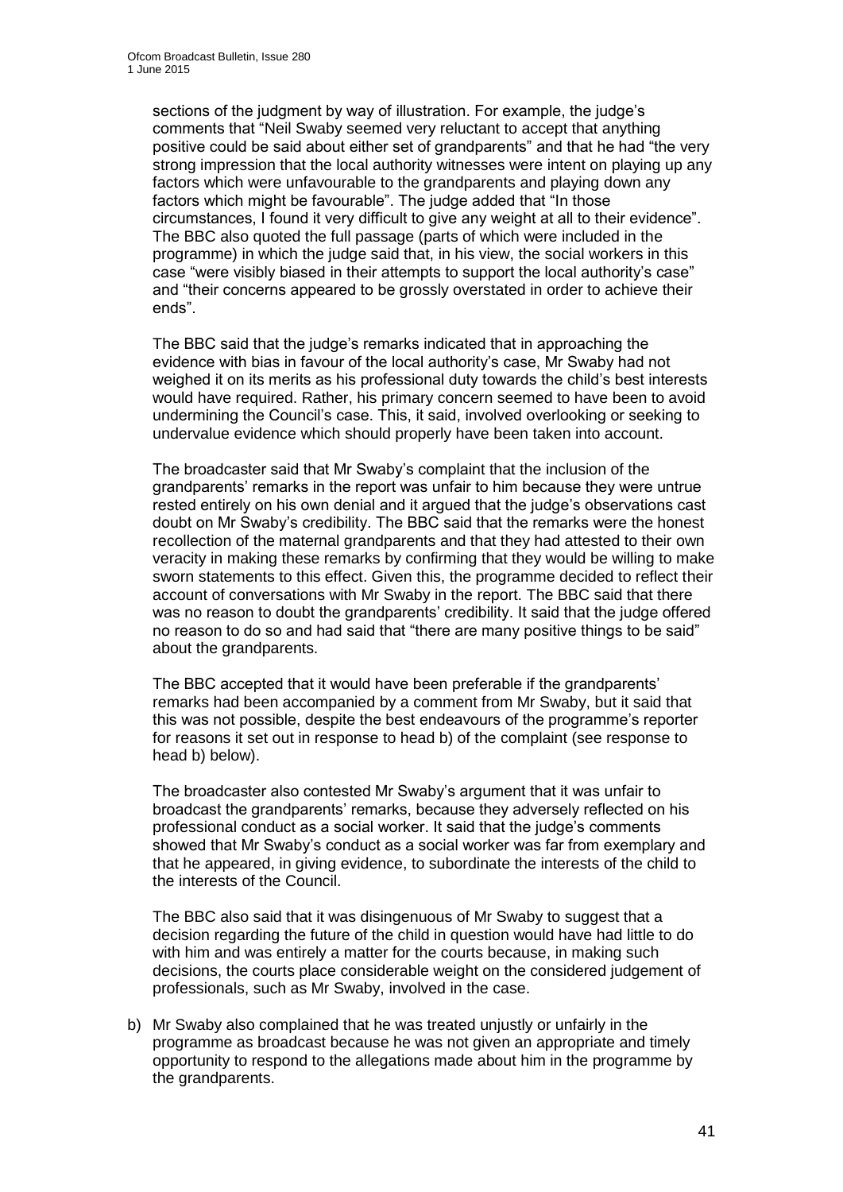sections of the judgment by way of illustration. For example, the judge's comments that "Neil Swaby seemed very reluctant to accept that anything positive could be said about either set of grandparents" and that he had "the very strong impression that the local authority witnesses were intent on playing up any factors which were unfavourable to the grandparents and playing down any factors which might be favourable". The judge added that "In those circumstances, I found it very difficult to give any weight at all to their evidence". The BBC also quoted the full passage (parts of which were included in the programme) in which the judge said that, in his view, the social workers in this case "were visibly biased in their attempts to support the local authority's case" and "their concerns appeared to be grossly overstated in order to achieve their ends".

The BBC said that the judge's remarks indicated that in approaching the evidence with bias in favour of the local authority's case, Mr Swaby had not weighed it on its merits as his professional duty towards the child's best interests would have required. Rather, his primary concern seemed to have been to avoid undermining the Council's case. This, it said, involved overlooking or seeking to undervalue evidence which should properly have been taken into account.

The broadcaster said that Mr Swaby's complaint that the inclusion of the grandparents' remarks in the report was unfair to him because they were untrue rested entirely on his own denial and it argued that the judge's observations cast doubt on Mr Swaby's credibility. The BBC said that the remarks were the honest recollection of the maternal grandparents and that they had attested to their own veracity in making these remarks by confirming that they would be willing to make sworn statements to this effect. Given this, the programme decided to reflect their account of conversations with Mr Swaby in the report. The BBC said that there was no reason to doubt the grandparents' credibility. It said that the judge offered no reason to do so and had said that "there are many positive things to be said" about the grandparents.

The BBC accepted that it would have been preferable if the grandparents' remarks had been accompanied by a comment from Mr Swaby, but it said that this was not possible, despite the best endeavours of the programme's reporter for reasons it set out in response to head b) of the complaint (see response to head b) below).

The broadcaster also contested Mr Swaby's argument that it was unfair to broadcast the grandparents' remarks, because they adversely reflected on his professional conduct as a social worker. It said that the judge's comments showed that Mr Swaby's conduct as a social worker was far from exemplary and that he appeared, in giving evidence, to subordinate the interests of the child to the interests of the Council.

The BBC also said that it was disingenuous of Mr Swaby to suggest that a decision regarding the future of the child in question would have had little to do with him and was entirely a matter for the courts because, in making such decisions, the courts place considerable weight on the considered judgement of professionals, such as Mr Swaby, involved in the case.

b) Mr Swaby also complained that he was treated unjustly or unfairly in the programme as broadcast because he was not given an appropriate and timely opportunity to respond to the allegations made about him in the programme by the grandparents.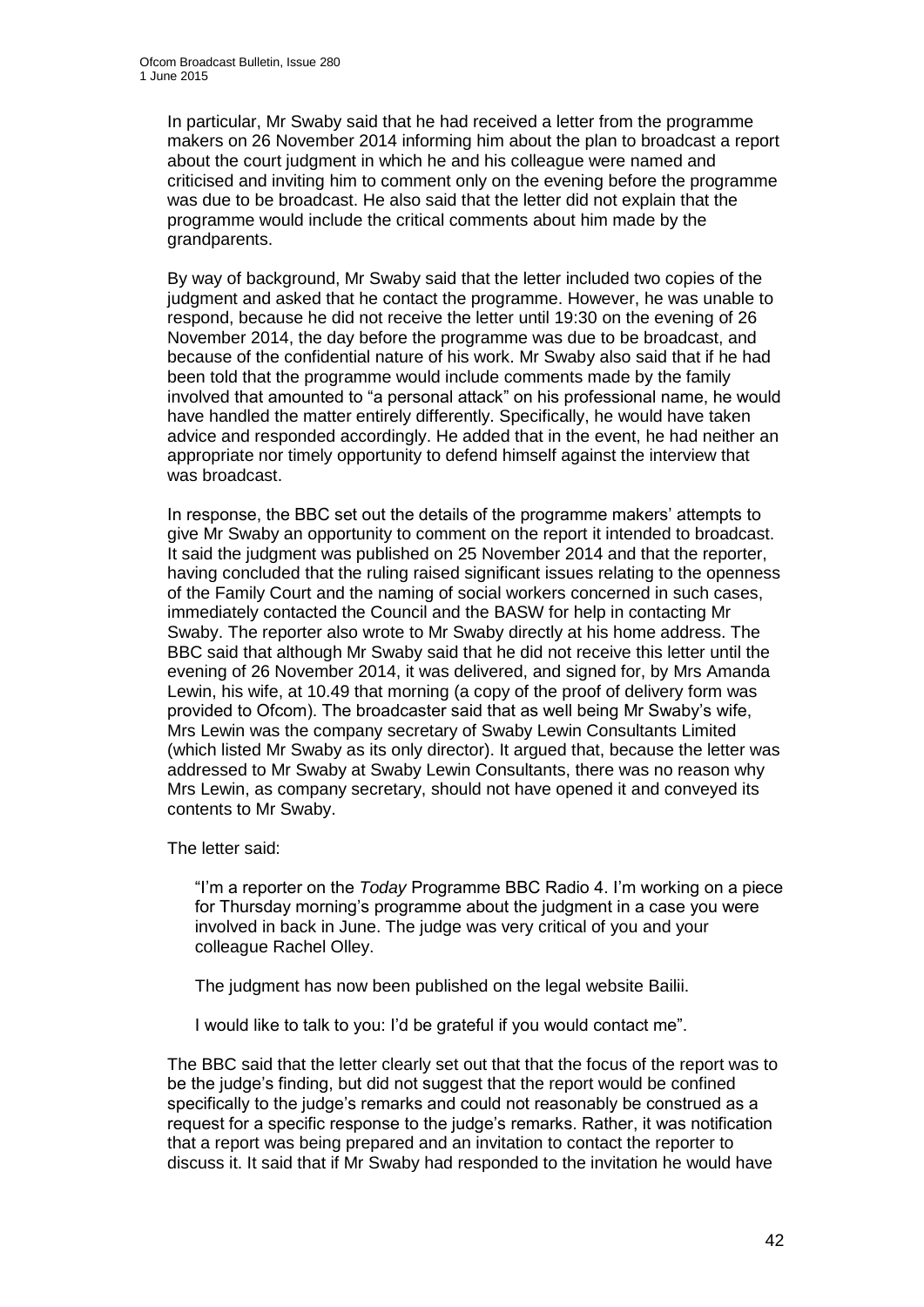In particular, Mr Swaby said that he had received a letter from the programme makers on 26 November 2014 informing him about the plan to broadcast a report about the court judgment in which he and his colleague were named and criticised and inviting him to comment only on the evening before the programme was due to be broadcast. He also said that the letter did not explain that the programme would include the critical comments about him made by the grandparents.

By way of background, Mr Swaby said that the letter included two copies of the judgment and asked that he contact the programme. However, he was unable to respond, because he did not receive the letter until 19:30 on the evening of 26 November 2014, the day before the programme was due to be broadcast, and because of the confidential nature of his work. Mr Swaby also said that if he had been told that the programme would include comments made by the family involved that amounted to "a personal attack" on his professional name, he would have handled the matter entirely differently. Specifically, he would have taken advice and responded accordingly. He added that in the event, he had neither an appropriate nor timely opportunity to defend himself against the interview that was broadcast.

In response, the BBC set out the details of the programme makers' attempts to give Mr Swaby an opportunity to comment on the report it intended to broadcast. It said the judgment was published on 25 November 2014 and that the reporter, having concluded that the ruling raised significant issues relating to the openness of the Family Court and the naming of social workers concerned in such cases, immediately contacted the Council and the BASW for help in contacting Mr Swaby. The reporter also wrote to Mr Swaby directly at his home address. The BBC said that although Mr Swaby said that he did not receive this letter until the evening of 26 November 2014, it was delivered, and signed for, by Mrs Amanda Lewin, his wife, at 10.49 that morning (a copy of the proof of delivery form was provided to Ofcom). The broadcaster said that as well being Mr Swaby's wife, Mrs Lewin was the company secretary of Swaby Lewin Consultants Limited (which listed Mr Swaby as its only director). It argued that, because the letter was addressed to Mr Swaby at Swaby Lewin Consultants, there was no reason why Mrs Lewin, as company secretary, should not have opened it and conveyed its contents to Mr Swaby.

The letter said:

> "I'm a reporter on the *Today* Programme BBC Radio 4. I'm working on a piece for Thursday morning's programme about the judgment in a case you were involved in back in June. The judge was very critical of you and your colleague Rachel Olley.
>
> The judgment has now been published on the legal website Bailii.
>
> I would like to talk to you: I'd be grateful if you would contact me".

The BBC said that the letter clearly set out that that the focus of the report was to be the judge's finding, but did not suggest that the report would be confined specifically to the judge's remarks and could not reasonably be construed as a request for a specific response to the judge's remarks. Rather, it was notification that a report was being prepared and an invitation to contact the reporter to discuss it. It said that if Mr Swaby had responded to the invitation he would have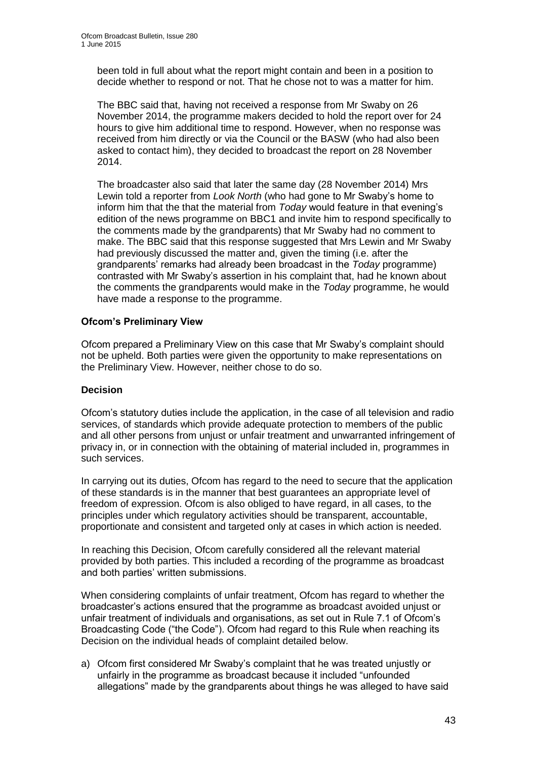been told in full about what the report might contain and been in a position to decide whether to respond or not. That he chose not to was a matter for him.

The BBC said that, having not received a response from Mr Swaby on 26 November 2014, the programme makers decided to hold the report over for 24 hours to give him additional time to respond. However, when no response was received from him directly or via the Council or the BASW (who had also been asked to contact him), they decided to broadcast the report on 28 November 2014.

The broadcaster also said that later the same day (28 November 2014) Mrs Lewin told a reporter from *Look North* (who had gone to Mr Swaby's home to inform him that the that the material from *Today* would feature in that evening's edition of the news programme on BBC1 and invite him to respond specifically to the comments made by the grandparents) that Mr Swaby had no comment to make. The BBC said that this response suggested that Mrs Lewin and Mr Swaby had previously discussed the matter and, given the timing (i.e. after the grandparents' remarks had already been broadcast in the *Today* programme) contrasted with Mr Swaby's assertion in his complaint that, had he known about the comments the grandparents would make in the *Today* programme, he would have made a response to the programme.

**Ofcom's Preliminary View**

Ofcom prepared a Preliminary View on this case that Mr Swaby's complaint should not be upheld. Both parties were given the opportunity to make representations on the Preliminary View. However, neither chose to do so.

**Decision**

Ofcom's statutory duties include the application, in the case of all television and radio services, of standards which provide adequate protection to members of the public and all other persons from unjust or unfair treatment and unwarranted infringement of privacy in, or in connection with the obtaining of material included in, programmes in such services.

In carrying out its duties, Ofcom has regard to the need to secure that the application of these standards is in the manner that best guarantees an appropriate level of freedom of expression. Ofcom is also obliged to have regard, in all cases, to the principles under which regulatory activities should be transparent, accountable, proportionate and consistent and targeted only at cases in which action is needed.

In reaching this Decision, Ofcom carefully considered all the relevant material provided by both parties. This included a recording of the programme as broadcast and both parties' written submissions.

When considering complaints of unfair treatment, Ofcom has regard to whether the broadcaster's actions ensured that the programme as broadcast avoided unjust or unfair treatment of individuals and organisations, as set out in Rule 7.1 of Ofcom's Broadcasting Code ("the Code"). Ofcom had regard to this Rule when reaching its Decision on the individual heads of complaint detailed below.

a) Ofcom first considered Mr Swaby's complaint that he was treated unjustly or unfairly in the programme as broadcast because it included "unfounded allegations" made by the grandparents about things he was alleged to have said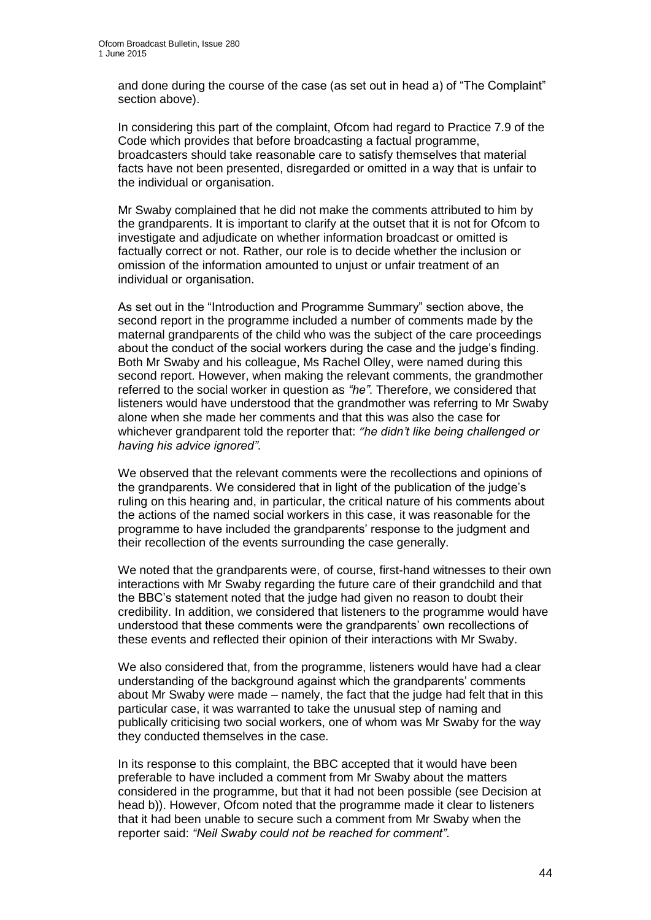and done during the course of the case (as set out in head a) of "The Complaint" section above).

In considering this part of the complaint, Ofcom had regard to Practice 7.9 of the Code which provides that before broadcasting a factual programme, broadcasters should take reasonable care to satisfy themselves that material facts have not been presented, disregarded or omitted in a way that is unfair to the individual or organisation.

Mr Swaby complained that he did not make the comments attributed to him by the grandparents. It is important to clarify at the outset that it is not for Ofcom to investigate and adjudicate on whether information broadcast or omitted is factually correct or not. Rather, our role is to decide whether the inclusion or omission of the information amounted to unjust or unfair treatment of an individual or organisation.

As set out in the "Introduction and Programme Summary" section above, the second report in the programme included a number of comments made by the maternal grandparents of the child who was the subject of the care proceedings about the conduct of the social workers during the case and the judge's finding. Both Mr Swaby and his colleague, Ms Rachel Olley, were named during this second report. However, when making the relevant comments, the grandmother referred to the social worker in question as *"he"*. Therefore, we considered that listeners would have understood that the grandmother was referring to Mr Swaby alone when she made her comments and that this was also the case for whichever grandparent told the reporter that: *"he didn't like being challenged or having his advice ignored"*.

We observed that the relevant comments were the recollections and opinions of the grandparents. We considered that in light of the publication of the judge's ruling on this hearing and, in particular, the critical nature of his comments about the actions of the named social workers in this case, it was reasonable for the programme to have included the grandparents' response to the judgment and their recollection of the events surrounding the case generally.

We noted that the grandparents were, of course, first-hand witnesses to their own interactions with Mr Swaby regarding the future care of their grandchild and that the BBC's statement noted that the judge had given no reason to doubt their credibility. In addition, we considered that listeners to the programme would have understood that these comments were the grandparents' own recollections of these events and reflected their opinion of their interactions with Mr Swaby.

We also considered that, from the programme, listeners would have had a clear understanding of the background against which the grandparents' comments about Mr Swaby were made – namely, the fact that the judge had felt that in this particular case, it was warranted to take the unusual step of naming and publically criticising two social workers, one of whom was Mr Swaby for the way they conducted themselves in the case.

In its response to this complaint, the BBC accepted that it would have been preferable to have included a comment from Mr Swaby about the matters considered in the programme, but that it had not been possible (see Decision at head b)). However, Ofcom noted that the programme made it clear to listeners that it had been unable to secure such a comment from Mr Swaby when the reporter said: *"Neil Swaby could not be reached for comment"*.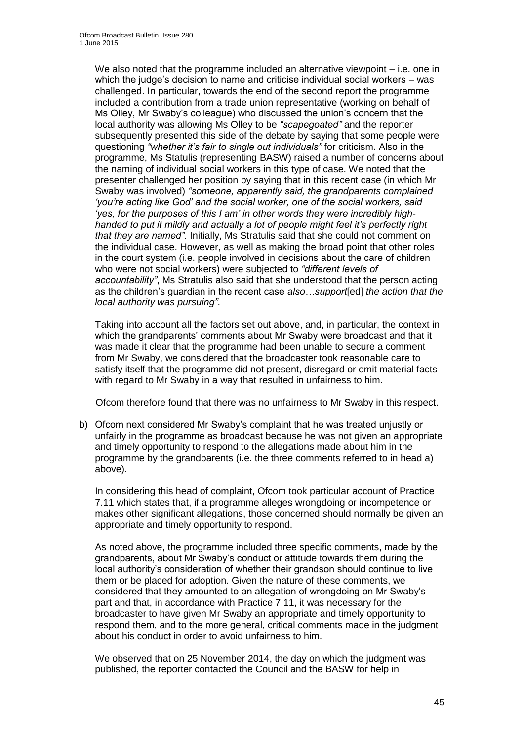We also noted that the programme included an alternative viewpoint – i.e. one in which the judge's decision to name and criticise individual social workers – was challenged. In particular, towards the end of the second report the programme included a contribution from a trade union representative (working on behalf of Ms Olley, Mr Swaby's colleague) who discussed the union's concern that the local authority was allowing Ms Olley to be *"scapegoated"* and the reporter subsequently presented this side of the debate by saying that some people were questioning *"whether it's fair to single out individuals"* for criticism. Also in the programme, Ms Statulis (representing BASW) raised a number of concerns about the naming of individual social workers in this type of case. We noted that the presenter challenged her position by saying that in this recent case (in which Mr Swaby was involved) *"someone, apparently said, the grandparents complained 'you're acting like God' and the social worker, one of the social workers, said 'yes, for the purposes of this I am' in other words they were incredibly high-handed to put it mildly and actually a lot of people might feel it's perfectly right that they are named".* Initially, Ms Stratulis said that she could not comment on the individual case. However, as well as making the broad point that other roles in the court system (i.e. people involved in decisions about the care of children who were not social workers) were subjected to *"different levels of accountability"*, Ms Stratulis also said that she understood that the person acting as the children's guardian in the recent case *also…support*[ed] *the action that the local authority was pursuing"*.

Taking into account all the factors set out above, and, in particular, the context in which the grandparents' comments about Mr Swaby were broadcast and that it was made it clear that the programme had been unable to secure a comment from Mr Swaby, we considered that the broadcaster took reasonable care to satisfy itself that the programme did not present, disregard or omit material facts with regard to Mr Swaby in a way that resulted in unfairness to him.

Ofcom therefore found that there was no unfairness to Mr Swaby in this respect.

b) Ofcom next considered Mr Swaby's complaint that he was treated unjustly or unfairly in the programme as broadcast because he was not given an appropriate and timely opportunity to respond to the allegations made about him in the programme by the grandparents (i.e. the three comments referred to in head a) above).

In considering this head of complaint, Ofcom took particular account of Practice 7.11 which states that, if a programme alleges wrongdoing or incompetence or makes other significant allegations, those concerned should normally be given an appropriate and timely opportunity to respond.

As noted above, the programme included three specific comments, made by the grandparents, about Mr Swaby's conduct or attitude towards them during the local authority's consideration of whether their grandson should continue to live them or be placed for adoption. Given the nature of these comments, we considered that they amounted to an allegation of wrongdoing on Mr Swaby's part and that, in accordance with Practice 7.11, it was necessary for the broadcaster to have given Mr Swaby an appropriate and timely opportunity to respond them, and to the more general, critical comments made in the judgment about his conduct in order to avoid unfairness to him.

We observed that on 25 November 2014, the day on which the judgment was published, the reporter contacted the Council and the BASW for help in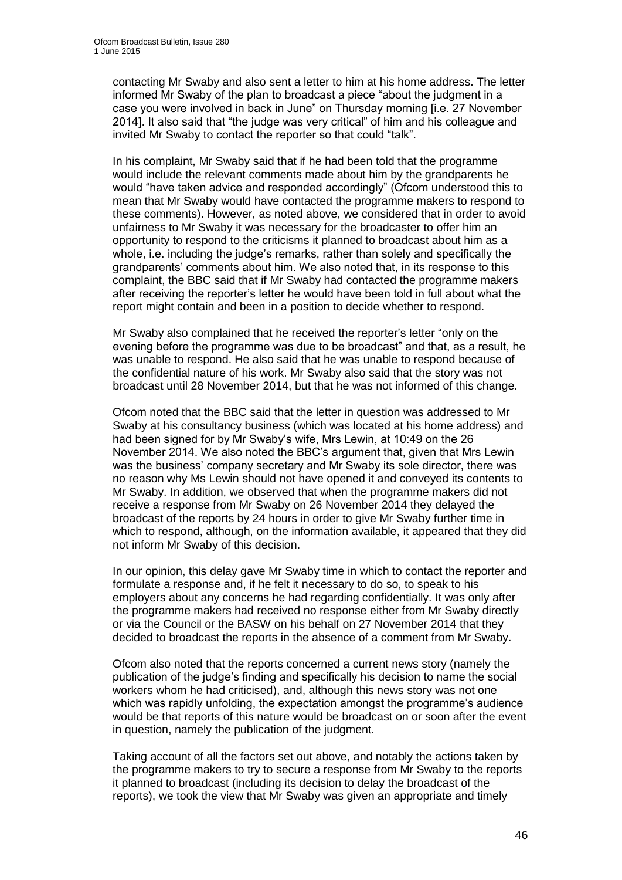contacting Mr Swaby and also sent a letter to him at his home address. The letter informed Mr Swaby of the plan to broadcast a piece "about the judgment in a case you were involved in back in June" on Thursday morning [i.e. 27 November 2014]. It also said that "the judge was very critical" of him and his colleague and invited Mr Swaby to contact the reporter so that could "talk".

In his complaint, Mr Swaby said that if he had been told that the programme would include the relevant comments made about him by the grandparents he would "have taken advice and responded accordingly" (Ofcom understood this to mean that Mr Swaby would have contacted the programme makers to respond to these comments). However, as noted above, we considered that in order to avoid unfairness to Mr Swaby it was necessary for the broadcaster to offer him an opportunity to respond to the criticisms it planned to broadcast about him as a whole, i.e. including the judge's remarks, rather than solely and specifically the grandparents' comments about him. We also noted that, in its response to this complaint, the BBC said that if Mr Swaby had contacted the programme makers after receiving the reporter's letter he would have been told in full about what the report might contain and been in a position to decide whether to respond.

Mr Swaby also complained that he received the reporter's letter "only on the evening before the programme was due to be broadcast" and that, as a result, he was unable to respond. He also said that he was unable to respond because of the confidential nature of his work. Mr Swaby also said that the story was not broadcast until 28 November 2014, but that he was not informed of this change.

Ofcom noted that the BBC said that the letter in question was addressed to Mr Swaby at his consultancy business (which was located at his home address) and had been signed for by Mr Swaby's wife, Mrs Lewin, at 10:49 on the 26 November 2014. We also noted the BBC's argument that, given that Mrs Lewin was the business' company secretary and Mr Swaby its sole director, there was no reason why Ms Lewin should not have opened it and conveyed its contents to Mr Swaby. In addition, we observed that when the programme makers did not receive a response from Mr Swaby on 26 November 2014 they delayed the broadcast of the reports by 24 hours in order to give Mr Swaby further time in which to respond, although, on the information available, it appeared that they did not inform Mr Swaby of this decision.

In our opinion, this delay gave Mr Swaby time in which to contact the reporter and formulate a response and, if he felt it necessary to do so, to speak to his employers about any concerns he had regarding confidentially. It was only after the programme makers had received no response either from Mr Swaby directly or via the Council or the BASW on his behalf on 27 November 2014 that they decided to broadcast the reports in the absence of a comment from Mr Swaby.

Ofcom also noted that the reports concerned a current news story (namely the publication of the judge's finding and specifically his decision to name the social workers whom he had criticised), and, although this news story was not one which was rapidly unfolding, the expectation amongst the programme's audience would be that reports of this nature would be broadcast on or soon after the event in question, namely the publication of the judgment.

Taking account of all the factors set out above, and notably the actions taken by the programme makers to try to secure a response from Mr Swaby to the reports it planned to broadcast (including its decision to delay the broadcast of the reports), we took the view that Mr Swaby was given an appropriate and timely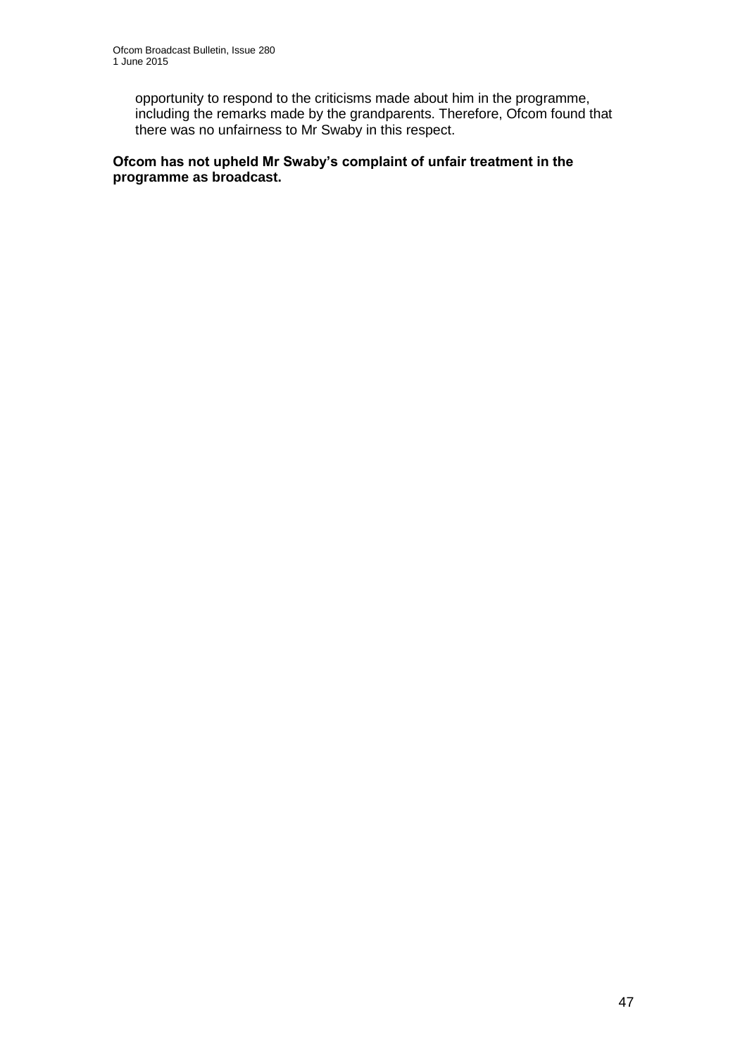opportunity to respond to the criticisms made about him in the programme, including the remarks made by the grandparents. Therefore, Ofcom found that there was no unfairness to Mr Swaby in this respect.

**Ofcom has not upheld Mr Swaby's complaint of unfair treatment in the programme as broadcast.**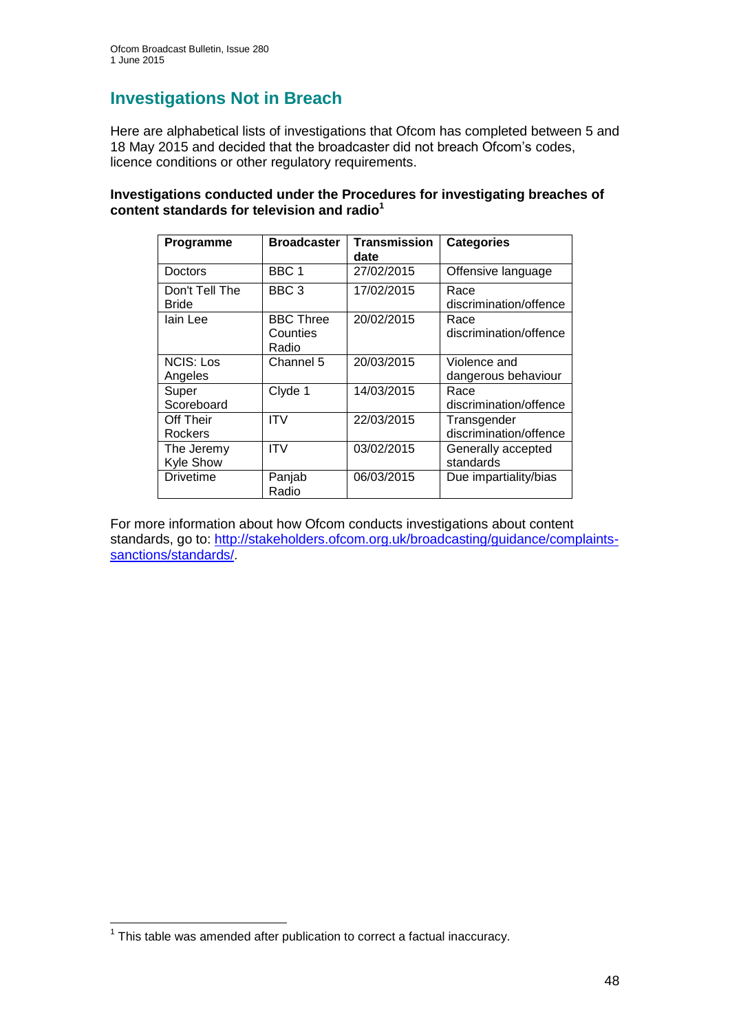## Investigations Not in Breach

Here are alphabetical lists of investigations that Ofcom has completed between 5 and 18 May 2015 and decided that the broadcaster did not breach Ofcom's codes, licence conditions or other regulatory requirements.

**Investigations conducted under the Procedures for investigating breaches of content standards for television and radio**[1]

| Programme | Broadcaster | Transmission date | Categories |
|---|---|---|---|
| Doctors | BBC 1 | 27/02/2015 | Offensive language |
| Don't Tell The Bride | BBC 3 | 17/02/2015 | Race discrimination/offence |
| Iain Lee | BBC Three Counties Radio | 20/02/2015 | Race discrimination/offence |
| NCIS: Los Angeles | Channel 5 | 20/03/2015 | Violence and dangerous behaviour |
| Super Scoreboard | Clyde 1 | 14/03/2015 | Race discrimination/offence |
| Off Their Rockers | ITV | 22/03/2015 | Transgender discrimination/offence |
| The Jeremy Kyle Show | ITV | 03/02/2015 | Generally accepted standards |
| Drivetime | Panjab Radio | 06/03/2015 | Due impartiality/bias |

For more information about how Ofcom conducts investigations about content standards, go to: http://stakeholders.ofcom.org.uk/broadcasting/guidance/complaints-sanctions/standards/.

[1] This table was amended after publication to correct a factual inaccuracy.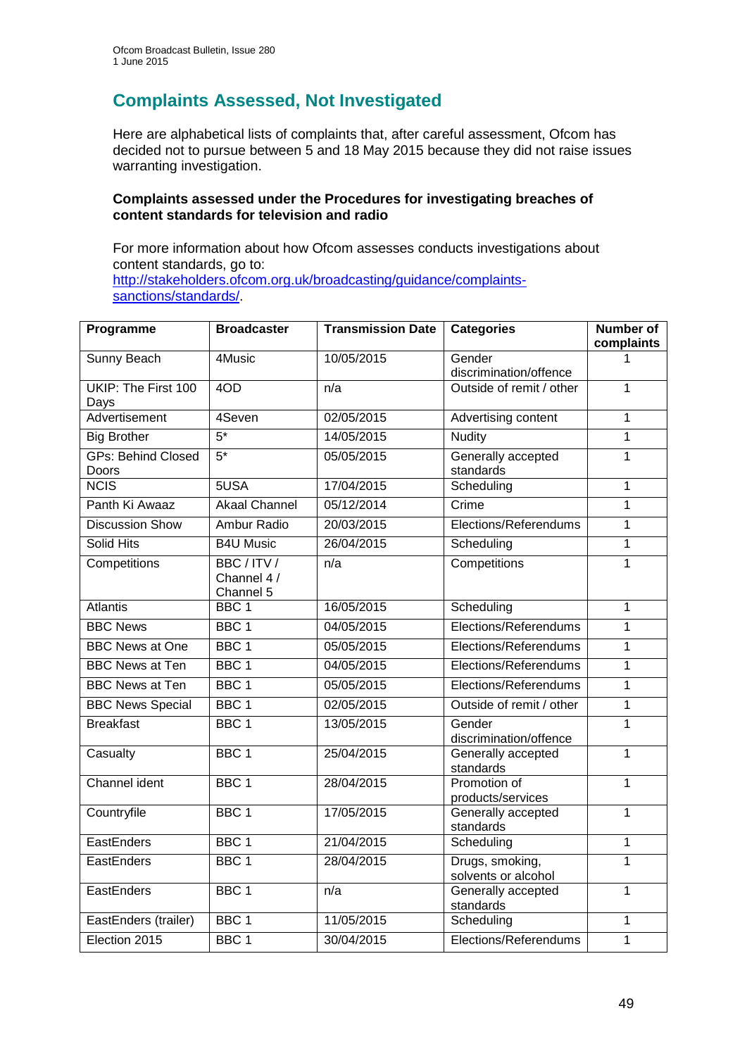## Complaints Assessed, Not Investigated

Here are alphabetical lists of complaints that, after careful assessment, Ofcom has decided not to pursue between 5 and 18 May 2015 because they did not raise issues warranting investigation.

**Complaints assessed under the Procedures for investigating breaches of content standards for television and radio**

For more information about how Ofcom assesses conducts investigations about content standards, go to: [http://stakeholders.ofcom.org.uk/broadcasting/guidance/complaints-sanctions/standards/](http://stakeholders.ofcom.org.uk/broadcasting/guidance/complaints-sanctions/standards/).

| Programme | Broadcaster | Transmission Date | Categories | Number of complaints |
|---|---|---|---|---|
| Sunny Beach | 4Music | 10/05/2015 | Gender discrimination/offence | 1 |
| UKIP: The First 100 Days | 4OD | n/a | Outside of remit / other | 1 |
| Advertisement | 4Seven | 02/05/2015 | Advertising content | 1 |
| Big Brother | 5* | 14/05/2015 | Nudity | 1 |
| GPs: Behind Closed Doors | 5* | 05/05/2015 | Generally accepted standards | 1 |
| NCIS | 5USA | 17/04/2015 | Scheduling | 1 |
| Panth Ki Awaaz | Akaal Channel | 05/12/2014 | Crime | 1 |
| Discussion Show | Ambur Radio | 20/03/2015 | Elections/Referendums | 1 |
| Solid Hits | B4U Music | 26/04/2015 | Scheduling | 1 |
| Competitions | BBC / ITV / Channel 4 / Channel 5 | n/a | Competitions | 1 |
| Atlantis | BBC 1 | 16/05/2015 | Scheduling | 1 |
| BBC News | BBC 1 | 04/05/2015 | Elections/Referendums | 1 |
| BBC News at One | BBC 1 | 05/05/2015 | Elections/Referendums | 1 |
| BBC News at Ten | BBC 1 | 04/05/2015 | Elections/Referendums | 1 |
| BBC News at Ten | BBC 1 | 05/05/2015 | Elections/Referendums | 1 |
| BBC News Special | BBC 1 | 02/05/2015 | Outside of remit / other | 1 |
| Breakfast | BBC 1 | 13/05/2015 | Gender discrimination/offence | 1 |
| Casualty | BBC 1 | 25/04/2015 | Generally accepted standards | 1 |
| Channel ident | BBC 1 | 28/04/2015 | Promotion of products/services | 1 |
| Countryfile | BBC 1 | 17/05/2015 | Generally accepted standards | 1 |
| EastEnders | BBC 1 | 21/04/2015 | Scheduling | 1 |
| EastEnders | BBC 1 | 28/04/2015 | Drugs, smoking, solvents or alcohol | 1 |
| EastEnders | BBC 1 | n/a | Generally accepted standards | 1 |
| EastEnders (trailer) | BBC 1 | 11/05/2015 | Scheduling | 1 |
| Election 2015 | BBC 1 | 30/04/2015 | Elections/Referendums | 1 |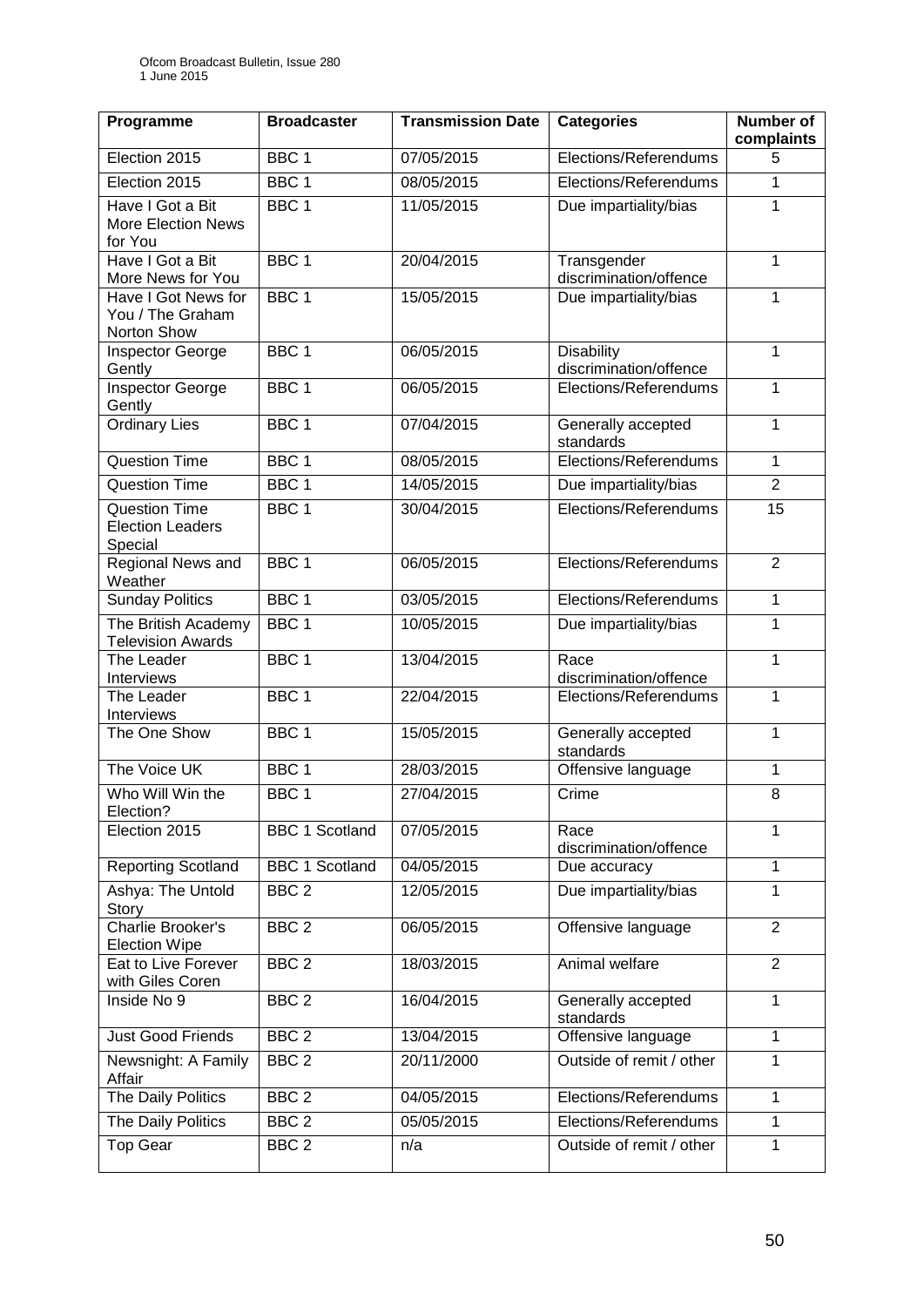| Programme | Broadcaster | Transmission Date | Categories | Number of complaints |
|---|---|---|---|---|
| Election 2015 | BBC 1 | 07/05/2015 | Elections/Referendums | 5 |
| Election 2015 | BBC 1 | 08/05/2015 | Elections/Referendums | 1 |
| Have I Got a Bit More Election News for You | BBC 1 | 11/05/2015 | Due impartiality/bias | 1 |
| Have I Got a Bit More News for You | BBC 1 | 20/04/2015 | Transgender discrimination/offence | 1 |
| Have I Got News for You / The Graham Norton Show | BBC 1 | 15/05/2015 | Due impartiality/bias | 1 |
| Inspector George Gently | BBC 1 | 06/05/2015 | Disability discrimination/offence | 1 |
| Inspector George Gently | BBC 1 | 06/05/2015 | Elections/Referendums | 1 |
| Ordinary Lies | BBC 1 | 07/04/2015 | Generally accepted standards | 1 |
| Question Time | BBC 1 | 08/05/2015 | Elections/Referendums | 1 |
| Question Time | BBC 1 | 14/05/2015 | Due impartiality/bias | 2 |
| Question Time Election Leaders Special | BBC 1 | 30/04/2015 | Elections/Referendums | 15 |
| Regional News and Weather | BBC 1 | 06/05/2015 | Elections/Referendums | 2 |
| Sunday Politics | BBC 1 | 03/05/2015 | Elections/Referendums | 1 |
| The British Academy Television Awards | BBC 1 | 10/05/2015 | Due impartiality/bias | 1 |
| The Leader Interviews | BBC 1 | 13/04/2015 | Race discrimination/offence | 1 |
| The Leader Interviews | BBC 1 | 22/04/2015 | Elections/Referendums | 1 |
| The One Show | BBC 1 | 15/05/2015 | Generally accepted standards | 1 |
| The Voice UK | BBC 1 | 28/03/2015 | Offensive language | 1 |
| Who Will Win the Election? | BBC 1 | 27/04/2015 | Crime | 8 |
| Election 2015 | BBC 1 Scotland | 07/05/2015 | Race discrimination/offence | 1 |
| Reporting Scotland | BBC 1 Scotland | 04/05/2015 | Due accuracy | 1 |
| Ashya: The Untold Story | BBC 2 | 12/05/2015 | Due impartiality/bias | 1 |
| Charlie Brooker's Election Wipe | BBC 2 | 06/05/2015 | Offensive language | 2 |
| Eat to Live Forever with Giles Coren | BBC 2 | 18/03/2015 | Animal welfare | 2 |
| Inside No 9 | BBC 2 | 16/04/2015 | Generally accepted standards | 1 |
| Just Good Friends | BBC 2 | 13/04/2015 | Offensive language | 1 |
| Newsnight: A Family Affair | BBC 2 | 20/11/2000 | Outside of remit / other | 1 |
| The Daily Politics | BBC 2 | 04/05/2015 | Elections/Referendums | 1 |
| The Daily Politics | BBC 2 | 05/05/2015 | Elections/Referendums | 1 |
| Top Gear | BBC 2 | n/a | Outside of remit / other | 1 |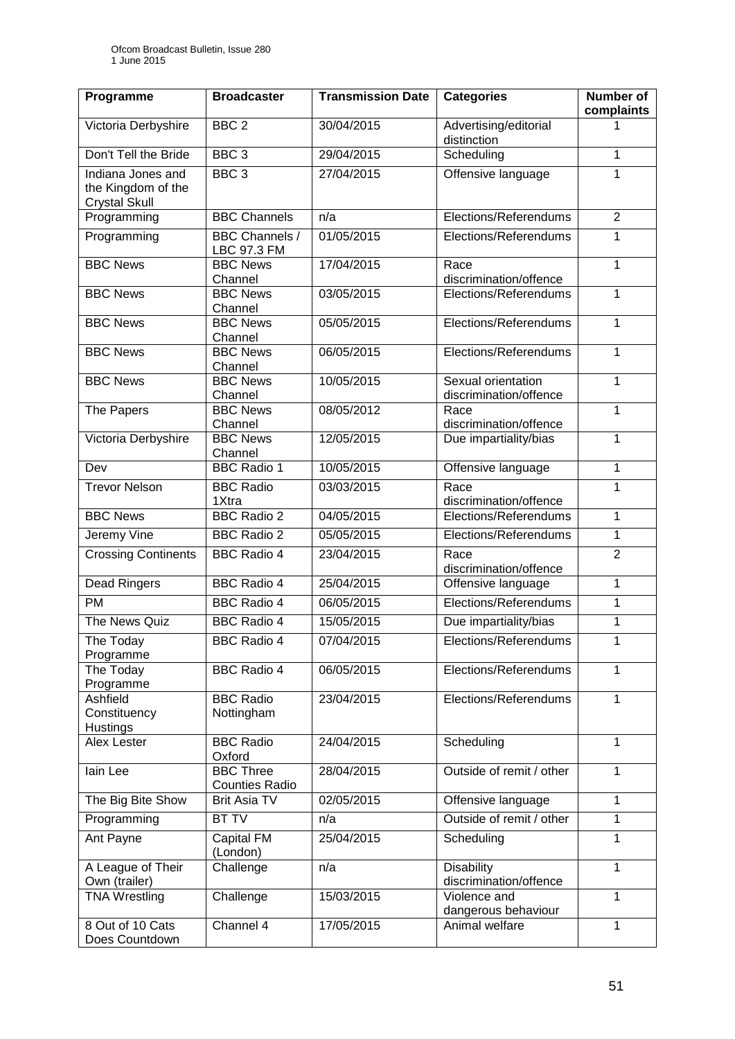| Programme | Broadcaster | Transmission Date | Categories | Number of complaints |
|---|---|---|---|---|
| Victoria Derbyshire | BBC 2 | 30/04/2015 | Advertising/editorial distinction | 1 |
| Don't Tell the Bride | BBC 3 | 29/04/2015 | Scheduling | 1 |
| Indiana Jones and the Kingdom of the Crystal Skull | BBC 3 | 27/04/2015 | Offensive language | 1 |
| Programming | BBC Channels | n/a | Elections/Referendums | 2 |
| Programming | BBC Channels / LBC 97.3 FM | 01/05/2015 | Elections/Referendums | 1 |
| BBC News | BBC News Channel | 17/04/2015 | Race discrimination/offence | 1 |
| BBC News | BBC News Channel | 03/05/2015 | Elections/Referendums | 1 |
| BBC News | BBC News Channel | 05/05/2015 | Elections/Referendums | 1 |
| BBC News | BBC News Channel | 06/05/2015 | Elections/Referendums | 1 |
| BBC News | BBC News Channel | 10/05/2015 | Sexual orientation discrimination/offence | 1 |
| The Papers | BBC News Channel | 08/05/2012 | Race discrimination/offence | 1 |
| Victoria Derbyshire | BBC News Channel | 12/05/2015 | Due impartiality/bias | 1 |
| Dev | BBC Radio 1 | 10/05/2015 | Offensive language | 1 |
| Trevor Nelson | BBC Radio 1Xtra | 03/03/2015 | Race discrimination/offence | 1 |
| BBC News | BBC Radio 2 | 04/05/2015 | Elections/Referendums | 1 |
| Jeremy Vine | BBC Radio 2 | 05/05/2015 | Elections/Referendums | 1 |
| Crossing Continents | BBC Radio 4 | 23/04/2015 | Race discrimination/offence | 2 |
| Dead Ringers | BBC Radio 4 | 25/04/2015 | Offensive language | 1 |
| PM | BBC Radio 4 | 06/05/2015 | Elections/Referendums | 1 |
| The News Quiz | BBC Radio 4 | 15/05/2015 | Due impartiality/bias | 1 |
| The Today Programme | BBC Radio 4 | 07/04/2015 | Elections/Referendums | 1 |
| The Today Programme | BBC Radio 4 | 06/05/2015 | Elections/Referendums | 1 |
| Ashfield Constituency Hustings | BBC Radio Nottingham | 23/04/2015 | Elections/Referendums | 1 |
| Alex Lester | BBC Radio Oxford | 24/04/2015 | Scheduling | 1 |
| Iain Lee | BBC Three Counties Radio | 28/04/2015 | Outside of remit / other | 1 |
| The Big Bite Show | Brit Asia TV | 02/05/2015 | Offensive language | 1 |
| Programming | BT TV | n/a | Outside of remit / other | 1 |
| Ant Payne | Capital FM (London) | 25/04/2015 | Scheduling | 1 |
| A League of Their Own (trailer) | Challenge | n/a | Disability discrimination/offence | 1 |
| TNA Wrestling | Challenge | 15/03/2015 | Violence and dangerous behaviour | 1 |
| 8 Out of 10 Cats Does Countdown | Channel 4 | 17/05/2015 | Animal welfare | 1 |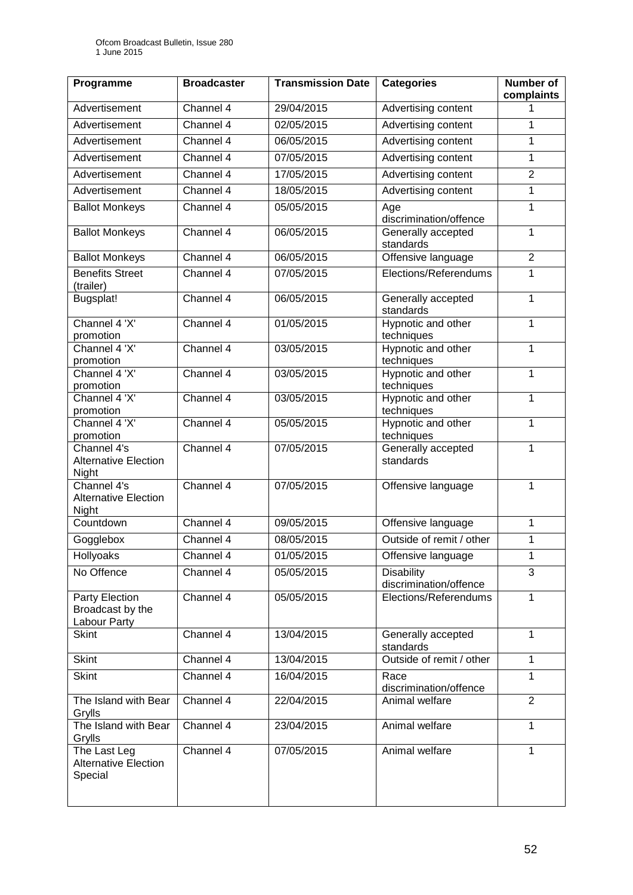| Programme | Broadcaster | Transmission Date | Categories | Number of complaints |
|---|---|---|---|---|
| Advertisement | Channel 4 | 29/04/2015 | Advertising content | 1 |
| Advertisement | Channel 4 | 02/05/2015 | Advertising content | 1 |
| Advertisement | Channel 4 | 06/05/2015 | Advertising content | 1 |
| Advertisement | Channel 4 | 07/05/2015 | Advertising content | 1 |
| Advertisement | Channel 4 | 17/05/2015 | Advertising content | 2 |
| Advertisement | Channel 4 | 18/05/2015 | Advertising content | 1 |
| Ballot Monkeys | Channel 4 | 05/05/2015 | Age discrimination/offence | 1 |
| Ballot Monkeys | Channel 4 | 06/05/2015 | Generally accepted standards | 1 |
| Ballot Monkeys | Channel 4 | 06/05/2015 | Offensive language | 2 |
| Benefits Street (trailer) | Channel 4 | 07/05/2015 | Elections/Referendums | 1 |
| Bugsplat! | Channel 4 | 06/05/2015 | Generally accepted standards | 1 |
| Channel 4 'X' promotion | Channel 4 | 01/05/2015 | Hypnotic and other techniques | 1 |
| Channel 4 'X' promotion | Channel 4 | 03/05/2015 | Hypnotic and other techniques | 1 |
| Channel 4 'X' promotion | Channel 4 | 03/05/2015 | Hypnotic and other techniques | 1 |
| Channel 4 'X' promotion | Channel 4 | 03/05/2015 | Hypnotic and other techniques | 1 |
| Channel 4 'X' promotion | Channel 4 | 05/05/2015 | Hypnotic and other techniques | 1 |
| Channel 4's Alternative Election Night | Channel 4 | 07/05/2015 | Generally accepted standards | 1 |
| Channel 4's Alternative Election Night | Channel 4 | 07/05/2015 | Offensive language | 1 |
| Countdown | Channel 4 | 09/05/2015 | Offensive language | 1 |
| Gogglebox | Channel 4 | 08/05/2015 | Outside of remit / other | 1 |
| Hollyoaks | Channel 4 | 01/05/2015 | Offensive language | 1 |
| No Offence | Channel 4 | 05/05/2015 | Disability discrimination/offence | 3 |
| Party Election Broadcast by the Labour Party | Channel 4 | 05/05/2015 | Elections/Referendums | 1 |
| Skint | Channel 4 | 13/04/2015 | Generally accepted standards | 1 |
| Skint | Channel 4 | 13/04/2015 | Outside of remit / other | 1 |
| Skint | Channel 4 | 16/04/2015 | Race discrimination/offence | 1 |
| The Island with Bear Grylls | Channel 4 | 22/04/2015 | Animal welfare | 2 |
| The Island with Bear Grylls | Channel 4 | 23/04/2015 | Animal welfare | 1 |
| The Last Leg Alternative Election Special | Channel 4 | 07/05/2015 | Animal welfare | 1 |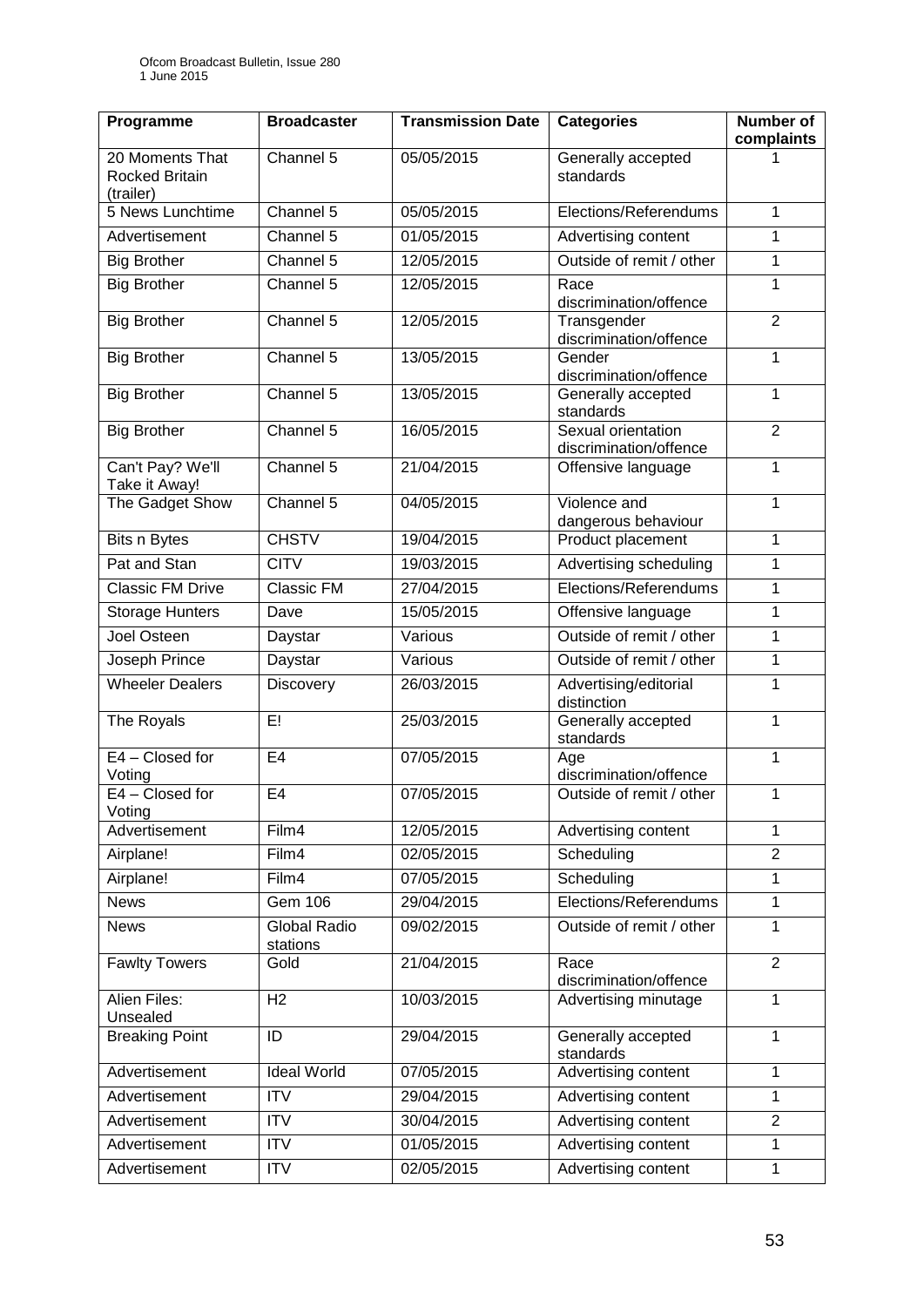| Programme | Broadcaster | Transmission Date | Categories | Number of complaints |
|---|---|---|---|---|
| 20 Moments That Rocked Britain (trailer) | Channel 5 | 05/05/2015 | Generally accepted standards | 1 |
| 5 News Lunchtime | Channel 5 | 05/05/2015 | Elections/Referendums | 1 |
| Advertisement | Channel 5 | 01/05/2015 | Advertising content | 1 |
| Big Brother | Channel 5 | 12/05/2015 | Outside of remit / other | 1 |
| Big Brother | Channel 5 | 12/05/2015 | Race discrimination/offence | 1 |
| Big Brother | Channel 5 | 12/05/2015 | Transgender discrimination/offence | 2 |
| Big Brother | Channel 5 | 13/05/2015 | Gender discrimination/offence | 1 |
| Big Brother | Channel 5 | 13/05/2015 | Generally accepted standards | 1 |
| Big Brother | Channel 5 | 16/05/2015 | Sexual orientation discrimination/offence | 2 |
| Can't Pay? We'll Take it Away! | Channel 5 | 21/04/2015 | Offensive language | 1 |
| The Gadget Show | Channel 5 | 04/05/2015 | Violence and dangerous behaviour | 1 |
| Bits n Bytes | CHSTV | 19/04/2015 | Product placement | 1 |
| Pat and Stan | CITV | 19/03/2015 | Advertising scheduling | 1 |
| Classic FM Drive | Classic FM | 27/04/2015 | Elections/Referendums | 1 |
| Storage Hunters | Dave | 15/05/2015 | Offensive language | 1 |
| Joel Osteen | Daystar | Various | Outside of remit / other | 1 |
| Joseph Prince | Daystar | Various | Outside of remit / other | 1 |
| Wheeler Dealers | Discovery | 26/03/2015 | Advertising/editorial distinction | 1 |
| The Royals | E! | 25/03/2015 | Generally accepted standards | 1 |
| E4 – Closed for Voting | E4 | 07/05/2015 | Age discrimination/offence | 1 |
| E4 – Closed for Voting | E4 | 07/05/2015 | Outside of remit / other | 1 |
| Advertisement | Film4 | 12/05/2015 | Advertising content | 1 |
| Airplane! | Film4 | 02/05/2015 | Scheduling | 2 |
| Airplane! | Film4 | 07/05/2015 | Scheduling | 1 |
| News | Gem 106 | 29/04/2015 | Elections/Referendums | 1 |
| News | Global Radio stations | 09/02/2015 | Outside of remit / other | 1 |
| Fawlty Towers | Gold | 21/04/2015 | Race discrimination/offence | 2 |
| Alien Files: Unsealed | H2 | 10/03/2015 | Advertising minutage | 1 |
| Breaking Point | ID | 29/04/2015 | Generally accepted standards | 1 |
| Advertisement | Ideal World | 07/05/2015 | Advertising content | 1 |
| Advertisement | ITV | 29/04/2015 | Advertising content | 1 |
| Advertisement | ITV | 30/04/2015 | Advertising content | 2 |
| Advertisement | ITV | 01/05/2015 | Advertising content | 1 |
| Advertisement | ITV | 02/05/2015 | Advertising content | 1 |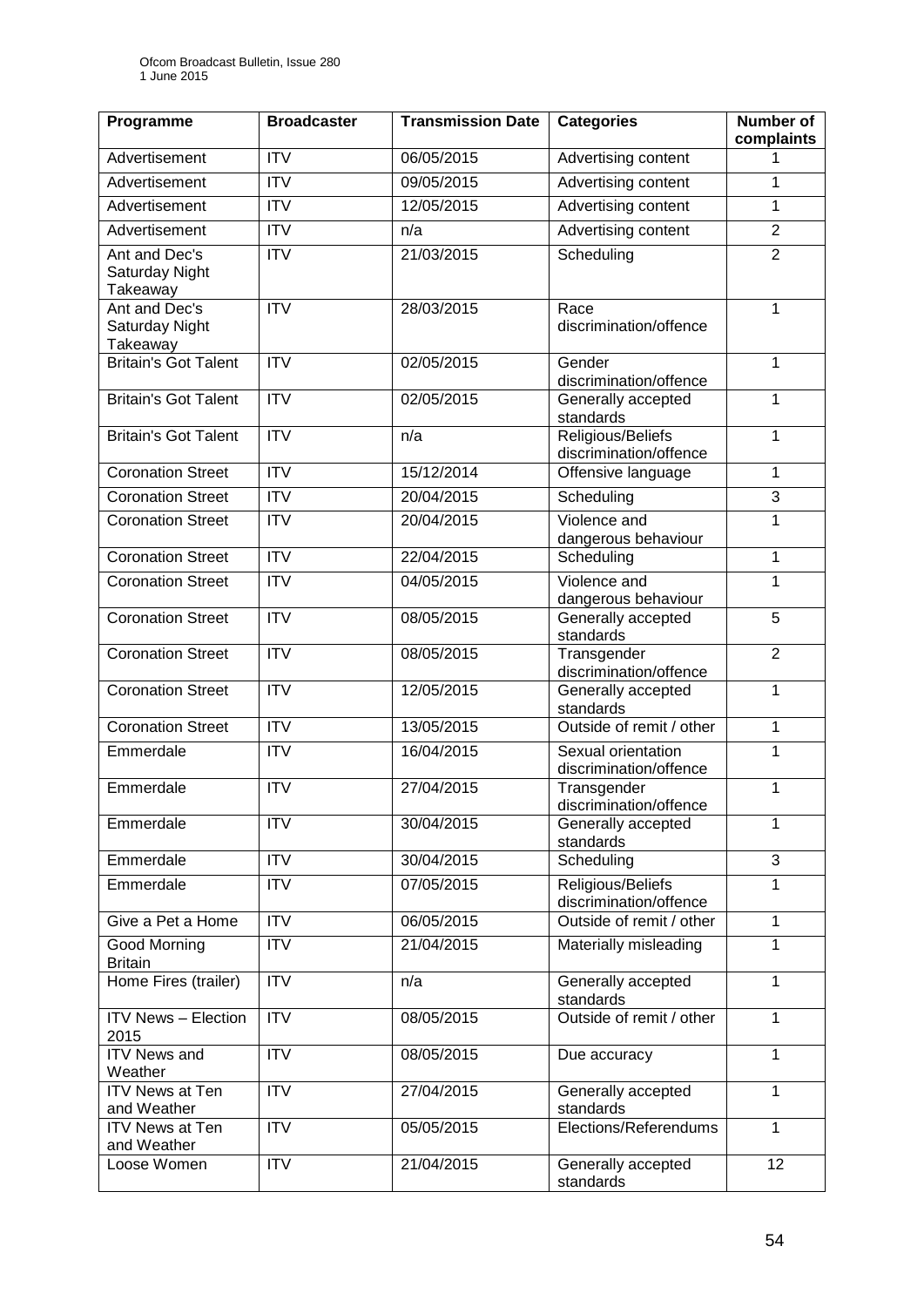| Programme | Broadcaster | Transmission Date | Categories | Number of complaints |
|---|---|---|---|---|
| Advertisement | ITV | 06/05/2015 | Advertising content | 1 |
| Advertisement | ITV | 09/05/2015 | Advertising content | 1 |
| Advertisement | ITV | 12/05/2015 | Advertising content | 1 |
| Advertisement | ITV | n/a | Advertising content | 2 |
| Ant and Dec's Saturday Night Takeaway | ITV | 21/03/2015 | Scheduling | 2 |
| Ant and Dec's Saturday Night Takeaway | ITV | 28/03/2015 | Race discrimination/offence | 1 |
| Britain's Got Talent | ITV | 02/05/2015 | Gender discrimination/offence | 1 |
| Britain's Got Talent | ITV | 02/05/2015 | Generally accepted standards | 1 |
| Britain's Got Talent | ITV | n/a | Religious/Beliefs discrimination/offence | 1 |
| Coronation Street | ITV | 15/12/2014 | Offensive language | 1 |
| Coronation Street | ITV | 20/04/2015 | Scheduling | 3 |
| Coronation Street | ITV | 20/04/2015 | Violence and dangerous behaviour | 1 |
| Coronation Street | ITV | 22/04/2015 | Scheduling | 1 |
| Coronation Street | ITV | 04/05/2015 | Violence and dangerous behaviour | 1 |
| Coronation Street | ITV | 08/05/2015 | Generally accepted standards | 5 |
| Coronation Street | ITV | 08/05/2015 | Transgender discrimination/offence | 2 |
| Coronation Street | ITV | 12/05/2015 | Generally accepted standards | 1 |
| Coronation Street | ITV | 13/05/2015 | Outside of remit / other | 1 |
| Emmerdale | ITV | 16/04/2015 | Sexual orientation discrimination/offence | 1 |
| Emmerdale | ITV | 27/04/2015 | Transgender discrimination/offence | 1 |
| Emmerdale | ITV | 30/04/2015 | Generally accepted standards | 1 |
| Emmerdale | ITV | 30/04/2015 | Scheduling | 3 |
| Emmerdale | ITV | 07/05/2015 | Religious/Beliefs discrimination/offence | 1 |
| Give a Pet a Home | ITV | 06/05/2015 | Outside of remit / other | 1 |
| Good Morning Britain | ITV | 21/04/2015 | Materially misleading | 1 |
| Home Fires (trailer) | ITV | n/a | Generally accepted standards | 1 |
| ITV News – Election 2015 | ITV | 08/05/2015 | Outside of remit / other | 1 |
| ITV News and Weather | ITV | 08/05/2015 | Due accuracy | 1 |
| ITV News at Ten and Weather | ITV | 27/04/2015 | Generally accepted standards | 1 |
| ITV News at Ten and Weather | ITV | 05/05/2015 | Elections/Referendums | 1 |
| Loose Women | ITV | 21/04/2015 | Generally accepted standards | 12 |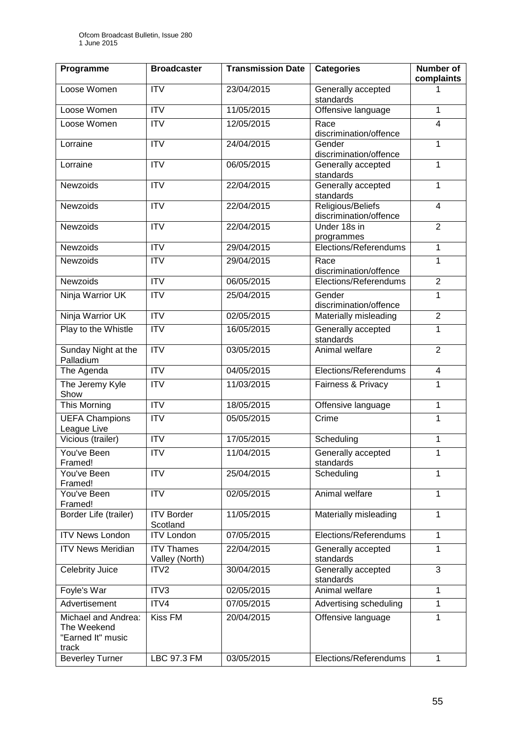| Programme | Broadcaster | Transmission Date | Categories | Number of complaints |
|---|---|---|---|---|
| Loose Women | ITV | 23/04/2015 | Generally accepted standards | 1 |
| Loose Women | ITV | 11/05/2015 | Offensive language | 1 |
| Loose Women | ITV | 12/05/2015 | Race discrimination/offence | 4 |
| Lorraine | ITV | 24/04/2015 | Gender discrimination/offence | 1 |
| Lorraine | ITV | 06/05/2015 | Generally accepted standards | 1 |
| Newzoids | ITV | 22/04/2015 | Generally accepted standards | 1 |
| Newzoids | ITV | 22/04/2015 | Religious/Beliefs discrimination/offence | 4 |
| Newzoids | ITV | 22/04/2015 | Under 18s in programmes | 2 |
| Newzoids | ITV | 29/04/2015 | Elections/Referendums | 1 |
| Newzoids | ITV | 29/04/2015 | Race discrimination/offence | 1 |
| Newzoids | ITV | 06/05/2015 | Elections/Referendums | 2 |
| Ninja Warrior UK | ITV | 25/04/2015 | Gender discrimination/offence | 1 |
| Ninja Warrior UK | ITV | 02/05/2015 | Materially misleading | 2 |
| Play to the Whistle | ITV | 16/05/2015 | Generally accepted standards | 1 |
| Sunday Night at the Palladium | ITV | 03/05/2015 | Animal welfare | 2 |
| The Agenda | ITV | 04/05/2015 | Elections/Referendums | 4 |
| The Jeremy Kyle Show | ITV | 11/03/2015 | Fairness & Privacy | 1 |
| This Morning | ITV | 18/05/2015 | Offensive language | 1 |
| UEFA Champions League Live | ITV | 05/05/2015 | Crime | 1 |
| Vicious (trailer) | ITV | 17/05/2015 | Scheduling | 1 |
| You've Been Framed! | ITV | 11/04/2015 | Generally accepted standards | 1 |
| You've Been Framed! | ITV | 25/04/2015 | Scheduling | 1 |
| You've Been Framed! | ITV | 02/05/2015 | Animal welfare | 1 |
| Border Life (trailer) | ITV Border Scotland | 11/05/2015 | Materially misleading | 1 |
| ITV News London | ITV London | 07/05/2015 | Elections/Referendums | 1 |
| ITV News Meridian | ITV Thames Valley (North) | 22/04/2015 | Generally accepted standards | 1 |
| Celebrity Juice | ITV2 | 30/04/2015 | Generally accepted standards | 3 |
| Foyle's War | ITV3 | 02/05/2015 | Animal welfare | 1 |
| Advertisement | ITV4 | 07/05/2015 | Advertising scheduling | 1 |
| Michael and Andrea: The Weekend "Earned It" music track | Kiss FM | 20/04/2015 | Offensive language | 1 |
| Beverley Turner | LBC 97.3 FM | 03/05/2015 | Elections/Referendums | 1 |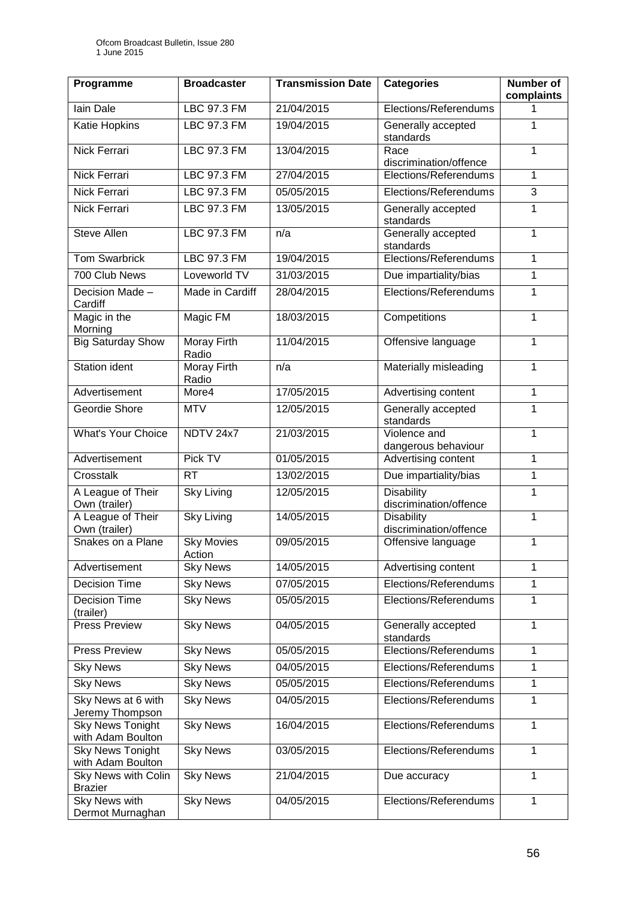| Programme | Broadcaster | Transmission Date | Categories | Number of complaints |
|---|---|---|---|---|
| Iain Dale | LBC 97.3 FM | 21/04/2015 | Elections/Referendums | 1 |
| Katie Hopkins | LBC 97.3 FM | 19/04/2015 | Generally accepted standards | 1 |
| Nick Ferrari | LBC 97.3 FM | 13/04/2015 | Race discrimination/offence | 1 |
| Nick Ferrari | LBC 97.3 FM | 27/04/2015 | Elections/Referendums | 1 |
| Nick Ferrari | LBC 97.3 FM | 05/05/2015 | Elections/Referendums | 3 |
| Nick Ferrari | LBC 97.3 FM | 13/05/2015 | Generally accepted standards | 1 |
| Steve Allen | LBC 97.3 FM | n/a | Generally accepted standards | 1 |
| Tom Swarbrick | LBC 97.3 FM | 19/04/2015 | Elections/Referendums | 1 |
| 700 Club News | Loveworld TV | 31/03/2015 | Due impartiality/bias | 1 |
| Decision Made – Cardiff | Made in Cardiff | 28/04/2015 | Elections/Referendums | 1 |
| Magic in the Morning | Magic FM | 18/03/2015 | Competitions | 1 |
| Big Saturday Show | Moray Firth Radio | 11/04/2015 | Offensive language | 1 |
| Station ident | Moray Firth Radio | n/a | Materially misleading | 1 |
| Advertisement | More4 | 17/05/2015 | Advertising content | 1 |
| Geordie Shore | MTV | 12/05/2015 | Generally accepted standards | 1 |
| What's Your Choice | NDTV 24x7 | 21/03/2015 | Violence and dangerous behaviour | 1 |
| Advertisement | Pick TV | 01/05/2015 | Advertising content | 1 |
| Crosstalk | RT | 13/02/2015 | Due impartiality/bias | 1 |
| A League of Their Own (trailer) | Sky Living | 12/05/2015 | Disability discrimination/offence | 1 |
| A League of Their Own (trailer) | Sky Living | 14/05/2015 | Disability discrimination/offence | 1 |
| Snakes on a Plane | Sky Movies Action | 09/05/2015 | Offensive language | 1 |
| Advertisement | Sky News | 14/05/2015 | Advertising content | 1 |
| Decision Time | Sky News | 07/05/2015 | Elections/Referendums | 1 |
| Decision Time (trailer) | Sky News | 05/05/2015 | Elections/Referendums | 1 |
| Press Preview | Sky News | 04/05/2015 | Generally accepted standards | 1 |
| Press Preview | Sky News | 05/05/2015 | Elections/Referendums | 1 |
| Sky News | Sky News | 04/05/2015 | Elections/Referendums | 1 |
| Sky News | Sky News | 05/05/2015 | Elections/Referendums | 1 |
| Sky News at 6 with Jeremy Thompson | Sky News | 04/05/2015 | Elections/Referendums | 1 |
| Sky News Tonight with Adam Boulton | Sky News | 16/04/2015 | Elections/Referendums | 1 |
| Sky News Tonight with Adam Boulton | Sky News | 03/05/2015 | Elections/Referendums | 1 |
| Sky News with Colin Brazier | Sky News | 21/04/2015 | Due accuracy | 1 |
| Sky News with Dermot Murnaghan | Sky News | 04/05/2015 | Elections/Referendums | 1 |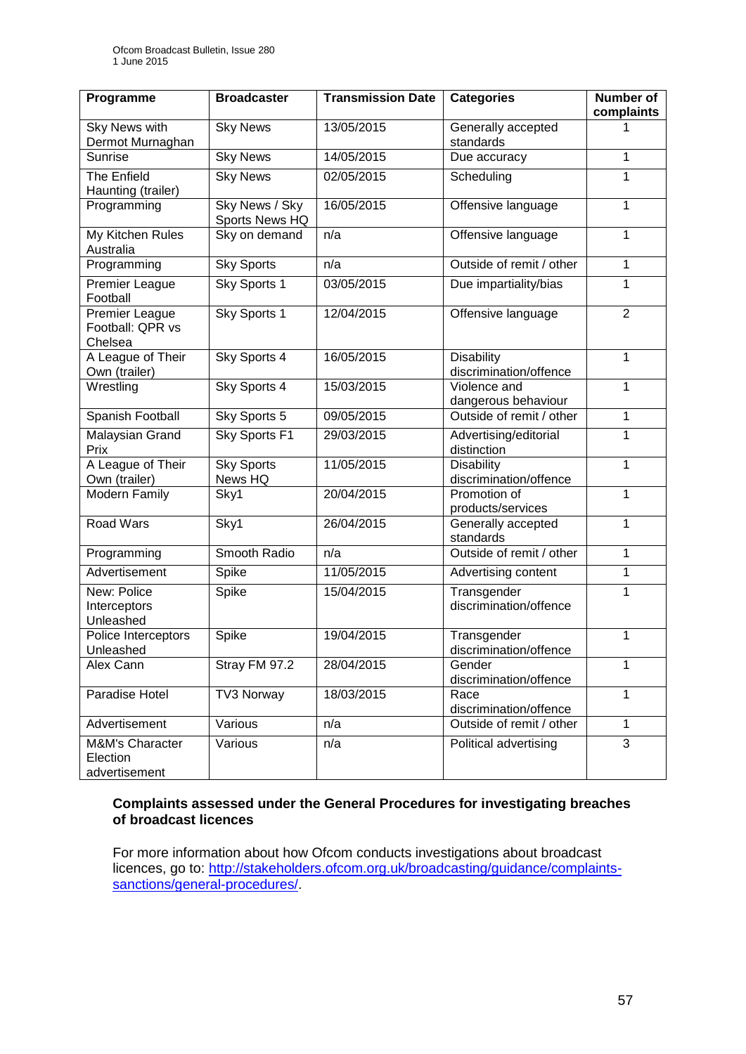| Programme | Broadcaster | Transmission Date | Categories | Number of complaints |
|---|---|---|---|---|
| Sky News with Dermot Murnaghan | Sky News | 13/05/2015 | Generally accepted standards | 1 |
| Sunrise | Sky News | 14/05/2015 | Due accuracy | 1 |
| The Enfield Haunting (trailer) | Sky News | 02/05/2015 | Scheduling | 1 |
| Programming | Sky News / Sky Sports News HQ | 16/05/2015 | Offensive language | 1 |
| My Kitchen Rules Australia | Sky on demand | n/a | Offensive language | 1 |
| Programming | Sky Sports | n/a | Outside of remit / other | 1 |
| Premier League Football | Sky Sports 1 | 03/05/2015 | Due impartiality/bias | 1 |
| Premier League Football: QPR vs Chelsea | Sky Sports 1 | 12/04/2015 | Offensive language | 2 |
| A League of Their Own (trailer) | Sky Sports 4 | 16/05/2015 | Disability discrimination/offence | 1 |
| Wrestling | Sky Sports 4 | 15/03/2015 | Violence and dangerous behaviour | 1 |
| Spanish Football | Sky Sports 5 | 09/05/2015 | Outside of remit / other | 1 |
| Malaysian Grand Prix | Sky Sports F1 | 29/03/2015 | Advertising/editorial distinction | 1 |
| A League of Their Own (trailer) | Sky Sports News HQ | 11/05/2015 | Disability discrimination/offence | 1 |
| Modern Family | Sky1 | 20/04/2015 | Promotion of products/services | 1 |
| Road Wars | Sky1 | 26/04/2015 | Generally accepted standards | 1 |
| Programming | Smooth Radio | n/a | Outside of remit / other | 1 |
| Advertisement | Spike | 11/05/2015 | Advertising content | 1 |
| New: Police Interceptors Unleashed | Spike | 15/04/2015 | Transgender discrimination/offence | 1 |
| Police Interceptors Unleashed | Spike | 19/04/2015 | Transgender discrimination/offence | 1 |
| Alex Cann | Stray FM 97.2 | 28/04/2015 | Gender discrimination/offence | 1 |
| Paradise Hotel | TV3 Norway | 18/03/2015 | Race discrimination/offence | 1 |
| Advertisement | Various | n/a | Outside of remit / other | 1 |
| M&M's Character Election advertisement | Various | n/a | Political advertising | 3 |

**Complaints assessed under the General Procedures for investigating breaches of broadcast licences**

For more information about how Ofcom conducts investigations about broadcast licences, go to: http://stakeholders.ofcom.org.uk/broadcasting/guidance/complaints-sanctions/general-procedures/.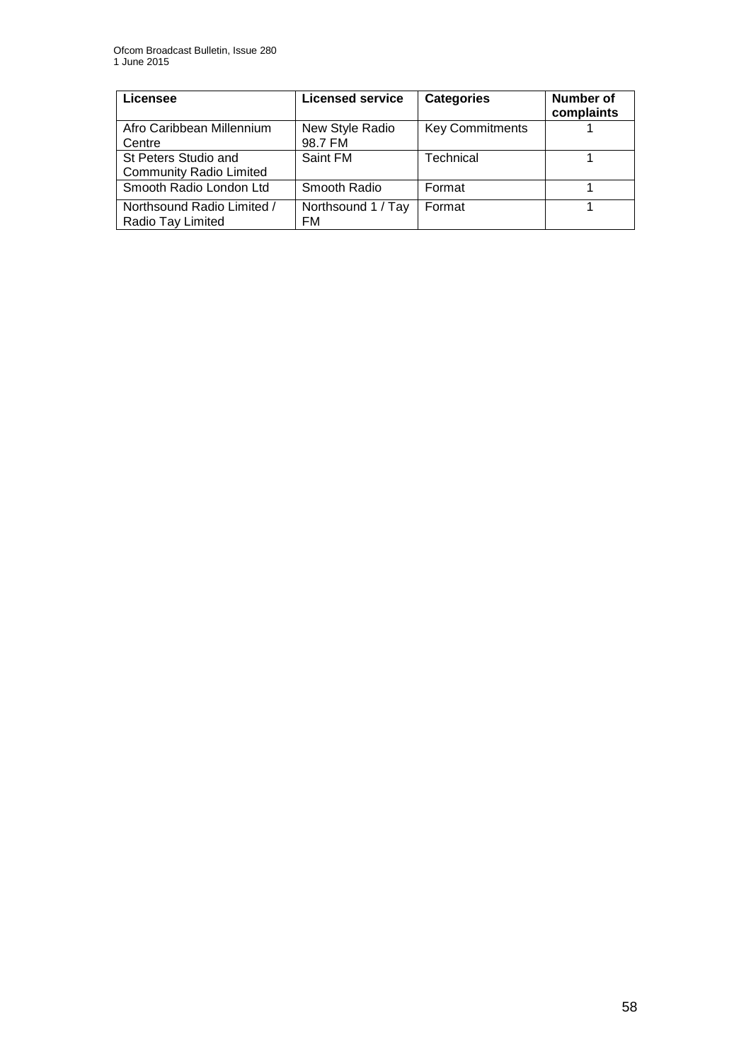| Licensee | Licensed service | Categories | Number of complaints |
|---|---|---|---|
| Afro Caribbean Millennium Centre | New Style Radio 98.7 FM | Key Commitments | 1 |
| St Peters Studio and Community Radio Limited | Saint FM | Technical | 1 |
| Smooth Radio London Ltd | Smooth Radio | Format | 1 |
| Northsound Radio Limited / Radio Tay Limited | Northsound 1 / Tay FM | Format | 1 |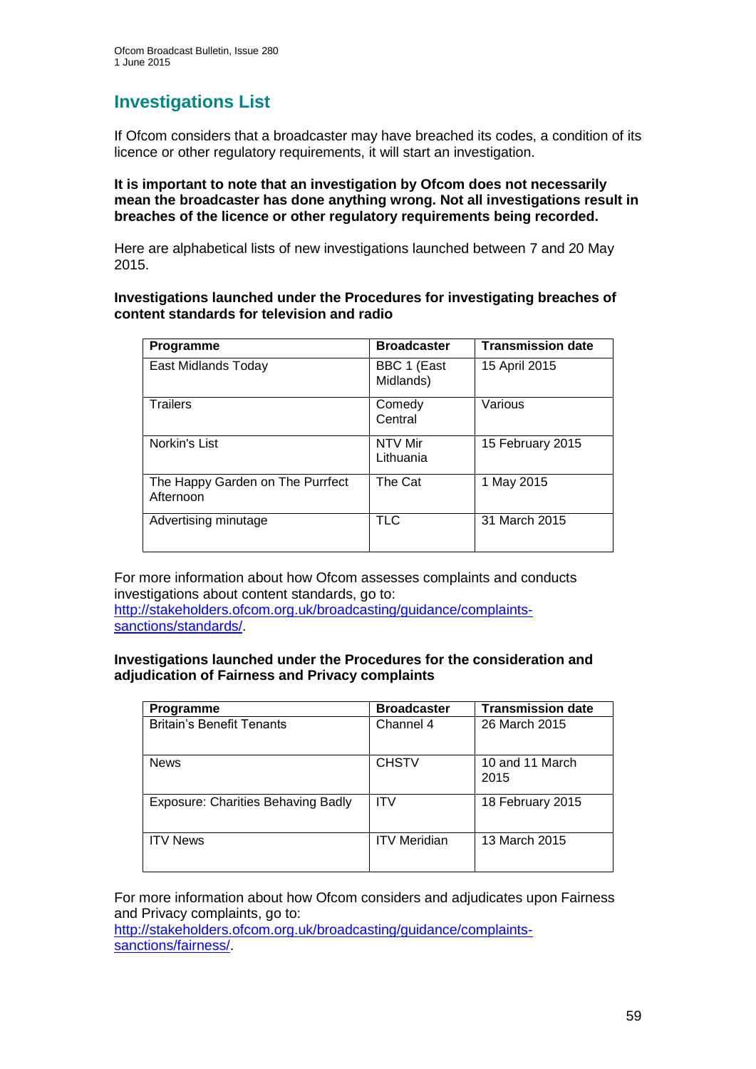## Investigations List

If Ofcom considers that a broadcaster may have breached its codes, a condition of its licence or other regulatory requirements, it will start an investigation.

**It is important to note that an investigation by Ofcom does not necessarily mean the broadcaster has done anything wrong. Not all investigations result in breaches of the licence or other regulatory requirements being recorded.**

Here are alphabetical lists of new investigations launched between 7 and 20 May 2015.

**Investigations launched under the Procedures for investigating breaches of content standards for television and radio**

| Programme | Broadcaster | Transmission date |
|---|---|---|
| East Midlands Today | BBC 1 (East Midlands) | 15 April 2015 |
| Trailers | Comedy Central | Various |
| Norkin's List | NTV Mir Lithuania | 15 February 2015 |
| The Happy Garden on The Purrfect Afternoon | The Cat | 1 May 2015 |
| Advertising minutage | TLC | 31 March 2015 |

For more information about how Ofcom assesses complaints and conducts investigations about content standards, go to: http://stakeholders.ofcom.org.uk/broadcasting/guidance/complaints-sanctions/standards/.

**Investigations launched under the Procedures for the consideration and adjudication of Fairness and Privacy complaints**

| Programme | Broadcaster | Transmission date |
|---|---|---|
| Britain's Benefit Tenants | Channel 4 | 26 March 2015 |
| News | CHSTV | 10 and 11 March 2015 |
| Exposure: Charities Behaving Badly | ITV | 18 February 2015 |
| ITV News | ITV Meridian | 13 March 2015 |

For more information about how Ofcom considers and adjudicates upon Fairness and Privacy complaints, go to: http://stakeholders.ofcom.org.uk/broadcasting/guidance/complaints-sanctions/fairness/.